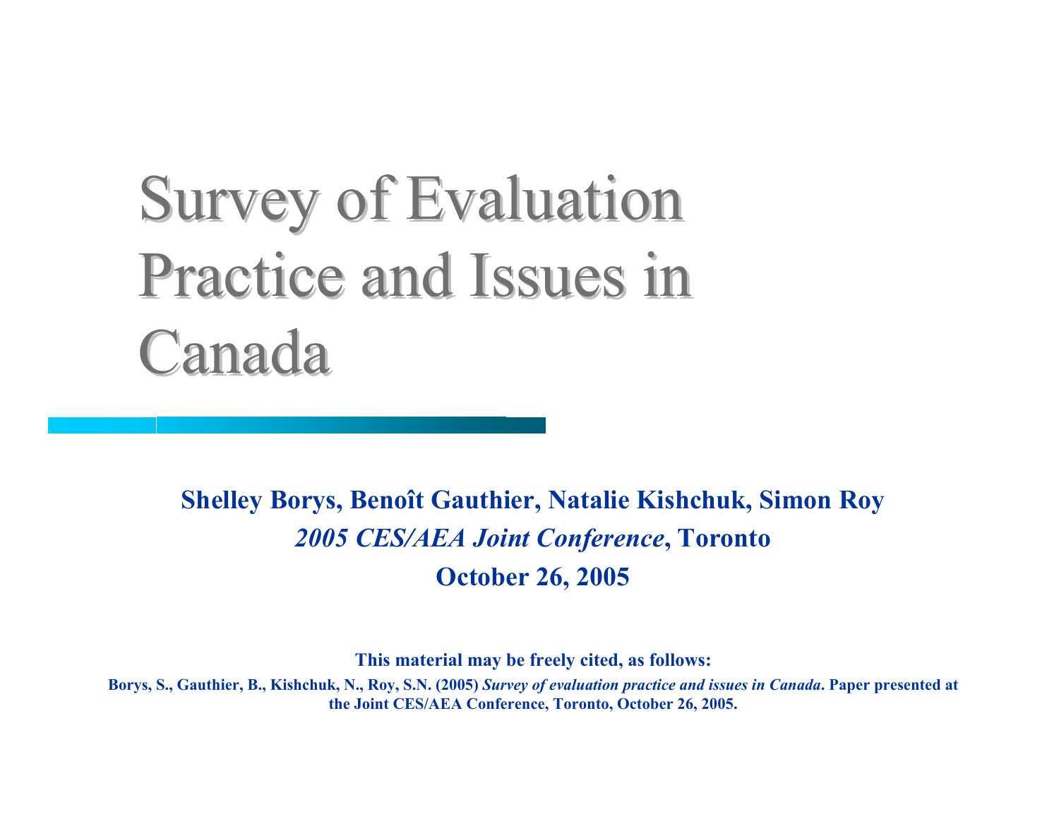# Survey of Evaluation Practice and Issues in Canada

**Shelley Borys, Benoît Gauthier, Natalie Kishchuk, Simon Roy**

***2005 CES/AEA Joint Conference*, Toronto**

**October 26, 2005**

**This material may be freely cited, as follows:**

**Borys, S., Gauthier, B., Kishchuk, N., Roy, S.N. (2005) *Survey of evaluation practice and issues in Canada*. Paper presented at the Joint CES/AEA Conference, Toronto, October 26, 2005.**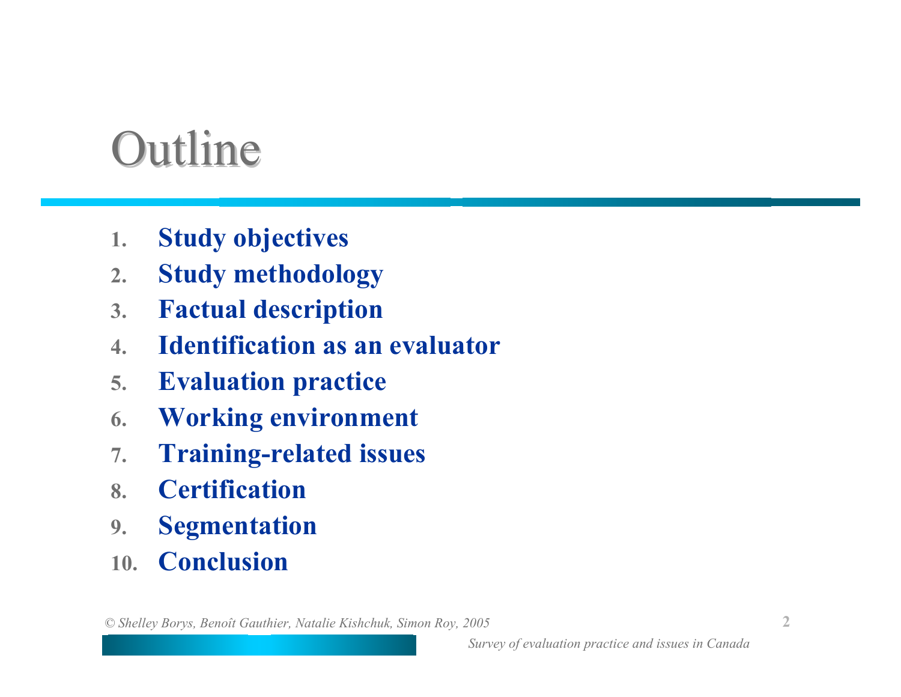# Outline

1. **Study objectives**
2. **Study methodology**
3. **Factual description**
4. **Identification as an evaluator**
5. **Evaluation practice**
6. **Working environment**
7. **Training-related issues**
8. **Certification**
9. **Segmentation**
10. **Conclusion**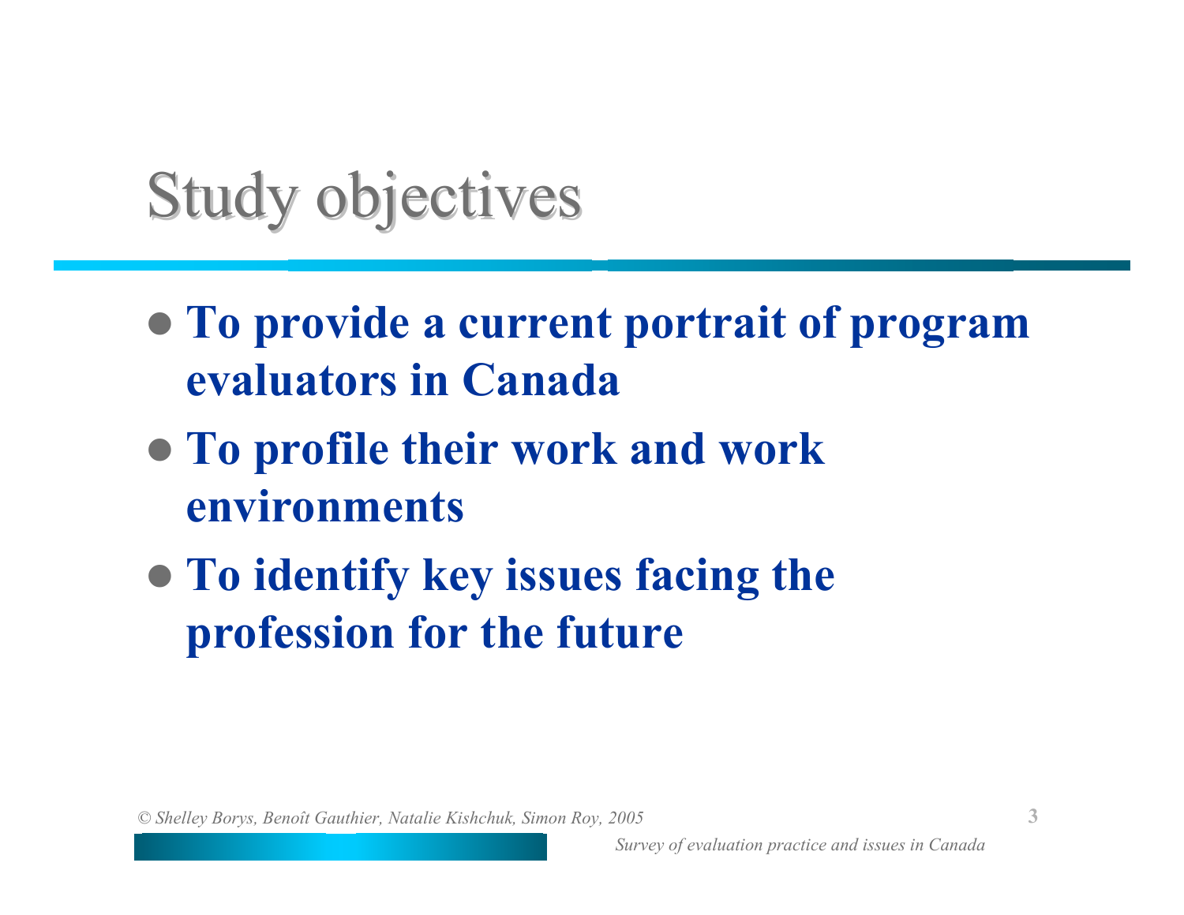# Study objectives

- **To provide a current portrait of program evaluators in Canada**
- **To profile their work and work environments**
- **To identify key issues facing the profession for the future**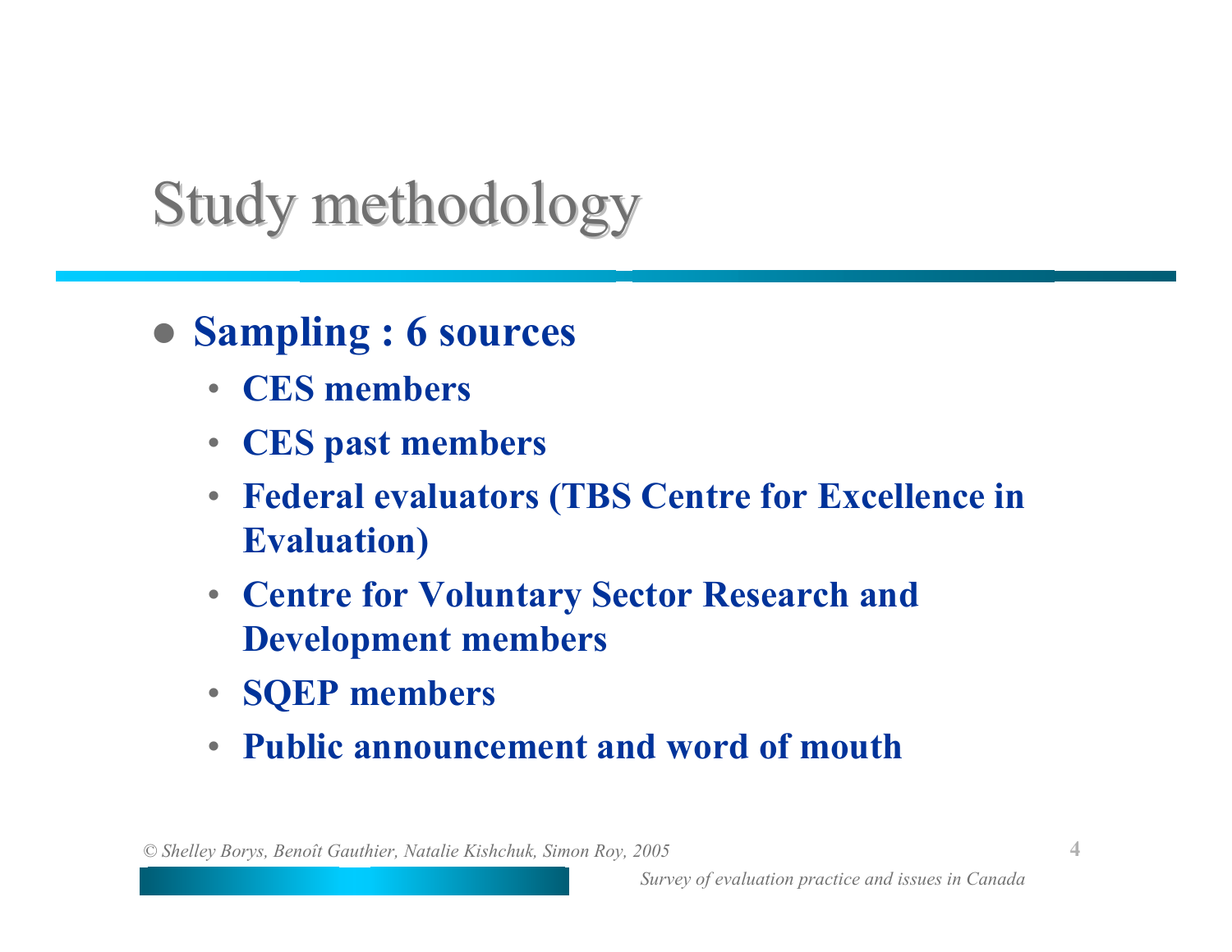# Study methodology

- **Sampling : 6 sources**
  - **CES members**
  - **CES past members**
  - **Federal evaluators (TBS Centre for Excellence in Evaluation)**
  - **Centre for Voluntary Sector Research and Development members**
  - **SQEP members**
  - **Public announcement and word of mouth**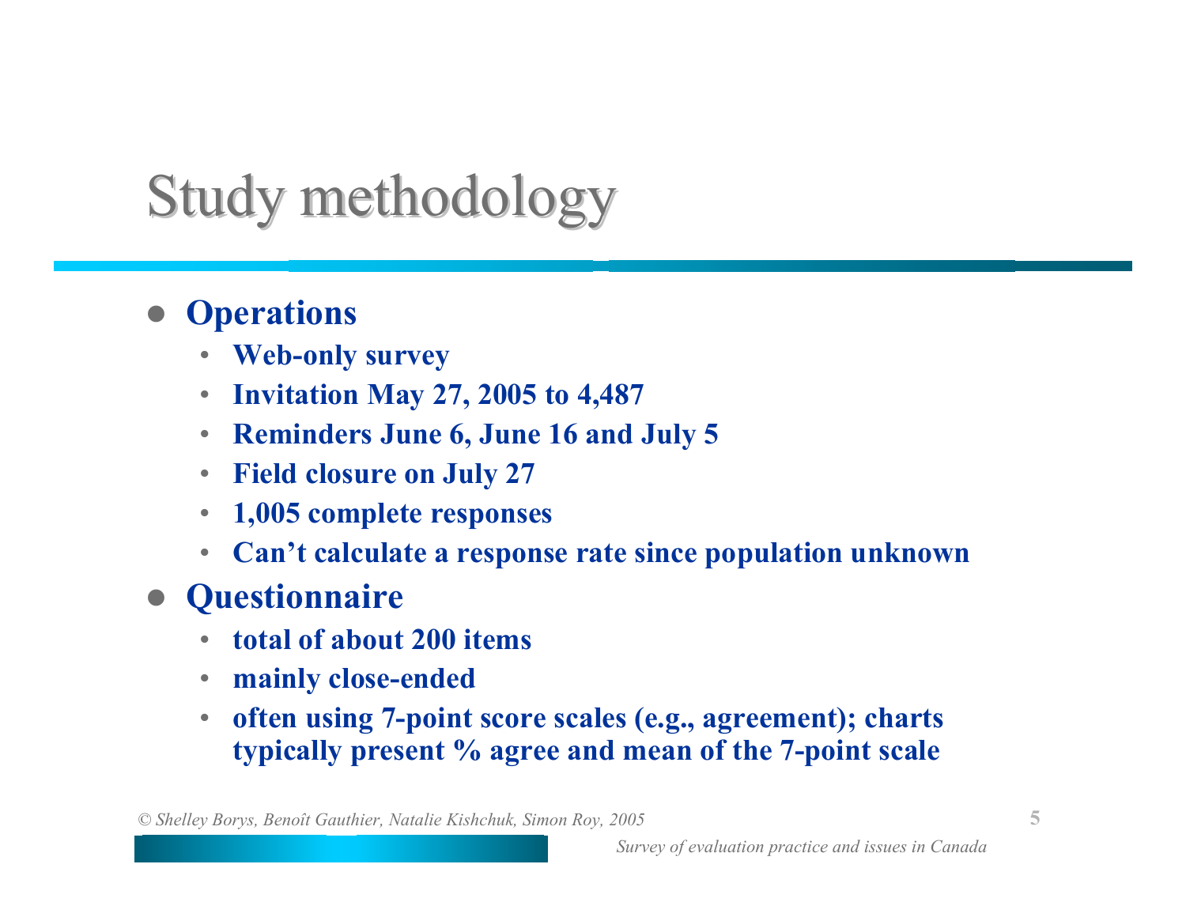# Study methodology

- **Operations**
  - **Web-only survey**
  - **Invitation May 27, 2005 to 4,487**
  - **Reminders June 6, June 16 and July 5**
  - **Field closure on July 27**
  - **1,005 complete responses**
  - **Can't calculate a response rate since population unknown**
- **Questionnaire**
  - **total of about 200 items**
  - **mainly close-ended**
  - **often using 7-point score scales (e.g., agreement); charts typically present % agree and mean of the 7-point scale**

*© Shelley Borys, Benoît Gauthier, Natalie Kishchuk, Simon Roy, 2005*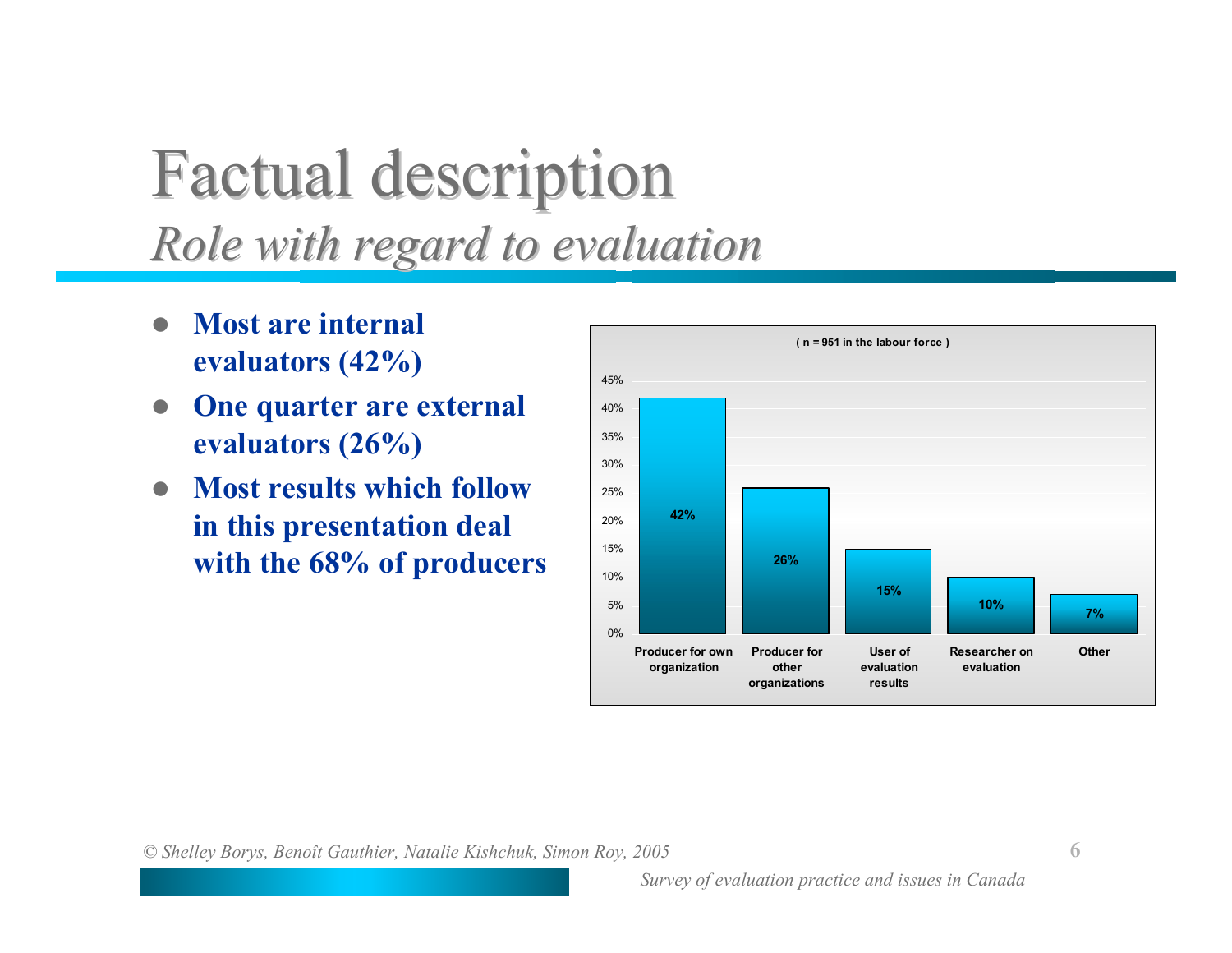# Factual description

## *Role with regard to evaluation*

- **Most are internal evaluators (42%)**
- **One quarter are external evaluators (26%)**
- **Most results which follow in this presentation deal with the 68% of producers**

( n = 951 in the labour force )

| Role | % |
|---|---|
| Producer for own organization | 42% |
| Producer for other organizations | 26% |
| User of evaluation results | 15% |
| Researcher on evaluation | 10% |
| Other | 7% |

© Shelley Borys, Benoît Gauthier, Natalie Kishchuk, Simon Roy, 2005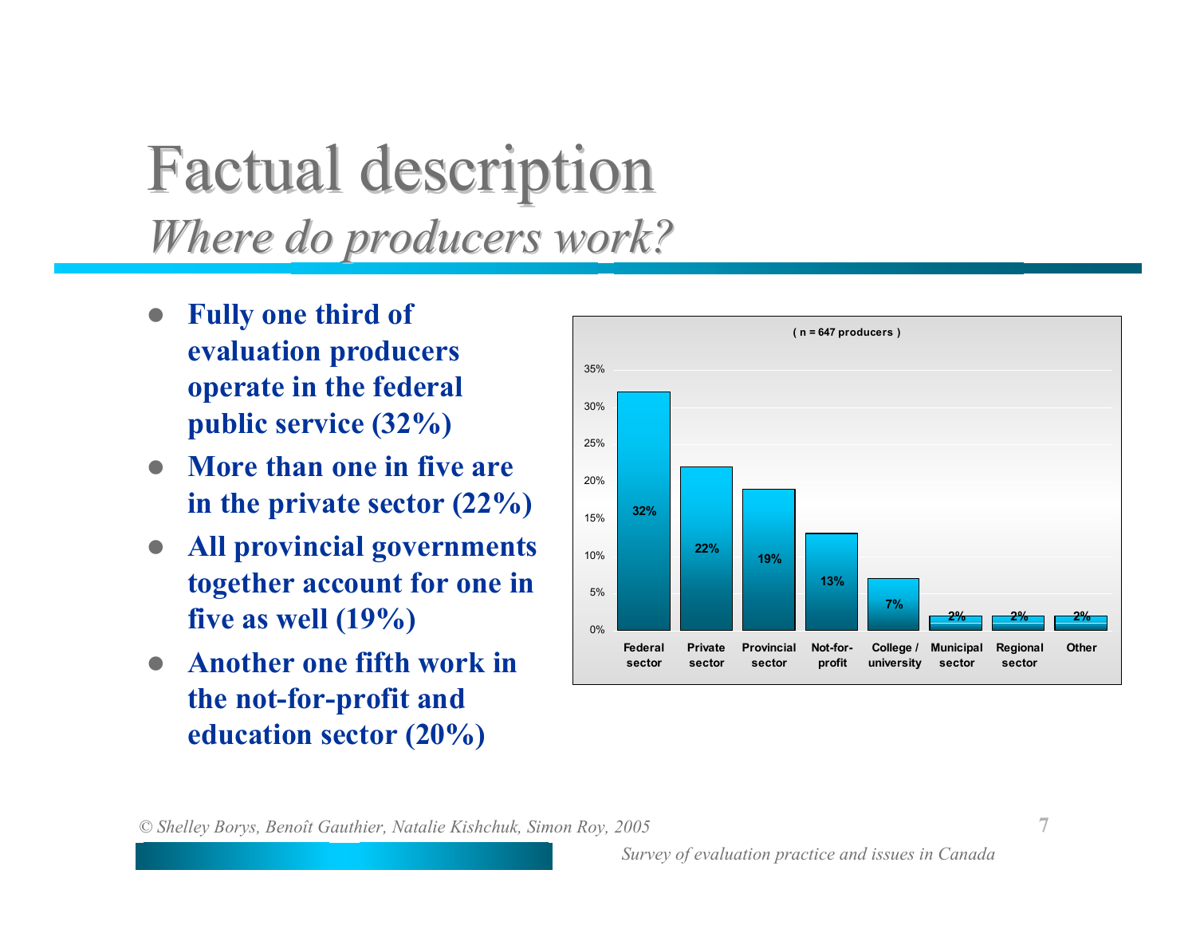# Factual description

## *Where do producers work?*

- **Fully one third of evaluation producers operate in the federal public service (32%)**
- **More than one in five are in the private sector (22%)**
- **All provincial governments together account for one in five as well (19%)**
- **Another one fifth work in the not-for-profit and education sector (20%)**

( n = 647 producers )

| Sector | % |
|---|---|
| Federal sector | 32% |
| Private sector | 22% |
| Provincial sector | 19% |
| Not-for-profit | 13% |
| College / university | 7% |
| Municipal sector | 2% |
| Regional sector | 2% |
| Other | 2% |

*© Shelley Borys, Benoît Gauthier, Natalie Kishchuk, Simon Roy, 2005*

*Survey of evaluation practice and issues in Canada*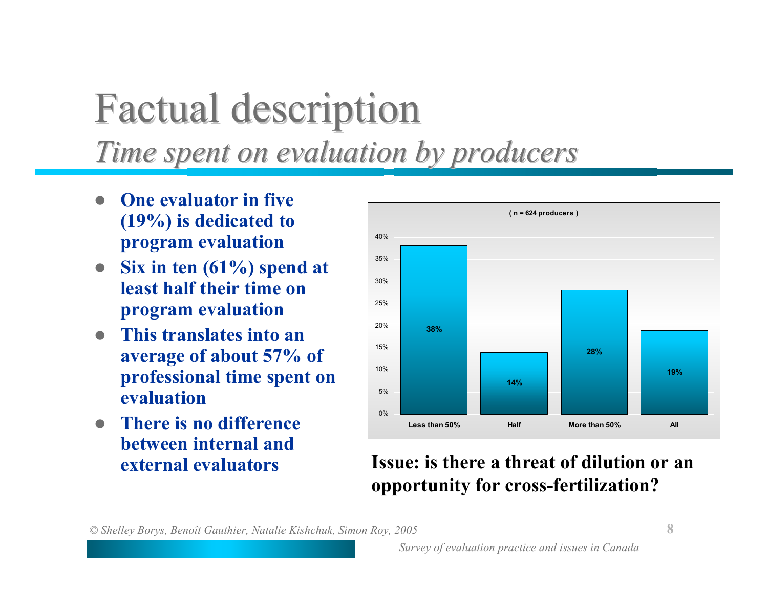# Factual description

## *Time spent on evaluation by producers*

- **One evaluator in five (19%) is dedicated to program evaluation**
- **Six in ten (61%) spend at least half their time on program evaluation**
- **This translates into an average of about 57% of professional time spent on evaluation**
- **There is no difference between internal and external evaluators**

( n = 624 producers )

| Less than 50% | Half | More than 50% | All |
|---|---|---|---|
| 38% | 14% | 28% | 19% |

**Issue: is there a threat of dilution or an opportunity for cross-fertilization?**

*© Shelley Borys, Benoît Gauthier, Natalie Kishchuk, Simon Roy, 2005*

*Survey of evaluation practice and issues in Canada*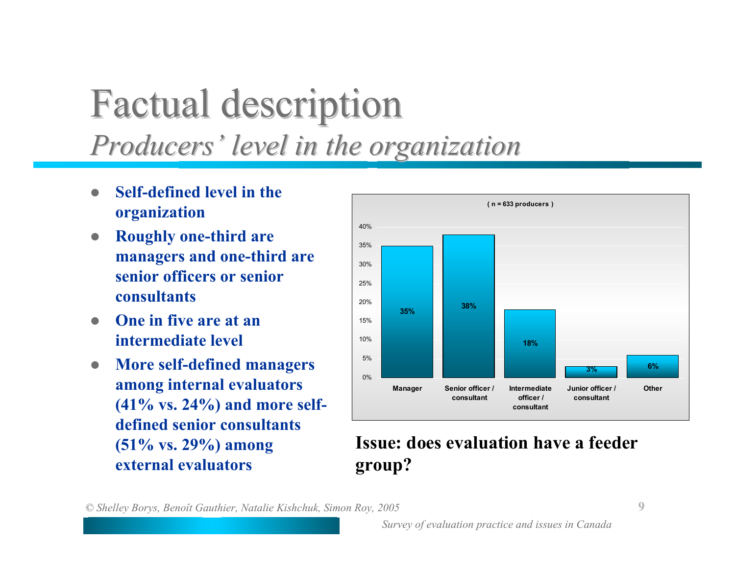# Factual description

## *Producers' level in the organization*

- **Self-defined level in the organization**
- **Roughly one-third are managers and one-third are senior officers or senior consultants**
- **One in five are at an intermediate level**
- **More self-defined managers among internal evaluators (41% vs. 24%) and more self-defined senior consultants (51% vs. 29%) among external evaluators**

( n = 633 producers )

| Level | % |
|---|---|
| Manager | 35% |
| Senior officer / consultant | 38% |
| Intermediate officer / consultant | 18% |
| Junior officer / consultant | 3% |
| Other | 6% |

**Issue: does evaluation have a feeder group?**

*© Shelley Borys, Benoît Gauthier, Natalie Kishchuk, Simon Roy, 2005*

*Survey of evaluation practice and issues in Canada*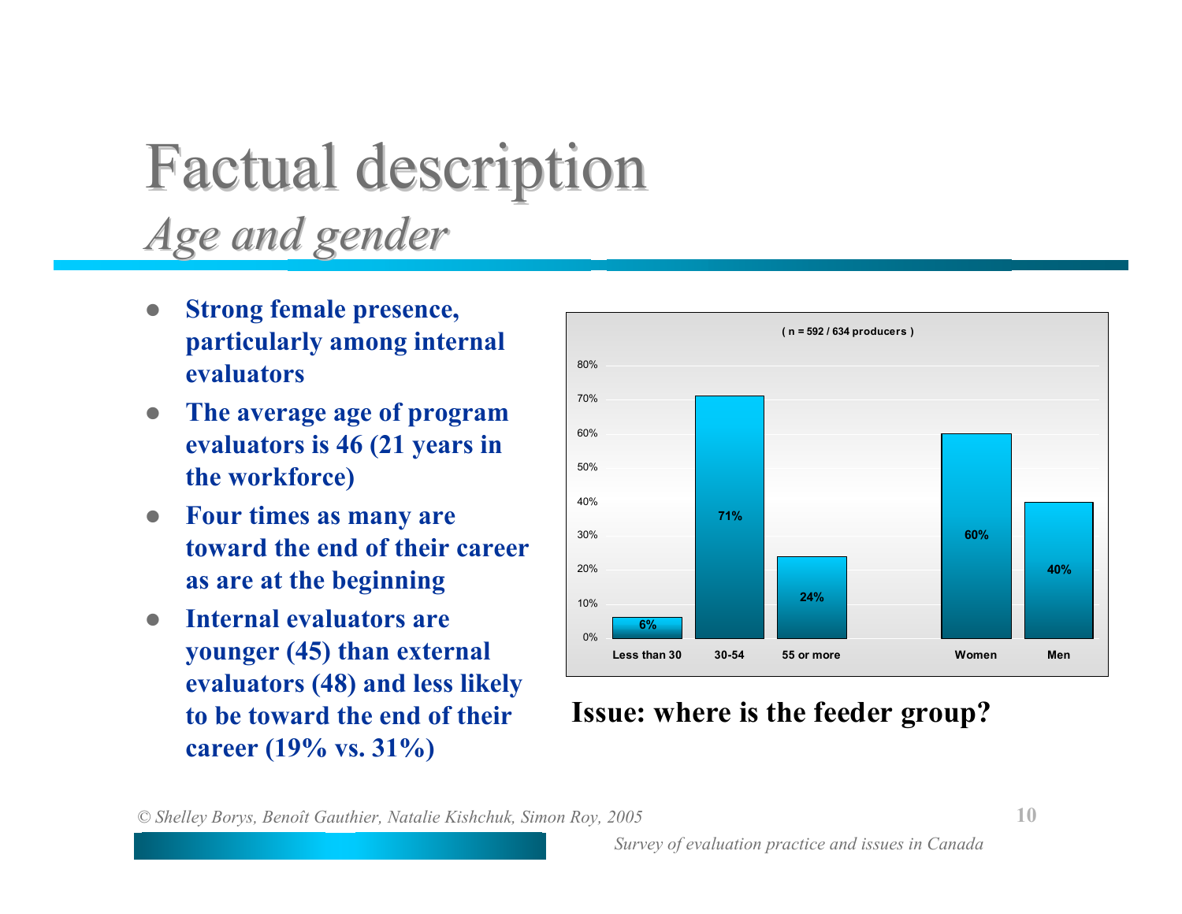# Factual description

## *Age and gender*

- **Strong female presence, particularly among internal evaluators**
- **The average age of program evaluators is 46 (21 years in the workforce)**
- **Four times as many are toward the end of their career as are at the beginning**
- **Internal evaluators are younger (45) than external evaluators (48) and less likely to be toward the end of their career (19% vs. 31%)**

( n = 592 / 634 producers )

| Category | Percentage |
|---|---|
| Less than 30 | 6% |
| 30-54 | 71% |
| 55 or more | 24% |
| Women | 60% |
| Men | 40% |

**Issue: where is the feeder group?**

*© Shelley Borys, Benoît Gauthier, Natalie Kishchuk, Simon Roy, 2005*

*Survey of evaluation practice and issues in Canada*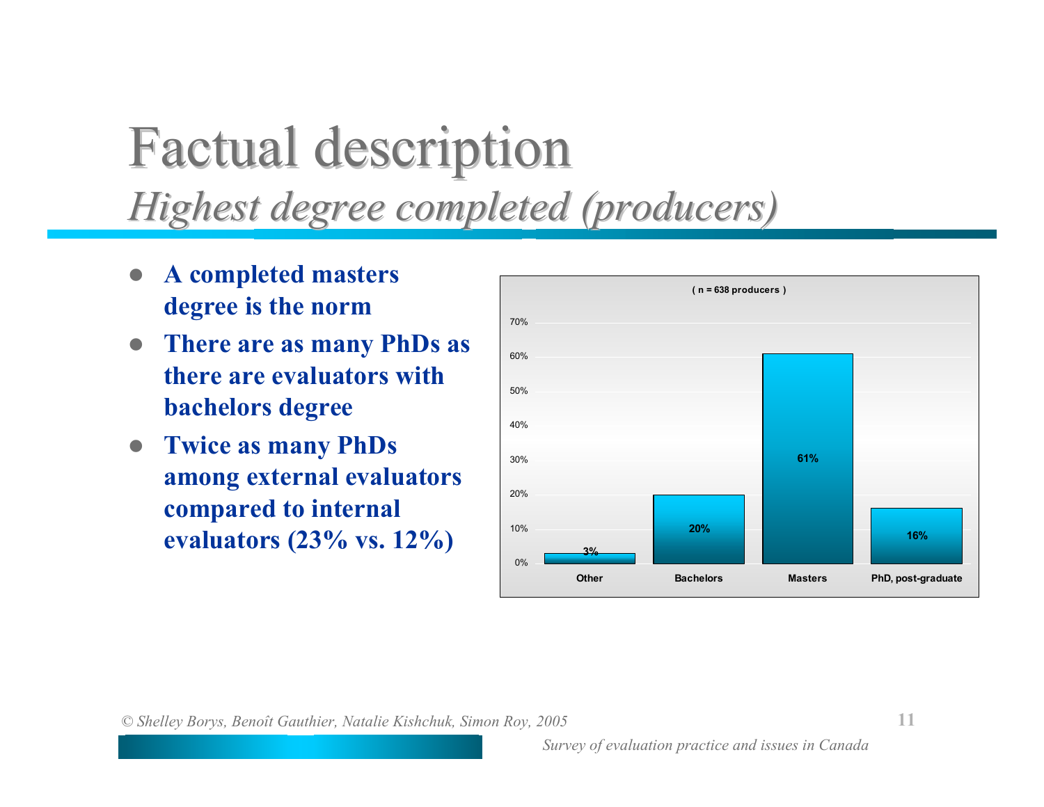# Factual description

## *Highest degree completed (producers)*

- **A completed masters degree is the norm**
- **There are as many PhDs as there are evaluators with bachelors degree**
- **Twice as many PhDs among external evaluators compared to internal evaluators (23% vs. 12%)**

( n = 638 producers )

| Other | Bachelors | Masters | PhD, post-graduate |
|---|---|---|---|
| 3% | 20% | 61% | 16% |

© Shelley Borys, Benoît Gauthier, Natalie Kishchuk, Simon Roy, 2005

*Survey of evaluation practice and issues in Canada*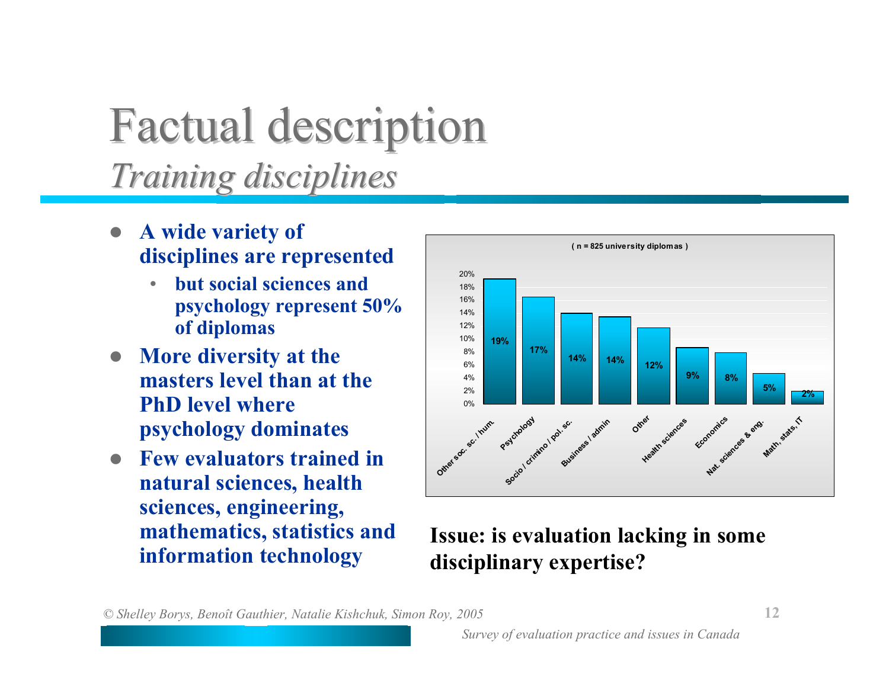# Factual description

## *Training disciplines*

- **A wide variety of disciplines are represented**
  - **but social sciences and psychology represent 50% of diplomas**
- **More diversity at the masters level than at the PhD level where psychology dominates**
- **Few evaluators trained in natural sciences, health sciences, engineering, mathematics, statistics and information technology**

( n = 825 university diplomas )

| Discipline | % |
|---|---|
| Other soc. sc. / hum. | 19% |
| Psychology | 17% |
| Socio / crimino / pol. sc. | 14% |
| Business / admin | 14% |
| Other | 12% |
| Health sciences | 9% |
| Economics | 8% |
| Nat. sciences & eng. | 5% |
| Math, stats, IT | 2% |

**Issue: is evaluation lacking in some disciplinary expertise?**

*© Shelley Borys, Benoît Gauthier, Natalie Kishchuk, Simon Roy, 2005*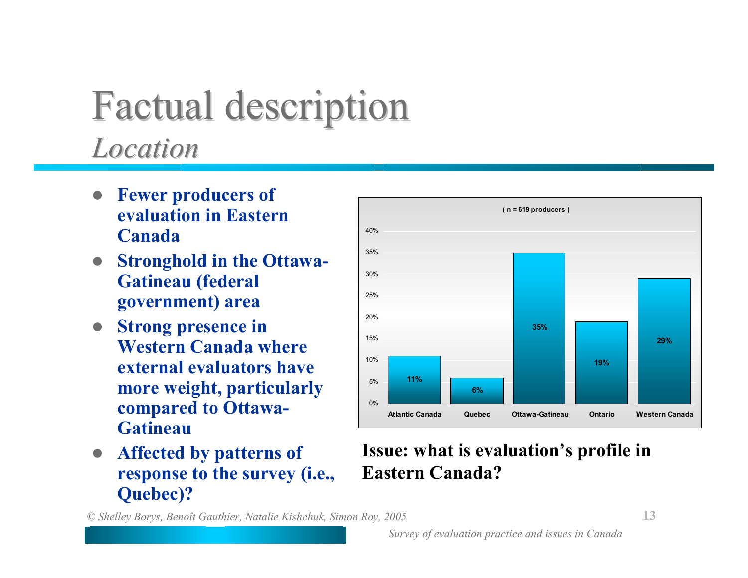# Factual description

## *Location*

- **Fewer producers of evaluation in Eastern Canada**
- **Stronghold in the Ottawa-Gatineau (federal government) area**
- **Strong presence in Western Canada where external evaluators have more weight, particularly compared to Ottawa-Gatineau**
- **Affected by patterns of response to the survey (i.e., Quebec)?**

( n = 619 producers )

| Atlantic Canada | Quebec | Ottawa-Gatineau | Ontario | Western Canada |
|---|---|---|---|---|
| 11% | 6% | 35% | 19% | 29% |

**Issue: what is evaluation's profile in Eastern Canada?**

*© Shelley Borys, Benoît Gauthier, Natalie Kishchuk, Simon Roy, 2005*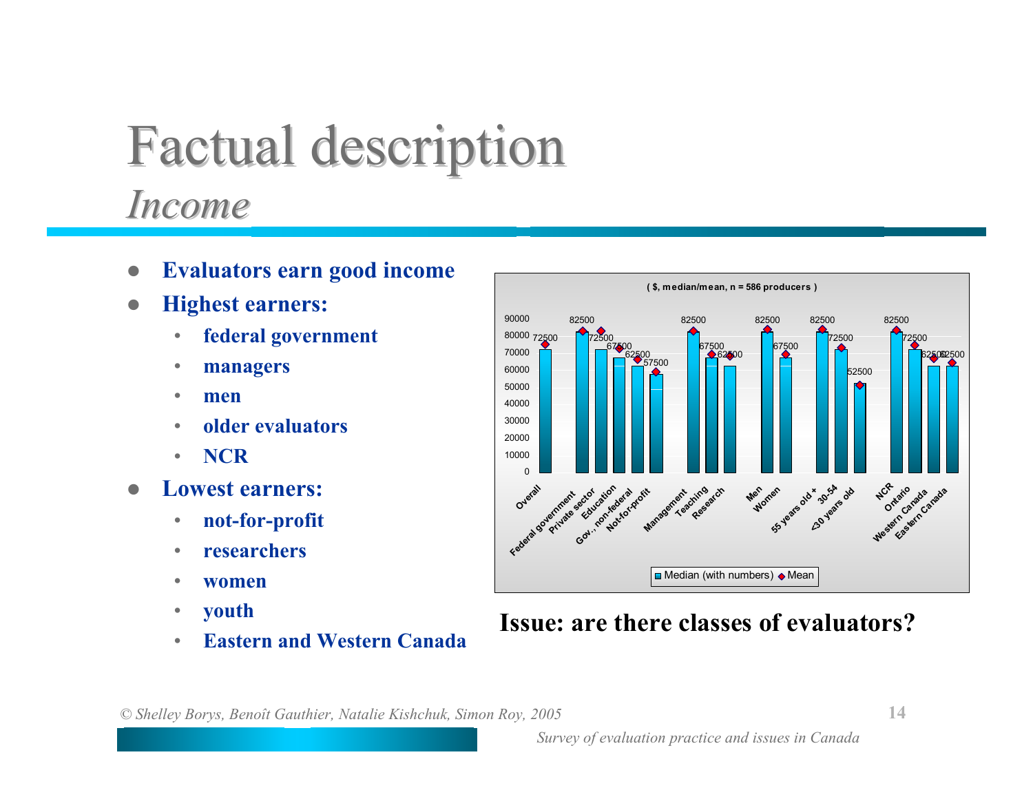# Factual description

## *Income*

- **Evaluators earn good income**
- **Highest earners:**
  - **federal government**
  - **managers**
  - **men**
  - **older evaluators**
  - **NCR**
- **Lowest earners:**
  - **not-for-profit**
  - **researchers**
  - **women**
  - **youth**
  - **Eastern and Western Canada**

( $, median/mean, n = 586 producers )

| Category | Median (with numbers) |
|---|---|
| Overall | 72500 |
| Federal government | 82500 |
| Private sector | 72500 |
| Education | 67500 |
| Gov., non-federal | 62500 |
| Not-for-profit | 57500 |
| Management | 82500 |
| Teaching | 67500 |
| Research | 62500 |
| Men | 82500 |
| Women | 67500 |
| 55 years old + | 82500 |
| 30-54 | 72500 |
| <30 years old | 52500 |
| NCR | 82500 |
| Ontario | 72500 |
| Western Canada | 62500 |
| Eastern Canada | 62500 |

■ Median (with numbers) ◆ Mean

**Issue: are there classes of evaluators?**

*© Shelley Borys, Benoît Gauthier, Natalie Kishchuk, Simon Roy, 2005*

*Survey of evaluation practice and issues in Canada*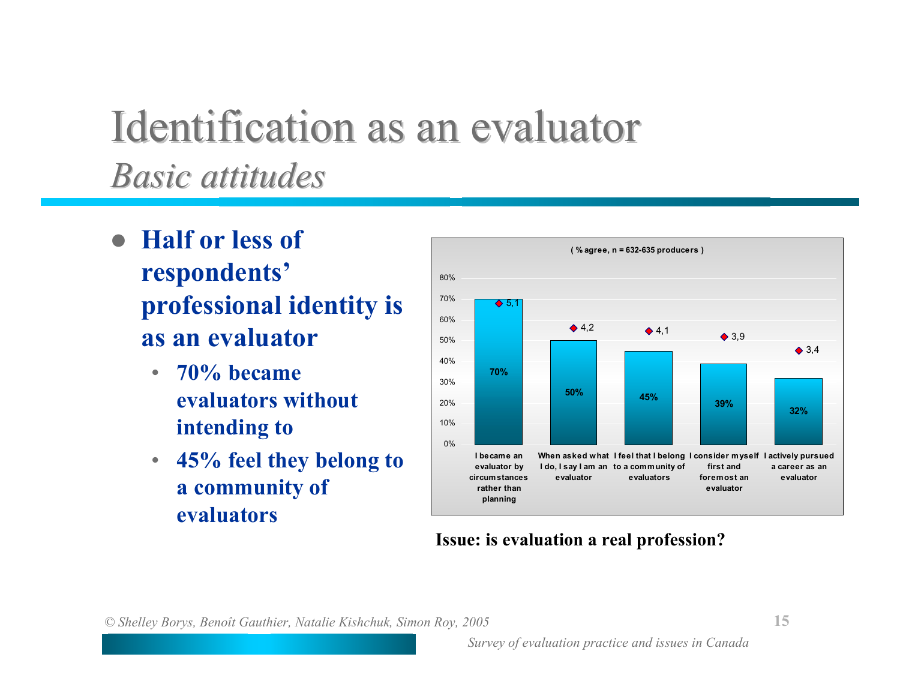# Identification as an evaluator

## *Basic attitudes*

- **Half or less of respondents' professional identity is as an evaluator**
  - **70% became evaluators without intending to**
  - **45% feel they belong to a community of evaluators**

**( % agree, n = 632-635 producers )**

| Statement | % agree | Mean score |
|---|---|---|
| I became an evaluator by circumstances rather than planning | 70% | 5,1 |
| When asked what I do, I say I am an evaluator | 50% | 4,2 |
| I feel that I belong to a community of evaluators | 45% | 4,1 |
| I consider myself first and foremost an evaluator | 39% | 3,9 |
| I actively pursued a career as an evaluator | 32% | 3,4 |

**Issue: is evaluation a real profession?**

*© Shelley Borys, Benoît Gauthier, Natalie Kishchuk, Simon Roy, 2005*

*Survey of evaluation practice and issues in Canada*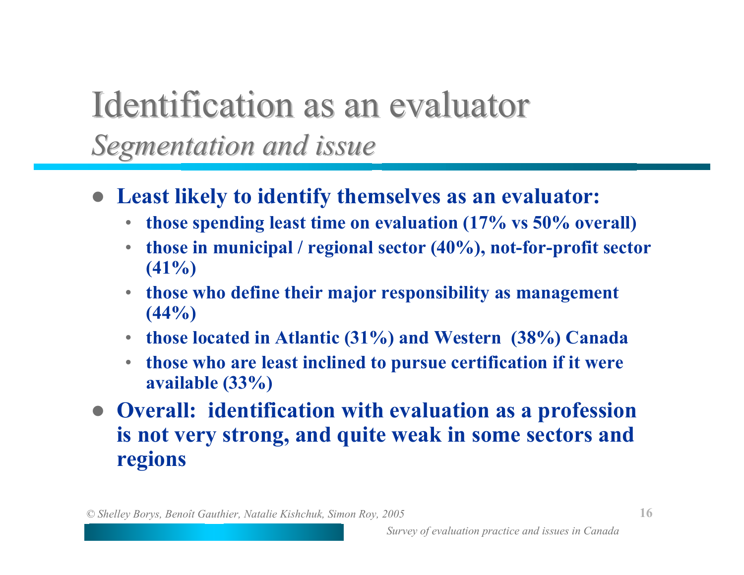# Identification as an evaluator

## *Segmentation and issue*

- **Least likely to identify themselves as an evaluator:**
  - **those spending least time on evaluation (17% vs 50% overall)**
  - **those in municipal / regional sector (40%), not-for-profit sector (41%)**
  - **those who define their major responsibility as management (44%)**
  - **those located in Atlantic (31%) and Western (38%) Canada**
  - **those who are least inclined to pursue certification if it were available (33%)**
- **Overall: identification with evaluation as a profession is not very strong, and quite weak in some sectors and regions**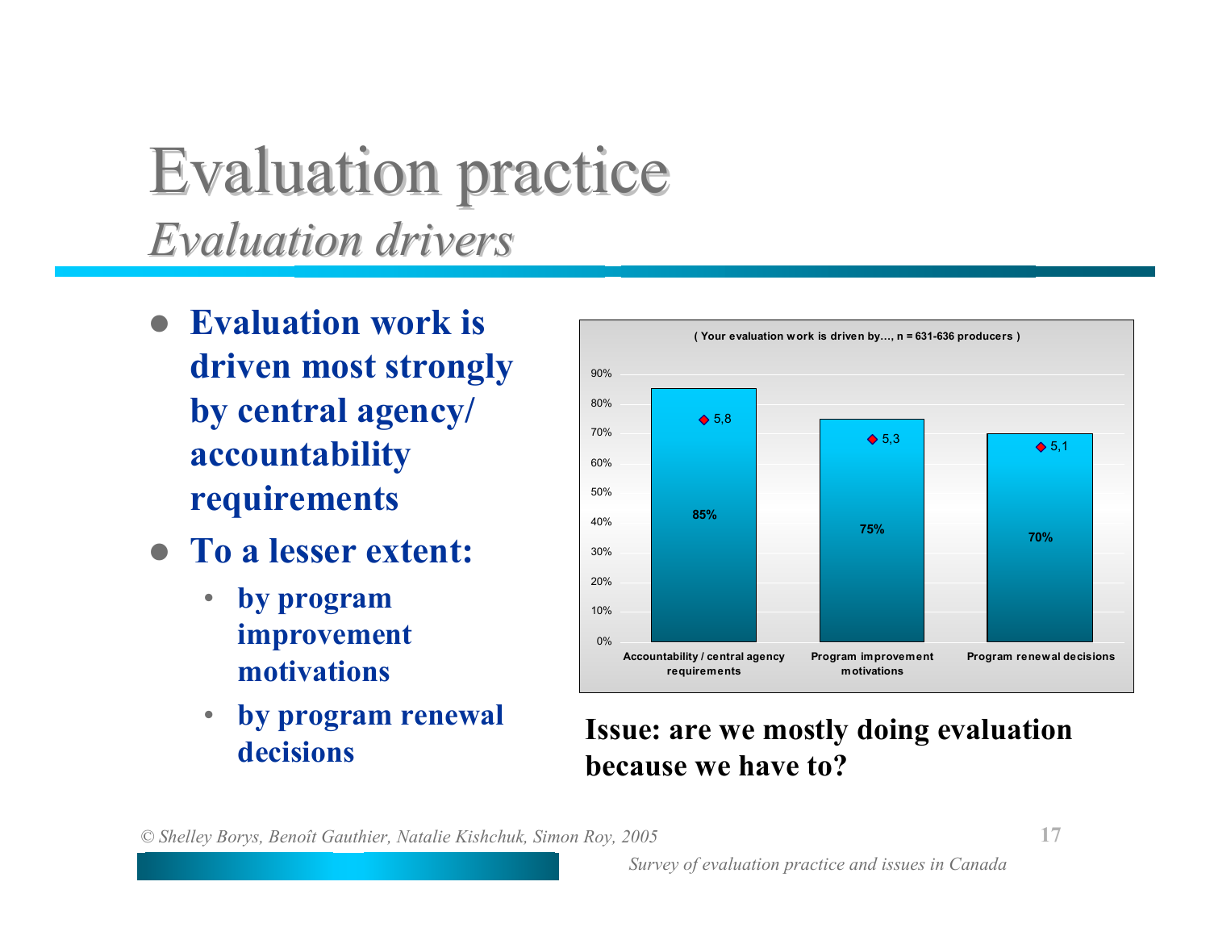# Evaluation practice

## *Evaluation drivers*

- **Evaluation work is driven most strongly by central agency/ accountability requirements**
- **To a lesser extent:**
  - **by program improvement motivations**
  - **by program renewal decisions**

( Your evaluation work is driven by..., n = 631-636 producers )

| | Accountability / central agency requirements | Program improvement motivations | Program renewal decisions |
|---|---|---|---|
| % | 85% | 75% | 70% |
| Mean | 5,8 | 5,3 | 5,1 |

**Issue: are we mostly doing evaluation because we have to?**

*© Shelley Borys, Benoît Gauthier, Natalie Kishchuk, Simon Roy, 2005*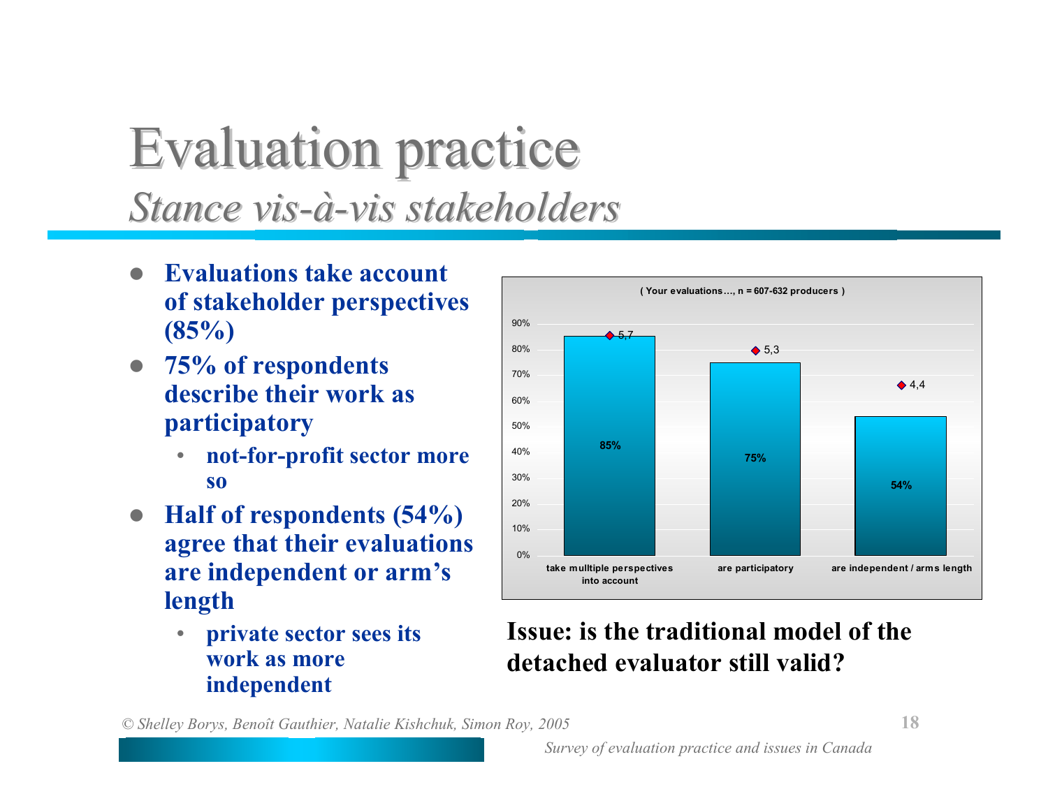# Evaluation practice

## *Stance vis-à-vis stakeholders*

- **Evaluations take account of stakeholder perspectives (85%)**
- **75% of respondents describe their work as participatory**
  - **not-for-profit sector more so**
- **Half of respondents (54%) agree that their evaluations are independent or arm's length**
  - **private sector sees its work as more independent**

( Your evaluations…, n = 607-632 producers )

| | take mulltiple perspectives into account | are participatory | are independent / arms length |
|---|---|---|---|
| % | 85% | 75% | 54% |
| Mean | 5,7 | 5,3 | 4,4 |

**Issue: is the traditional model of the detached evaluator still valid?**

*© Shelley Borys, Benoît Gauthier, Natalie Kishchuk, Simon Roy, 2005*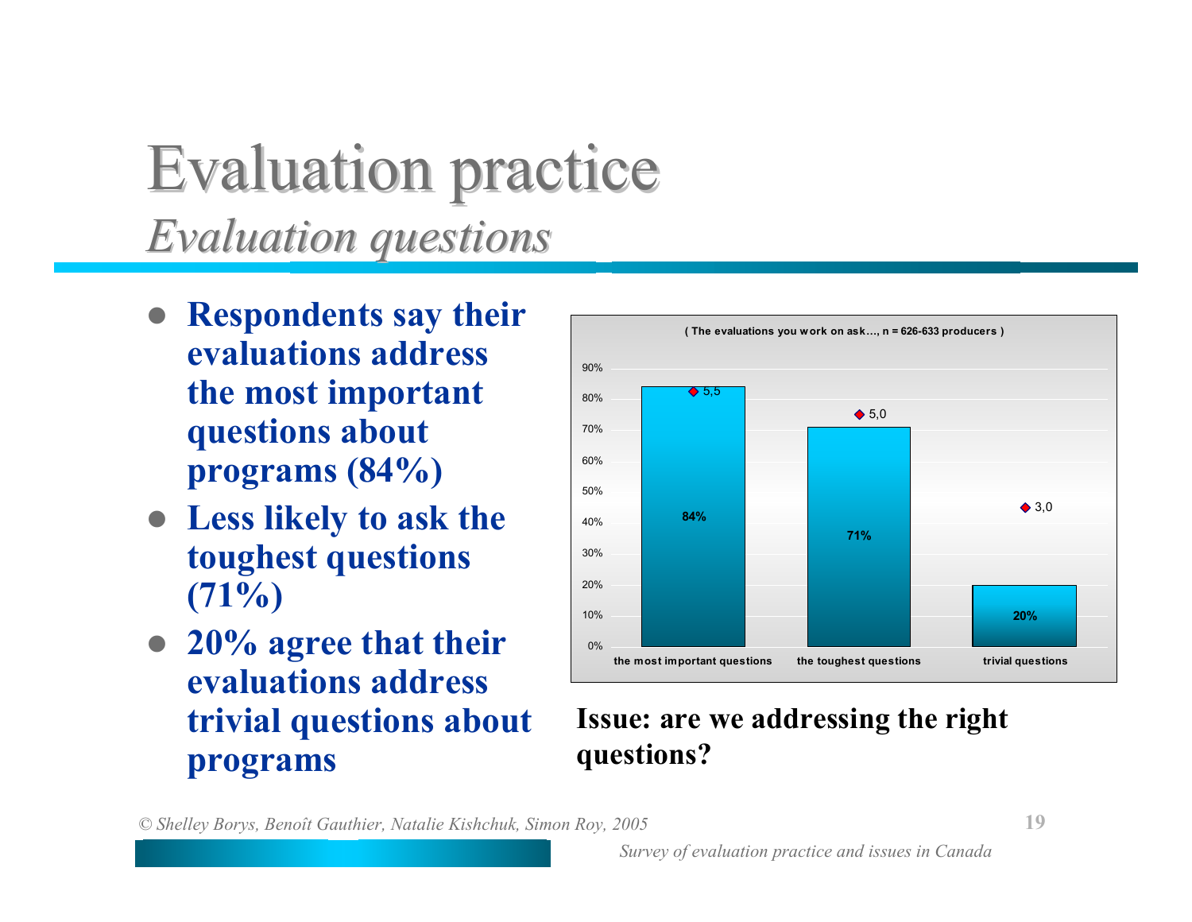# Evaluation practice

## *Evaluation questions*

- **Respondents say their evaluations address the most important questions about programs (84%)**
- **Less likely to ask the toughest questions (71%)**
- **20% agree that their evaluations address trivial questions about programs**

( The evaluations you work on ask…, n = 626-633 producers )

| | the most important questions | the toughest questions | trivial questions |
|---|---|---|---|
| % | 84% | 71% | 20% |
| Mean | 5,5 | 5,0 | 3,0 |

**Issue: are we addressing the right questions?**

*© Shelley Borys, Benoît Gauthier, Natalie Kishchuk, Simon Roy, 2005*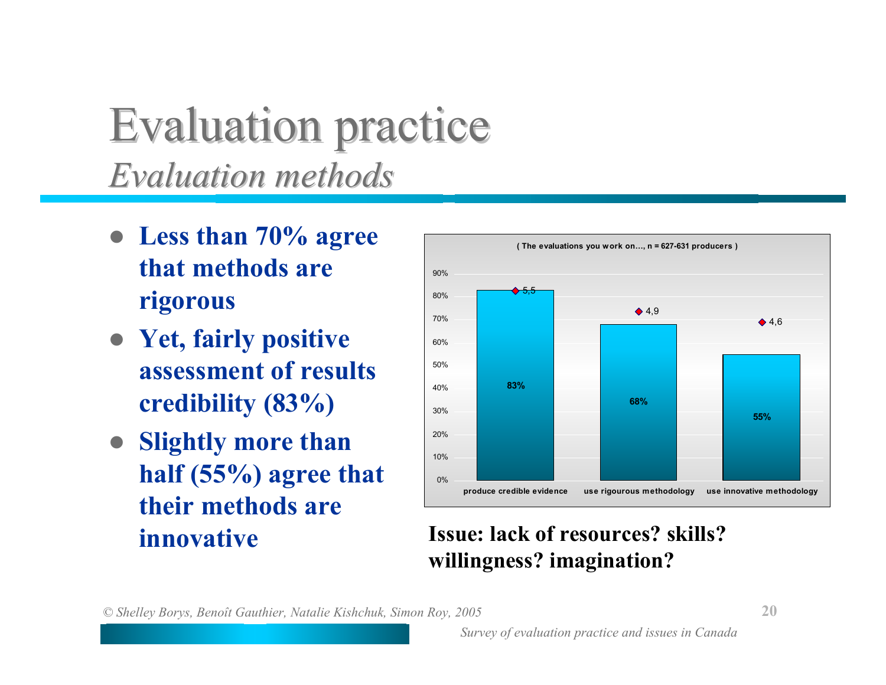# Evaluation practice

## *Evaluation methods*

- **Less than 70% agree that methods are rigorous**
- **Yet, fairly positive assessment of results credibility (83%)**
- **Slightly more than half (55%) agree that their methods are innovative**

( The evaluations you work on..., n = 627-631 producers )

| | Percentage | Score |
|---|---|---|
| produce credible evidence | 83% | 5,5 |
| use rigourous methodology | 68% | 4,9 |
| use innovative methodology | 55% | 4,6 |

**Issue: lack of resources? skills? willingness? imagination?**

*© Shelley Borys, Benoît Gauthier, Natalie Kishchuk, Simon Roy, 2005*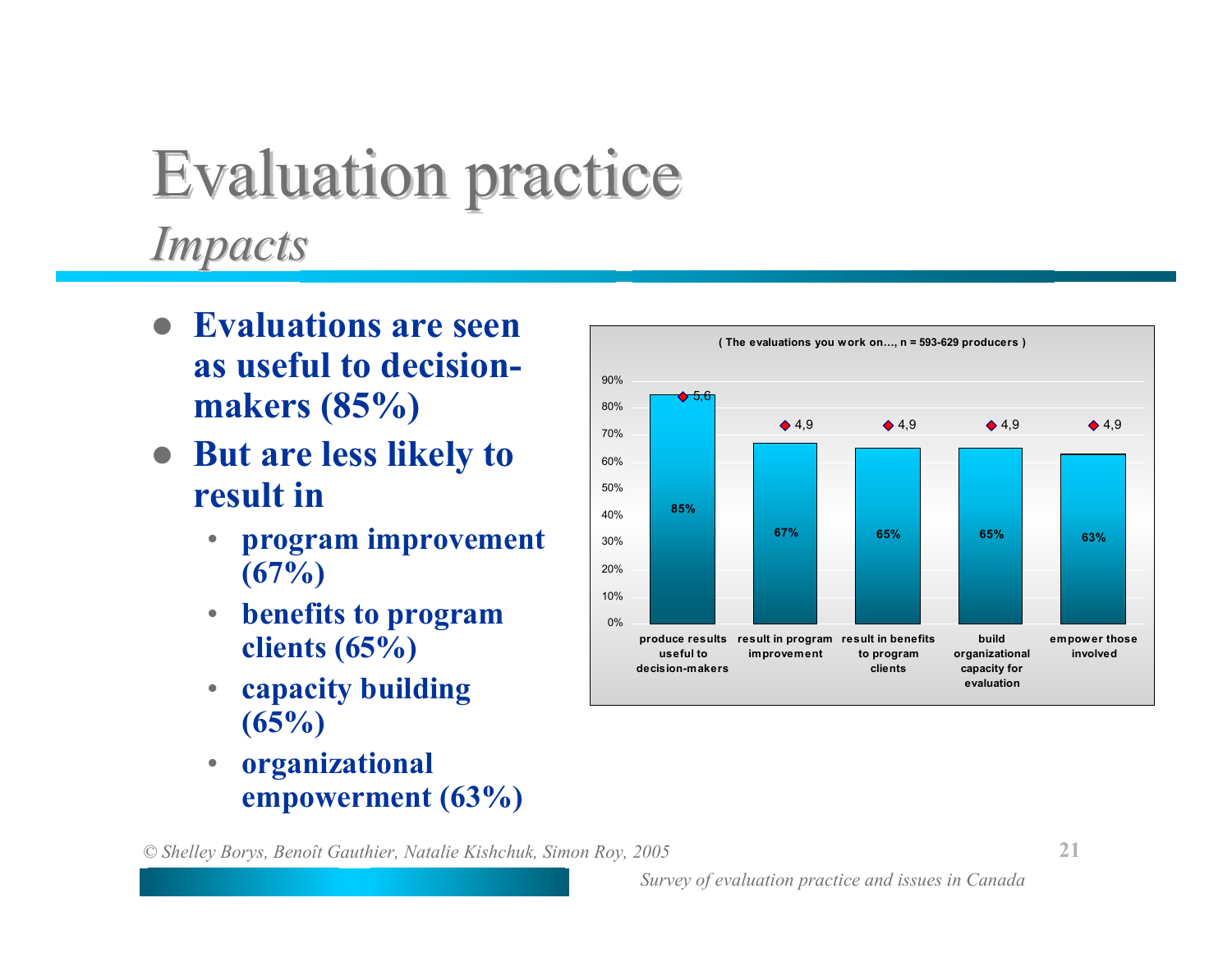# Evaluation practice

## *Impacts*

- **Evaluations are seen as useful to decision-makers (85%)**
- **But are less likely to result in**
  - **program improvement (67%)**
  - **benefits to program clients (65%)**
  - **capacity building (65%)**
  - **organizational empowerment (63%)**

( The evaluations you work on…, n = 593-629 producers )

| | produce results useful to decision-makers | result in program improvement | result in benefits to program clients | build organizational capacity for evaluation | empower those involved |
|---|---|---|---|---|---|
| % | 85% | 67% | 65% | 65% | 63% |
| Mean | 5,6 | 4,9 | 4,9 | 4,9 | 4,9 |

*© Shelley Borys, Benoît Gauthier, Natalie Kishchuk, Simon Roy, 2005*

*Survey of evaluation practice and issues in Canada*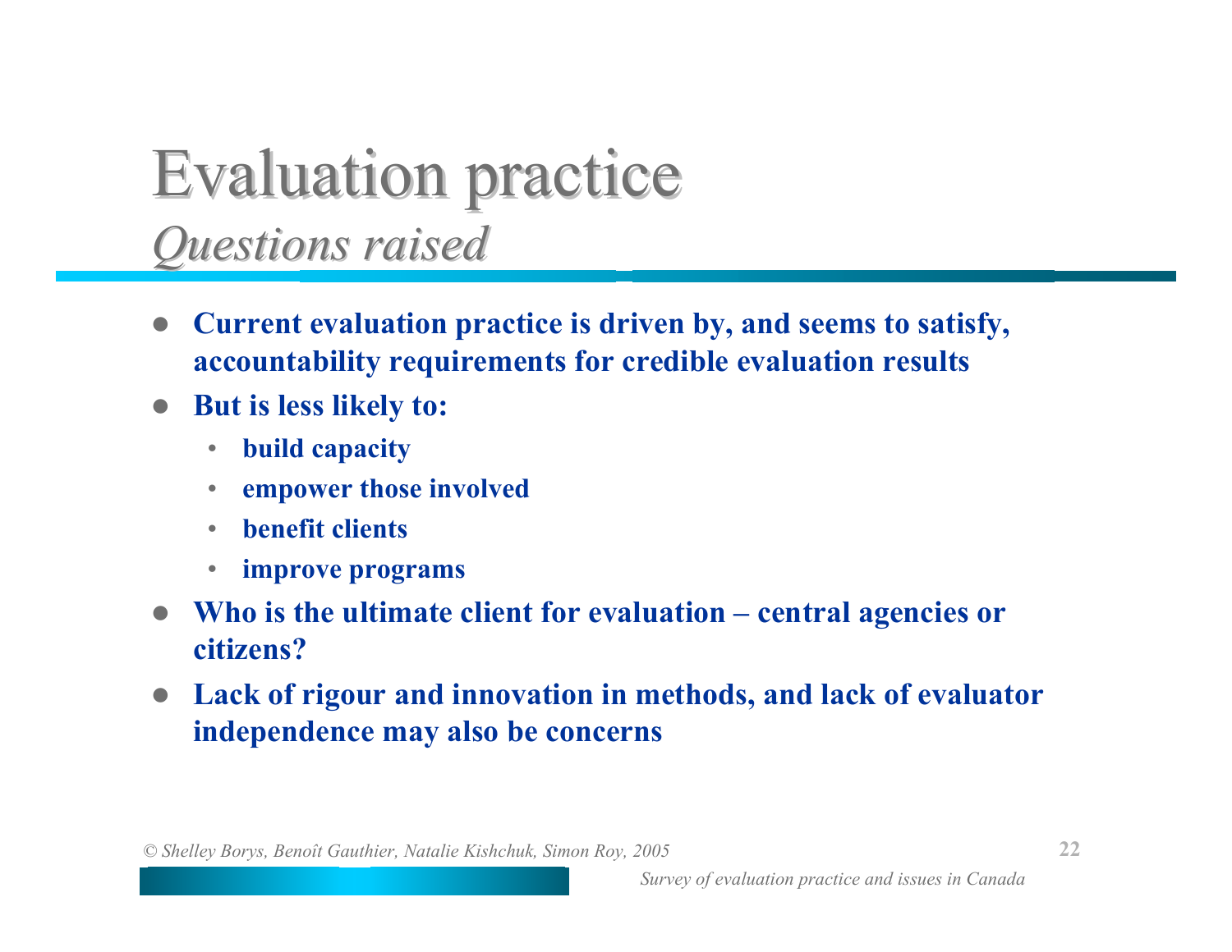# Evaluation practice

## *Questions raised*

- **Current evaluation practice is driven by, and seems to satisfy, accountability requirements for credible evaluation results**
- **But is less likely to:**
  - **build capacity**
  - **empower those involved**
  - **benefit clients**
  - **improve programs**
- **Who is the ultimate client for evaluation – central agencies or citizens?**
- **Lack of rigour and innovation in methods, and lack of evaluator independence may also be concerns**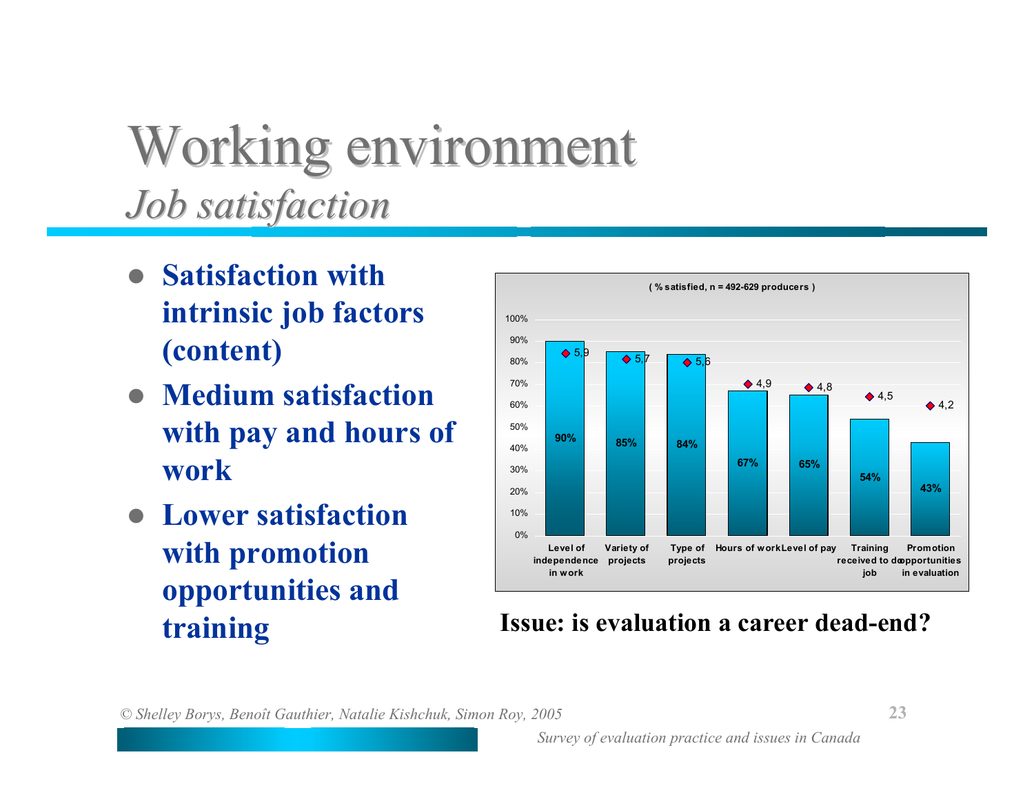# Working environment

## *Job satisfaction*

- **Satisfaction with intrinsic job factors (content)**
- **Medium satisfaction with pay and hours of work**
- **Lower satisfaction with promotion opportunities and training**

( % satisfied, n = 492-629 producers )

| Factor | % satisfied | Mean score |
|---|---|---|
| Level of independence in work | 90% | 5,9 |
| Variety of projects | 85% | 5,7 |
| Type of projects | 84% | 5,6 |
| Hours of work | 67% | 4,9 |
| Level of pay | 65% | 4,8 |
| Training received to do job | 54% | 4,5 |
| Promotion opportunities in evaluation | 43% | 4,2 |

**Issue: is evaluation a career dead-end?**

*© Shelley Borys, Benoît Gauthier, Natalie Kishchuk, Simon Roy, 2005*

*Survey of evaluation practice and issues in Canada*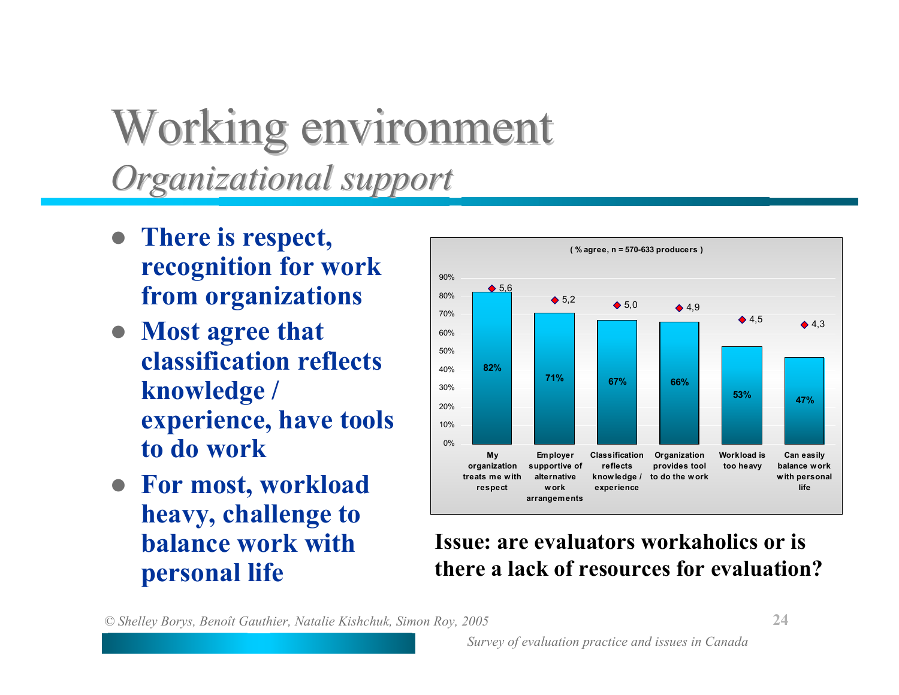# Working environment

## *Organizational support*

- **There is respect, recognition for work from organizations**
- **Most agree that classification reflects knowledge / experience, have tools to do work**
- **For most, workload heavy, challenge to balance work with personal life**

( % agree, n = 570-633 producers )

| Item | % agree | Mean score |
|---|---|---|
| My organization treats me with respect | 82% | 5,6 |
| Employer supportive of alternative work arrangements | 71% | 5,2 |
| Classification reflects knowledge / experience | 67% | 5,0 |
| Organization provides tool to do the work | 66% | 4,9 |
| Workload is too heavy | 53% | 4,5 |
| Can easily balance work with personal life | 47% | 4,3 |

**Issue: are evaluators workaholics or is there a lack of resources for evaluation?**

*© Shelley Borys, Benoît Gauthier, Natalie Kishchuk, Simon Roy, 2005*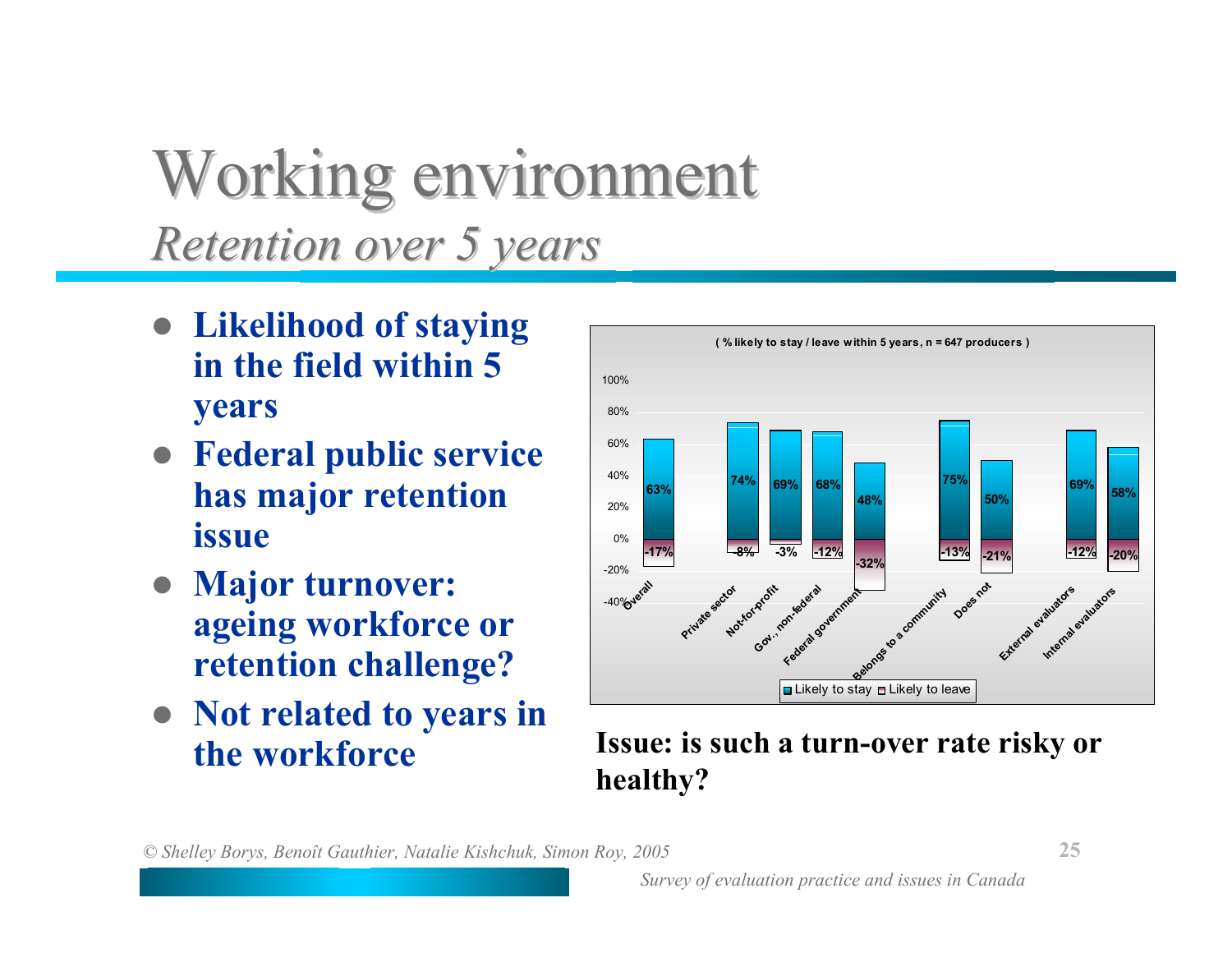# Working environment

## *Retention over 5 years*

- **Likelihood of staying in the field within 5 years**
- **Federal public service has major retention issue**
- **Major turnover: ageing workforce or retention challenge?**
- **Not related to years in the workforce**

( % likely to stay / leave within 5 years, n = 647 producers )

| | Likely to stay | Likely to leave |
|---|---|---|
| Overall | 63% | -17% |
| Private sector | 74% | -8% |
| Not-for-profit | 69% | -3% |
| Gov., non-federal | 68% | -12% |
| Federal government | 48% | -32% |
| Belongs to a community | 75% | -13% |
| Does not | 50% | -21% |
| External evaluators | 69% | -12% |
| Internal evaluators | 58% | -20% |

**Issue: is such a turn-over rate risky or healthy?**

*© Shelley Borys, Benoît Gauthier, Natalie Kishchuk, Simon Roy, 2005*

*Survey of evaluation practice and issues in Canada*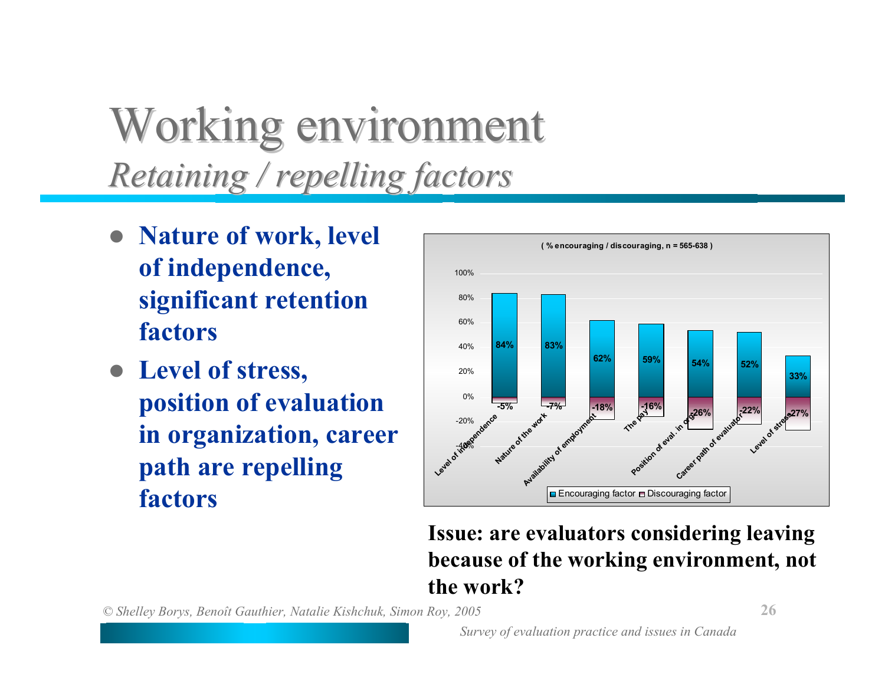# Working environment

## *Retaining / repelling factors*

- **Nature of work, level of independence, significant retention factors**
- **Level of stress, position of evaluation in organization, career path are repelling factors**

( % encouraging / discouraging, n = 565-638 )

| Factor | Encouraging factor | Discouraging factor |
|---|---|---|
| Level of independence | 84% | -5% |
| Nature of the work | 83% | -7% |
| Availability of employment | 62% | -18% |
| The pay | 59% | -16% |
| Position of eval. in org. | 54% | -26% |
| Career path of evaluator | 52% | -22% |
| Level of stress | 33% | -27% |

**Issue: are evaluators considering leaving because of the working environment, not the work?**

*© Shelley Borys, Benoît Gauthier, Natalie Kishchuk, Simon Roy, 2005*

*Survey of evaluation practice and issues in Canada*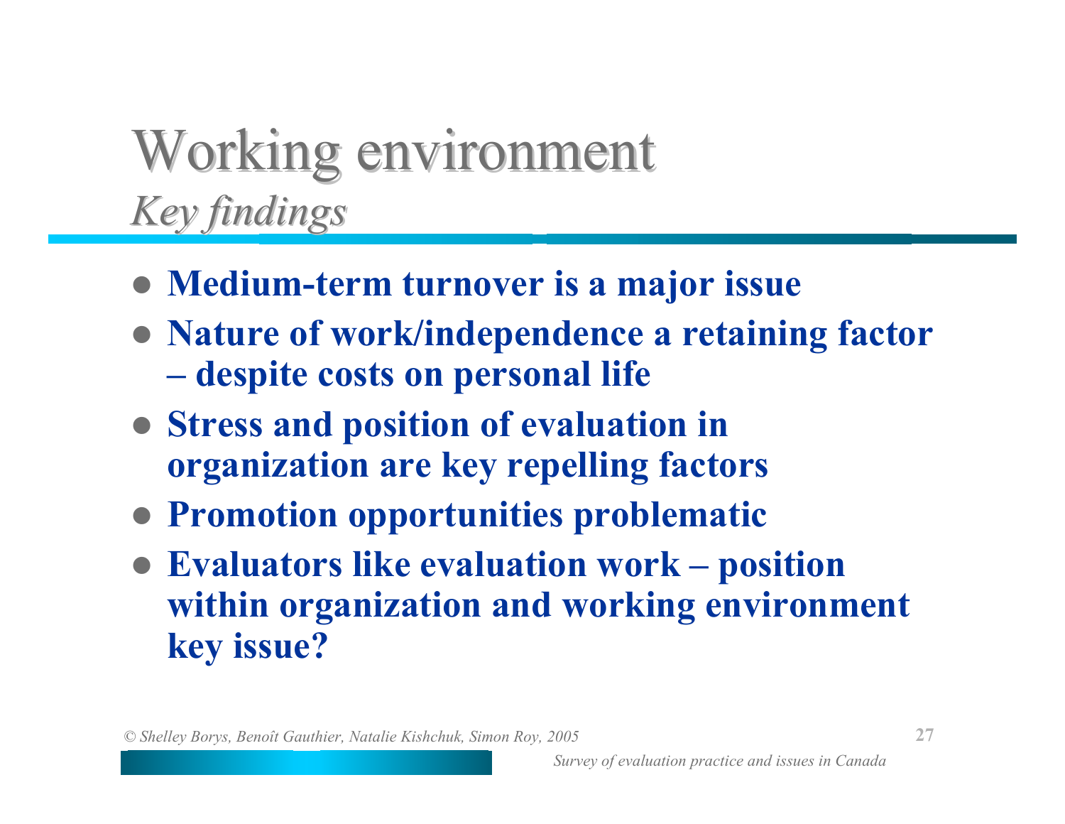# Working environment

*Key findings*

- **Medium-term turnover is a major issue**
- **Nature of work/independence a retaining factor – despite costs on personal life**
- **Stress and position of evaluation in organization are key repelling factors**
- **Promotion opportunities problematic**
- **Evaluators like evaluation work – position within organization and working environment key issue?**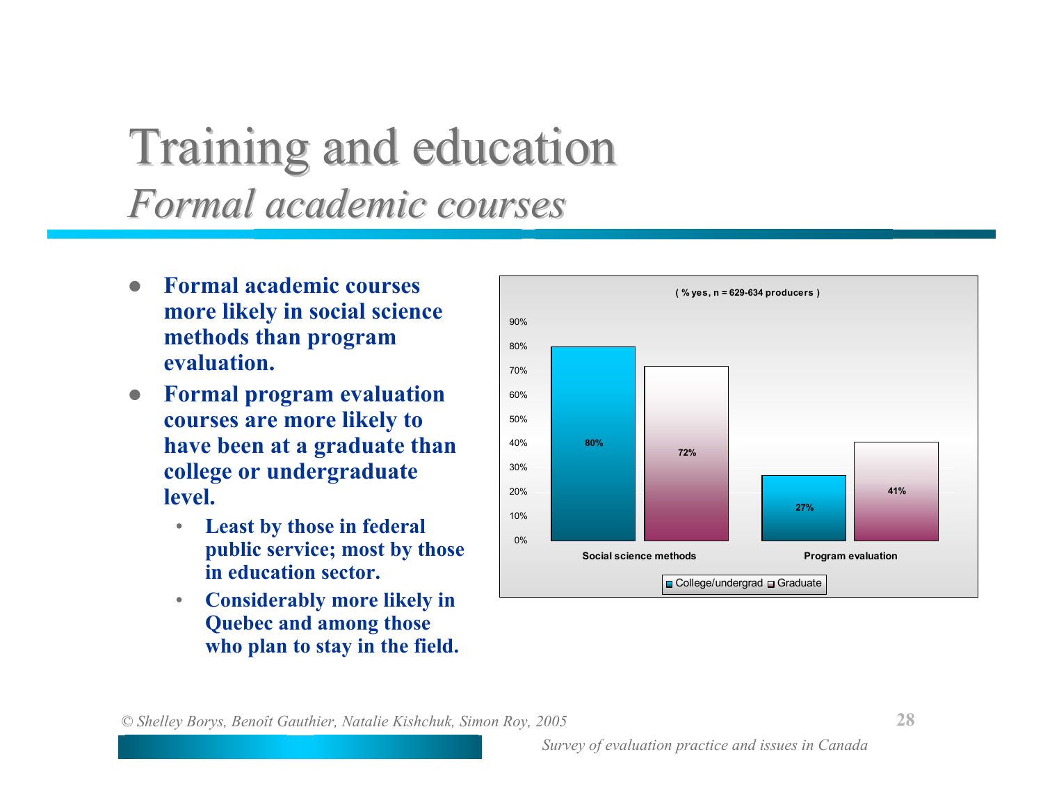# Training and education

## *Formal academic courses*

- **Formal academic courses more likely in social science methods than program evaluation.**
- **Formal program evaluation courses are more likely to have been at a graduate than college or undergraduate level.**
  - **Least by those in federal public service; most by those in education sector.**
  - **Considerably more likely in Quebec and among those who plan to stay in the field.**

( % yes, n = 629-634 producers )

| | College/undergrad | Graduate |
|---|---|---|
| Social science methods | 80% | 72% |
| Program evaluation | 27% | 41% |

© Shelley Borys, Benoît Gauthier, Natalie Kishchuk, Simon Roy, 2005

*Survey of evaluation practice and issues in Canada*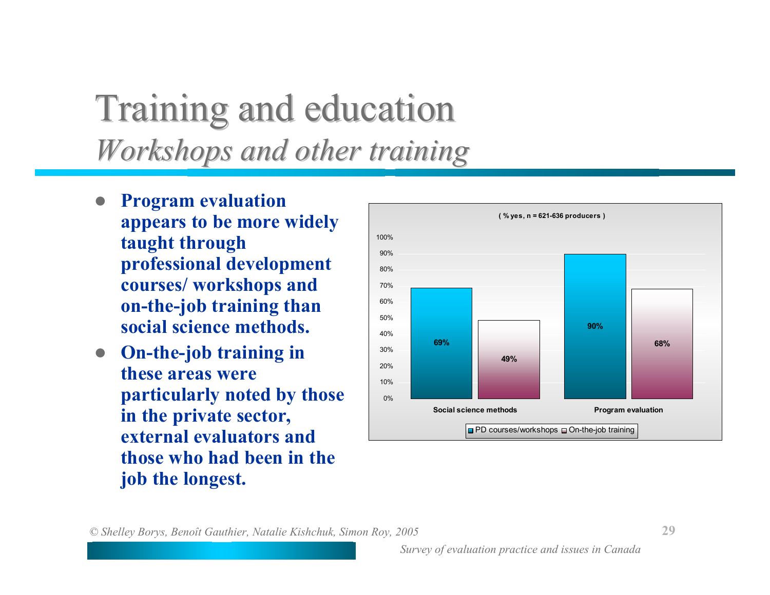# Training and education

## *Workshops and other training*

- **Program evaluation appears to be more widely taught through professional development courses/ workshops and on-the-job training than social science methods.**
- **On-the-job training in these areas were particularly noted by those in the private sector, external evaluators and those who had been in the job the longest.**

( % yes, n = 621-636 producers )

| | PD courses/workshops | On-the-job training |
|---|---|---|
| Social science methods | 69% | 49% |
| Program evaluation | 90% | 68% |

*© Shelley Borys, Benoît Gauthier, Natalie Kishchuk, Simon Roy, 2005*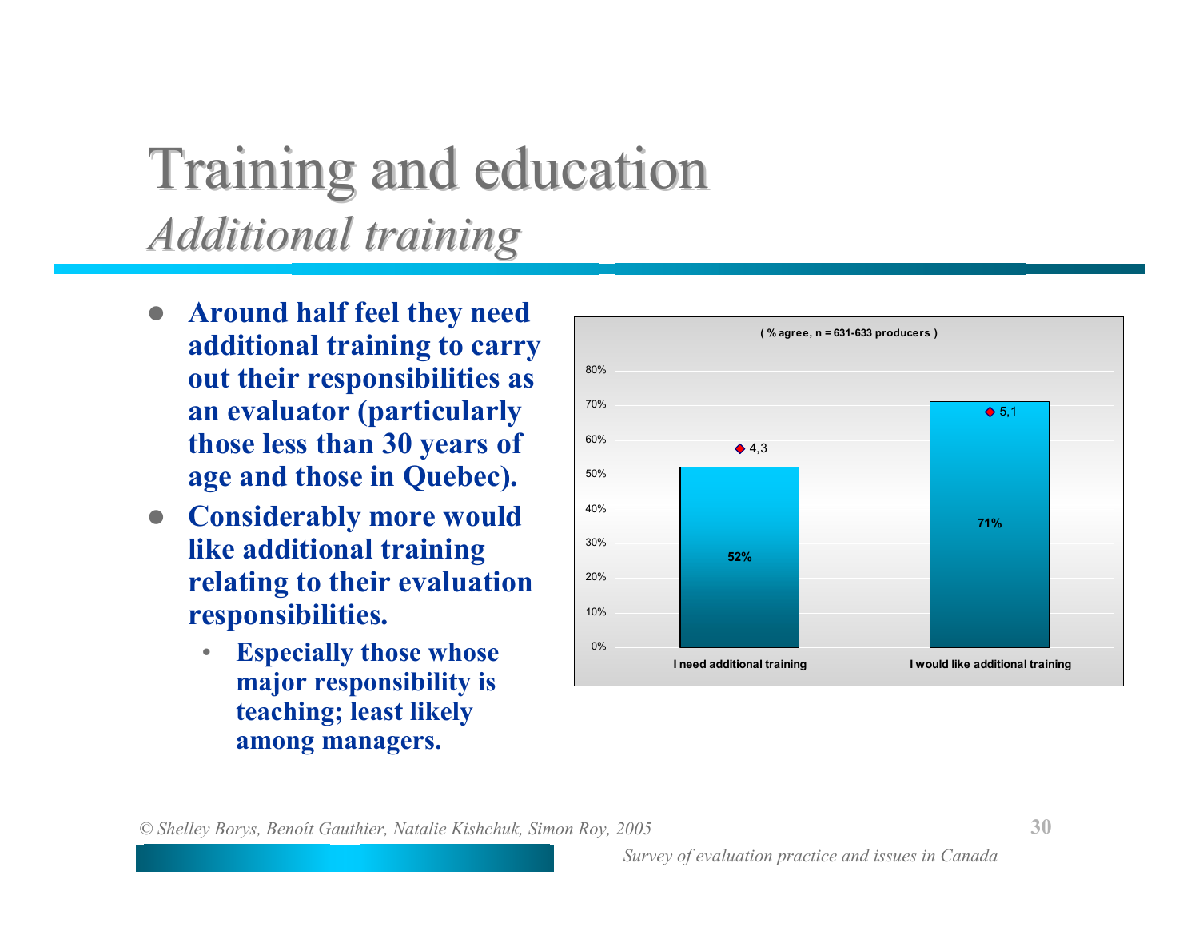# Training and education

## *Additional training*

- **Around half feel they need additional training to carry out their responsibilities as an evaluator (particularly those less than 30 years of age and those in Quebec).**
- **Considerably more would like additional training relating to their evaluation responsibilities.**
  - **Especially those whose major responsibility is teaching; least likely among managers.**

( % agree, n = 631-633 producers )

| | I need additional training | I would like additional training |
|---|---|---|
| % agree | 52% | 71% |
| Mean | 4,3 | 5,1 |

© Shelley Borys, Benoît Gauthier, Natalie Kishchuk, Simon Roy, 2005

*Survey of evaluation practice and issues in Canada*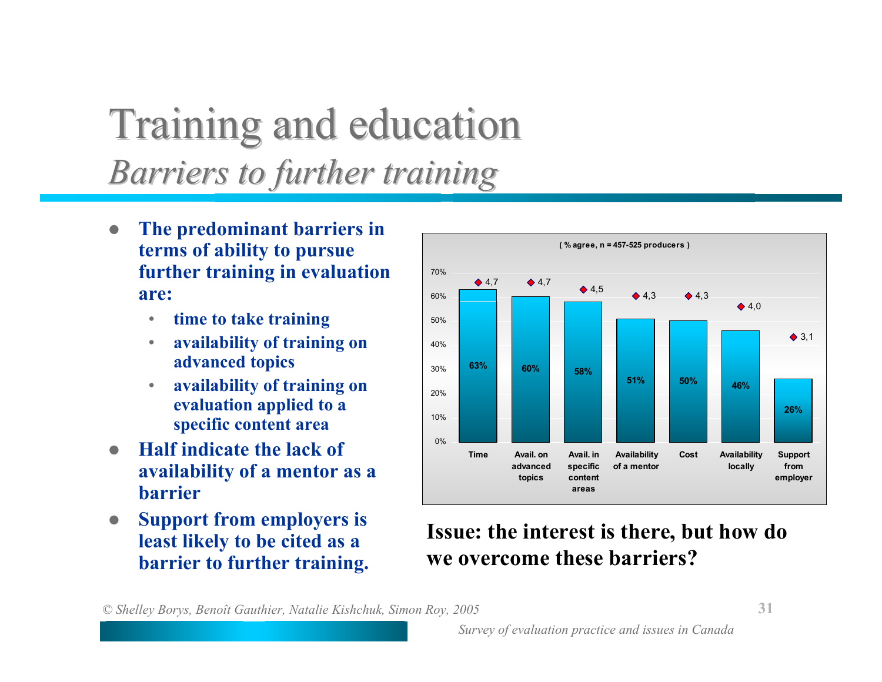# Training and education

## *Barriers to further training*

- **The predominant barriers in terms of ability to pursue further training in evaluation are:**
  - **time to take training**
  - **availability of training on advanced topics**
  - **availability of training on evaluation applied to a specific content area**
- **Half indicate the lack of availability of a mentor as a barrier**
- **Support from employers is least likely to be cited as a barrier to further training.**

( % agree, n = 457-525 producers )

| Barrier | % agree | Score |
|---|---|---|
| Time | 63% | 4,7 |
| Avail. on advanced topics | 60% | 4,7 |
| Avail. in specific content areas | 58% | 4,5 |
| Availability of a mentor | 51% | 4,3 |
| Cost | 50% | 4,3 |
| Availability locally | 46% | 4,0 |
| Support from employer | 26% | 3,1 |

**Issue: the interest is there, but how do we overcome these barriers?**

*© Shelley Borys, Benoît Gauthier, Natalie Kishchuk, Simon Roy, 2005*

*Survey of evaluation practice and issues in Canada*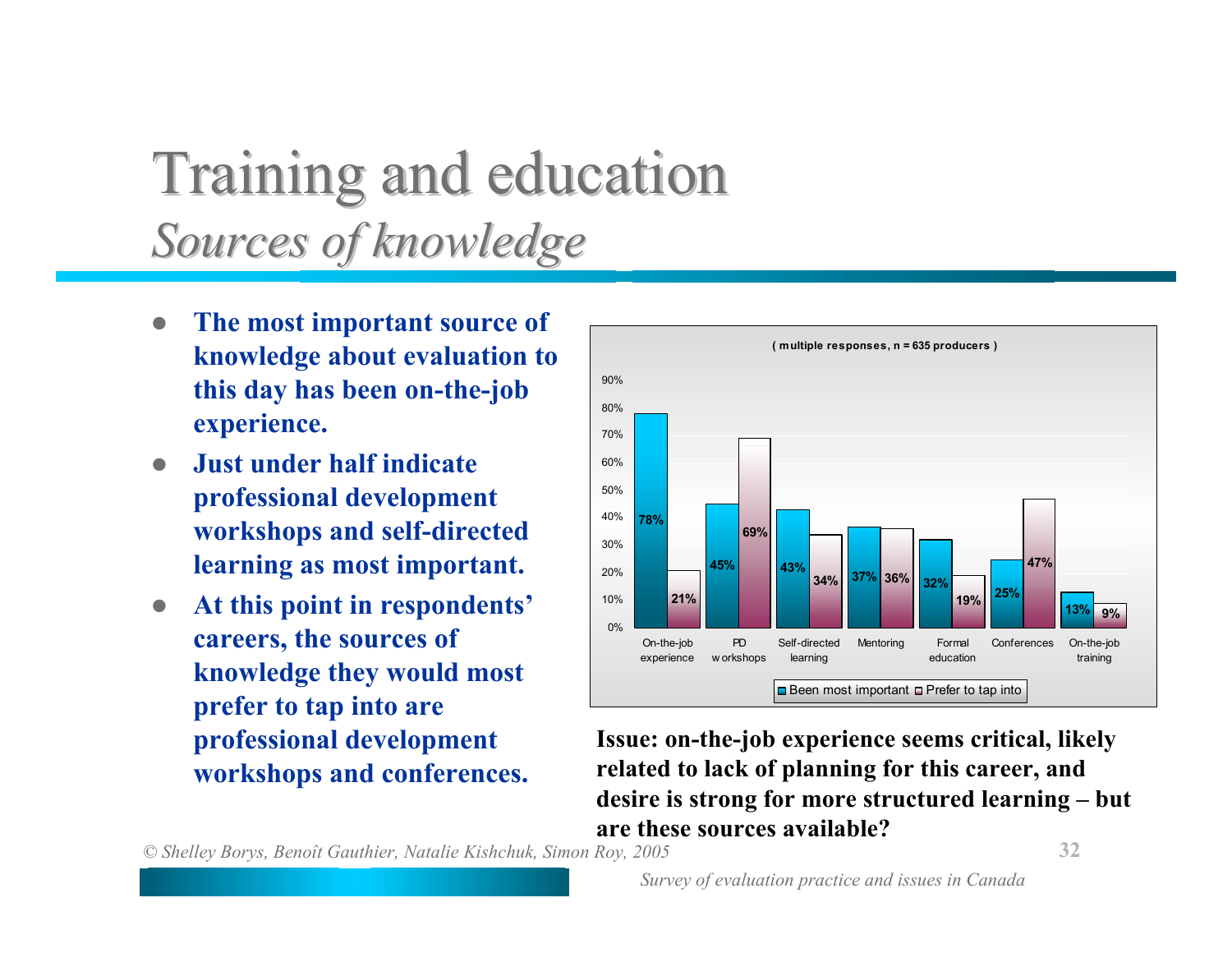# Training and education

## *Sources of knowledge*

- **The most important source of knowledge about evaluation to this day has been on-the-job experience.**
- **Just under half indicate professional development workshops and self-directed learning as most important.**
- **At this point in respondents' careers, the sources of knowledge they would most prefer to tap into are professional development workshops and conferences.**

( multiple responses, n = 635 producers )

| | Been most important | Prefer to tap into |
|---|---|---|
| On-the-job experience | 78% | 21% |
| PD workshops | 45% | 69% |
| Self-directed learning | 43% | 34% |
| Mentoring | 37% | 36% |
| Formal education | 32% | 19% |
| Conferences | 25% | 47% |
| On-the-job training | 13% | 9% |

**Issue: on-the-job experience seems critical, likely related to lack of planning for this career, and desire is strong for more structured learning – but are these sources available?**

*© Shelley Borys, Benoît Gauthier, Natalie Kishchuk, Simon Roy, 2005*

*Survey of evaluation practice and issues in Canada*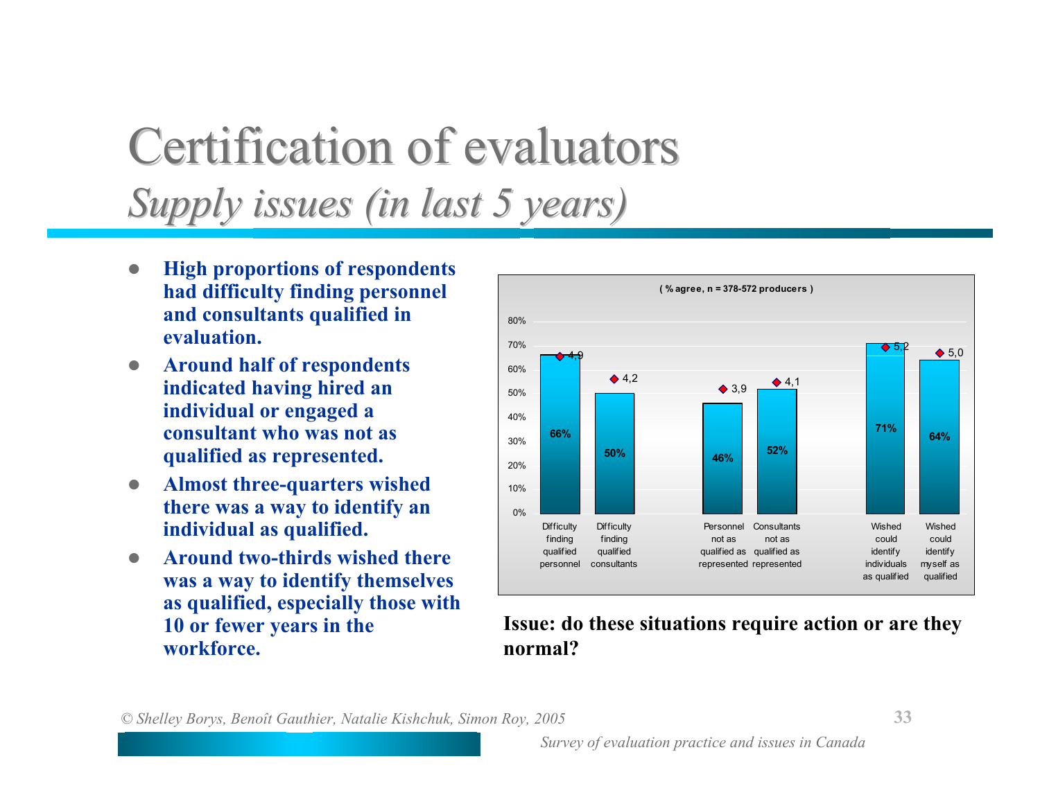# Certification of evaluators

## *Supply issues (in last 5 years)*

- **High proportions of respondents had difficulty finding personnel and consultants qualified in evaluation.**
- **Around half of respondents indicated having hired an individual or engaged a consultant who was not as qualified as represented.**
- **Almost three-quarters wished there was a way to identify an individual as qualified.**
- **Around two-thirds wished there was a way to identify themselves as qualified, especially those with 10 or fewer years in the workforce.**

**( % agree, n = 378-572 producers )**

| | % agree | Mean |
|---|---|---|
| Difficulty finding qualified personnel | 66% | 4,9 |
| Difficulty finding qualified consultants | 50% | 4,2 |
| Personnel not as qualified as represented | 46% | 3,9 |
| Consultants not as qualified as represented | 52% | 4,1 |
| Wished could identify individuals as qualified | 71% | 5,2 |
| Wished could identify myself as qualified | 64% | 5,0 |

**Issue: do these situations require action or are they normal?**

*© Shelley Borys, Benoît Gauthier, Natalie Kishchuk, Simon Roy, 2005*

*Survey of evaluation practice and issues in Canada*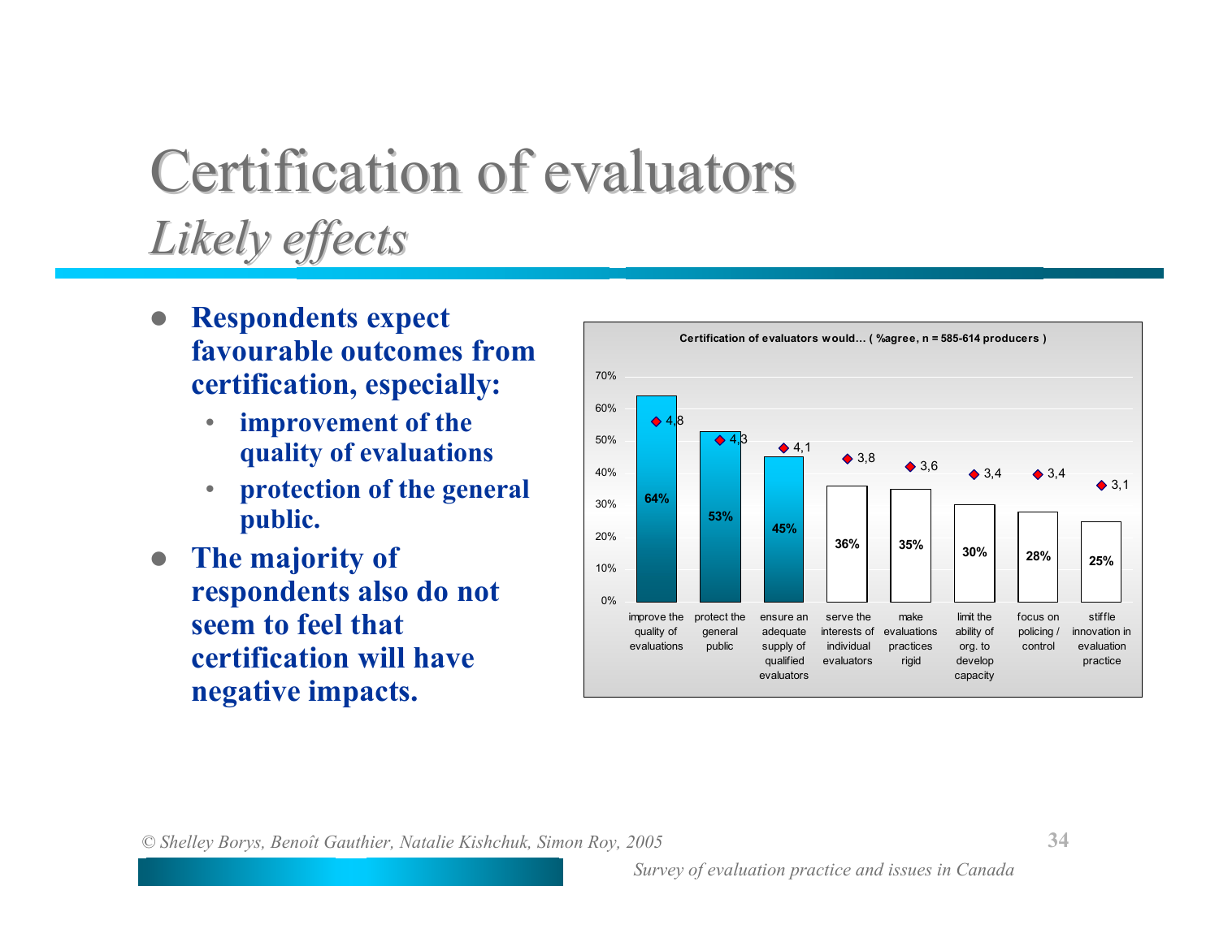# Certification of evaluators

## *Likely effects*

- **Respondents expect favourable outcomes from certification, especially:**
  - **improvement of the quality of evaluations**
  - **protection of the general public.**
- **The majority of respondents also do not seem to feel that certification will have negative impacts.**

**Certification of evaluators would... ( %agree, n = 585-614 producers )**

| Statement | % agree | Mean score |
|---|---|---|
| improve the quality of evaluations | 64% | 4,8 |
| protect the general public | 53% | 4,3 |
| ensure an adequate supply of qualified evaluators | 45% | 4,1 |
| serve the interests of individual evaluators | 36% | 3,8 |
| make evaluations practices rigid | 35% | 3,6 |
| limit the ability of org. to develop capacity | 30% | 3,4 |
| focus on policing / control | 28% | 3,4 |
| stiffle innovation in evaluation practice | 25% | 3,1 |

*© Shelley Borys, Benoît Gauthier, Natalie Kishchuk, Simon Roy, 2005*

*Survey of evaluation practice and issues in Canada*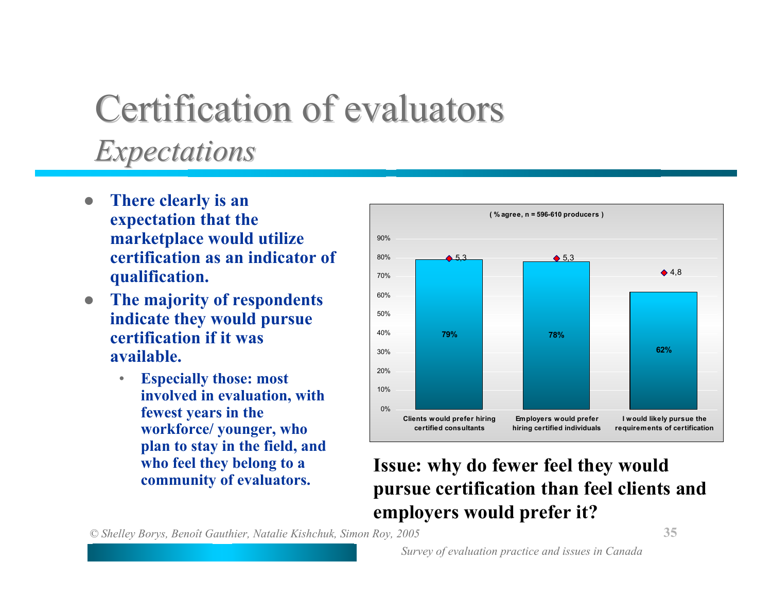# Certification of evaluators

## *Expectations*

- **There clearly is an expectation that the marketplace would utilize certification as an indicator of qualification.**
- **The majority of respondents indicate they would pursue certification if it was available.**
  - **Especially those: most involved in evaluation, with fewest years in the workforce/ younger, who plan to stay in the field, and who feel they belong to a community of evaluators.**

( % agree, n = 596-610 producers )

| | % agree | Mean |
|---|---|---|
| Clients would prefer hiring certified consultants | 79% | 5,3 |
| Employers would prefer hiring certified individuals | 78% | 5,3 |
| I would likely pursue the requirements of certification | 62% | 4,8 |

**Issue: why do fewer feel they would pursue certification than feel clients and employers would prefer it?**

*© Shelley Borys, Benoît Gauthier, Natalie Kishchuk, Simon Roy, 2005*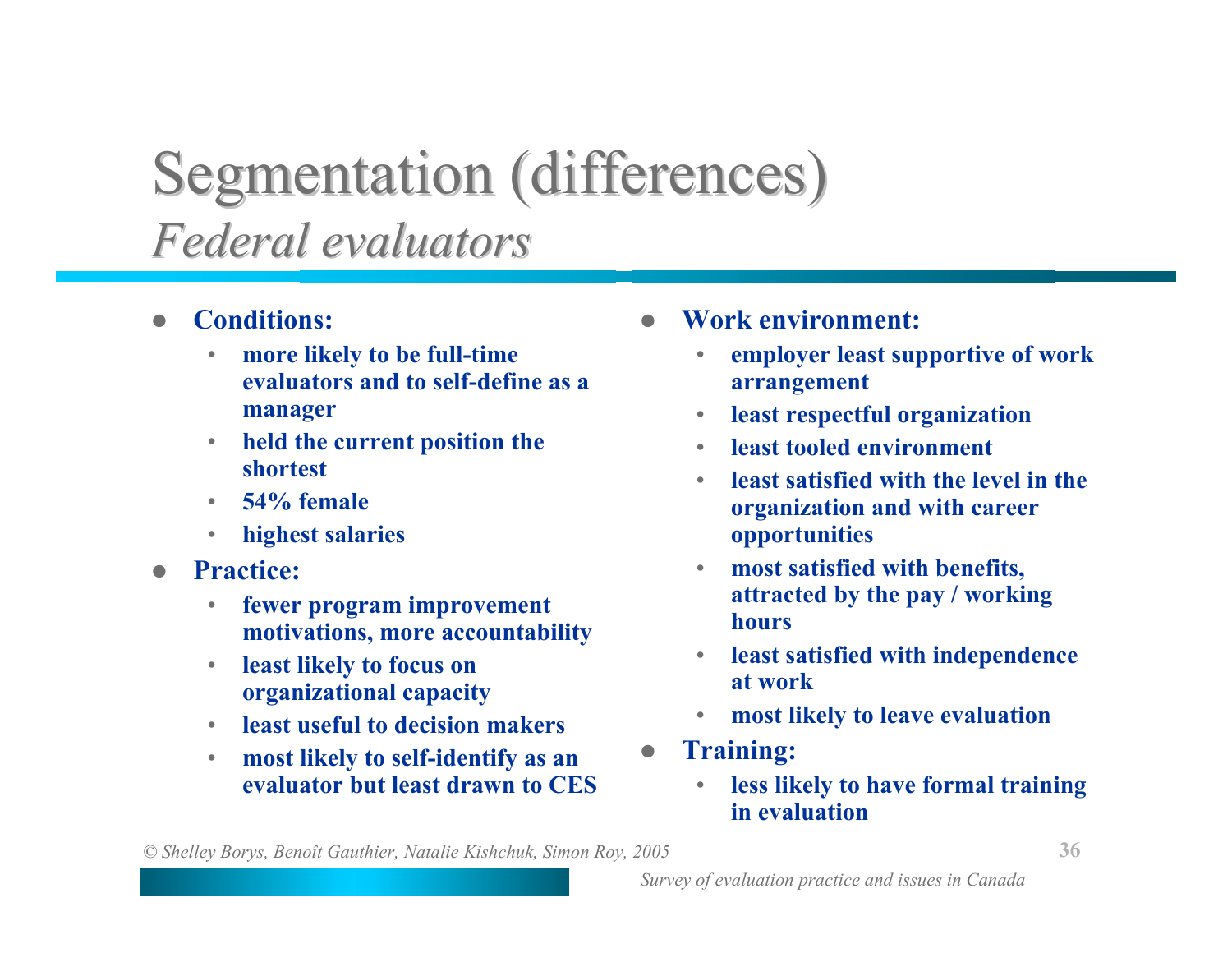# Segmentation (differences)

## *Federal evaluators*

- **Conditions:**
  - **more likely to be full-time evaluators and to self-define as a manager**
  - **held the current position the shortest**
  - **54% female**
  - **highest salaries**
- **Practice:**
  - **fewer program improvement motivations, more accountability**
  - **least likely to focus on organizational capacity**
  - **least useful to decision makers**
  - **most likely to self-identify as an evaluator but least drawn to CES**
- **Work environment:**
  - **employer least supportive of work arrangement**
  - **least respectful organization**
  - **least tooled environment**
  - **least satisfied with the level in the organization and with career opportunities**
  - **most satisfied with benefits, attracted by the pay / working hours**
  - **least satisfied with independence at work**
  - **most likely to leave evaluation**
- **Training:**
  - **less likely to have formal training in evaluation**

*© Shelley Borys, Benoît Gauthier, Natalie Kishchuk, Simon Roy, 2005*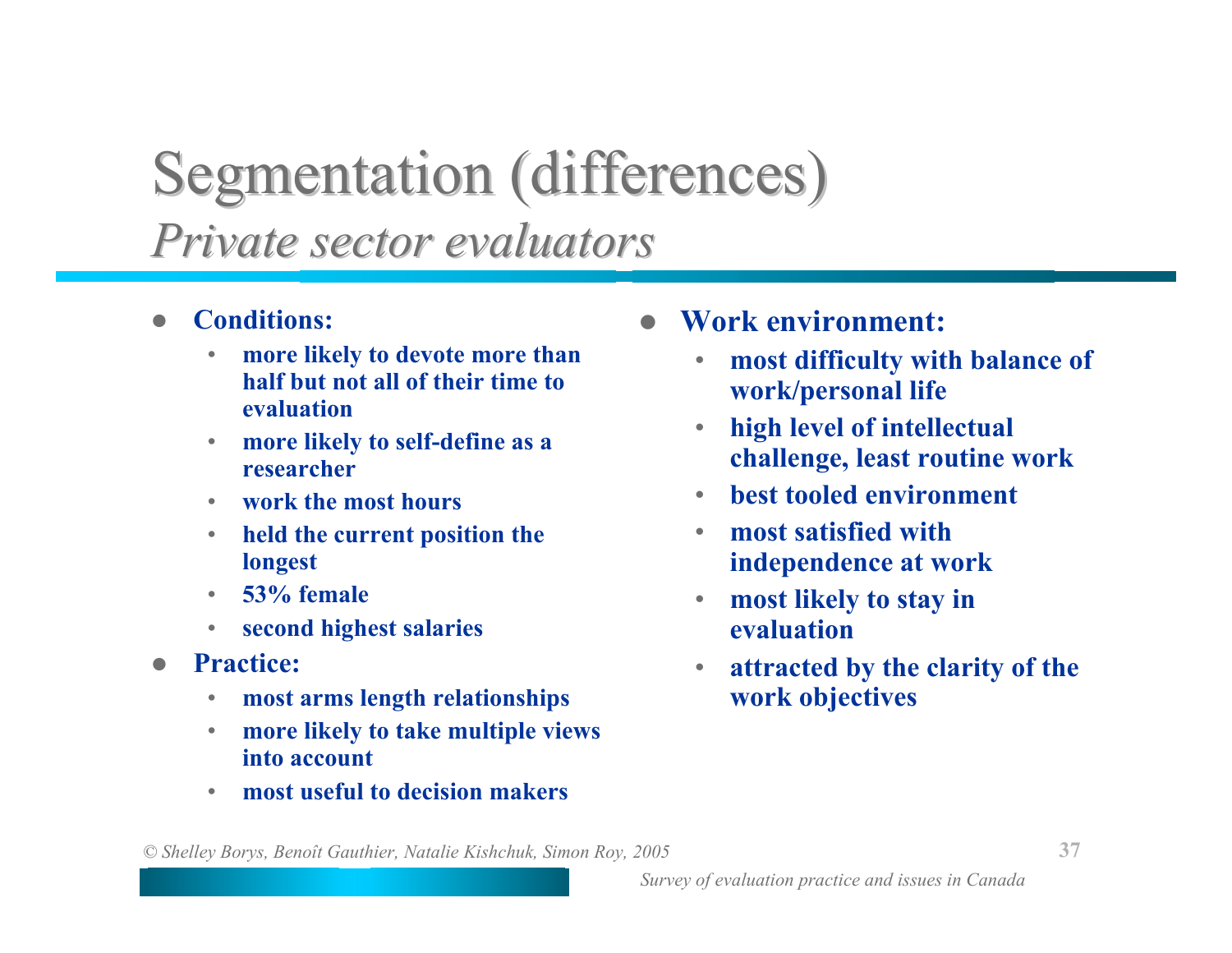# Segmentation (differences)

## *Private sector evaluators*

- **Conditions:**
  - **more likely to devote more than half but not all of their time to evaluation**
  - **more likely to self-define as a researcher**
  - **work the most hours**
  - **held the current position the longest**
  - **53% female**
  - **second highest salaries**
- **Practice:**
  - **most arms length relationships**
  - **more likely to take multiple views into account**
  - **most useful to decision makers**
- **Work environment:**
  - **most difficulty with balance of work/personal life**
  - **high level of intellectual challenge, least routine work**
  - **best tooled environment**
  - **most satisfied with independence at work**
  - **most likely to stay in evaluation**
  - **attracted by the clarity of the work objectives**

*© Shelley Borys, Benoît Gauthier, Natalie Kishchuk, Simon Roy, 2005*

*Survey of evaluation practice and issues in Canada*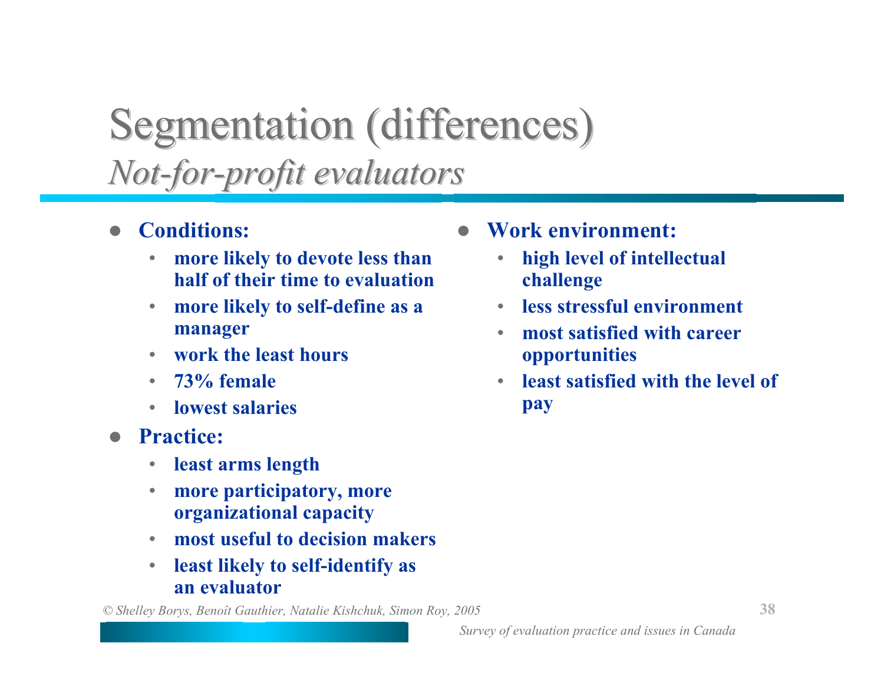# Segmentation (differences)

## *Not-for-profit evaluators*

- **Conditions:**
  - **more likely to devote less than half of their time to evaluation**
  - **more likely to self-define as a manager**
  - **work the least hours**
  - **73% female**
  - **lowest salaries**
- **Practice:**
  - **least arms length**
  - **more participatory, more organizational capacity**
  - **most useful to decision makers**
  - **least likely to self-identify as an evaluator**
- **Work environment:**
  - **high level of intellectual challenge**
  - **less stressful environment**
  - **most satisfied with career opportunities**
  - **least satisfied with the level of pay**

*© Shelley Borys, Benoît Gauthier, Natalie Kishchuk, Simon Roy, 2005*

*Survey of evaluation practice and issues in Canada*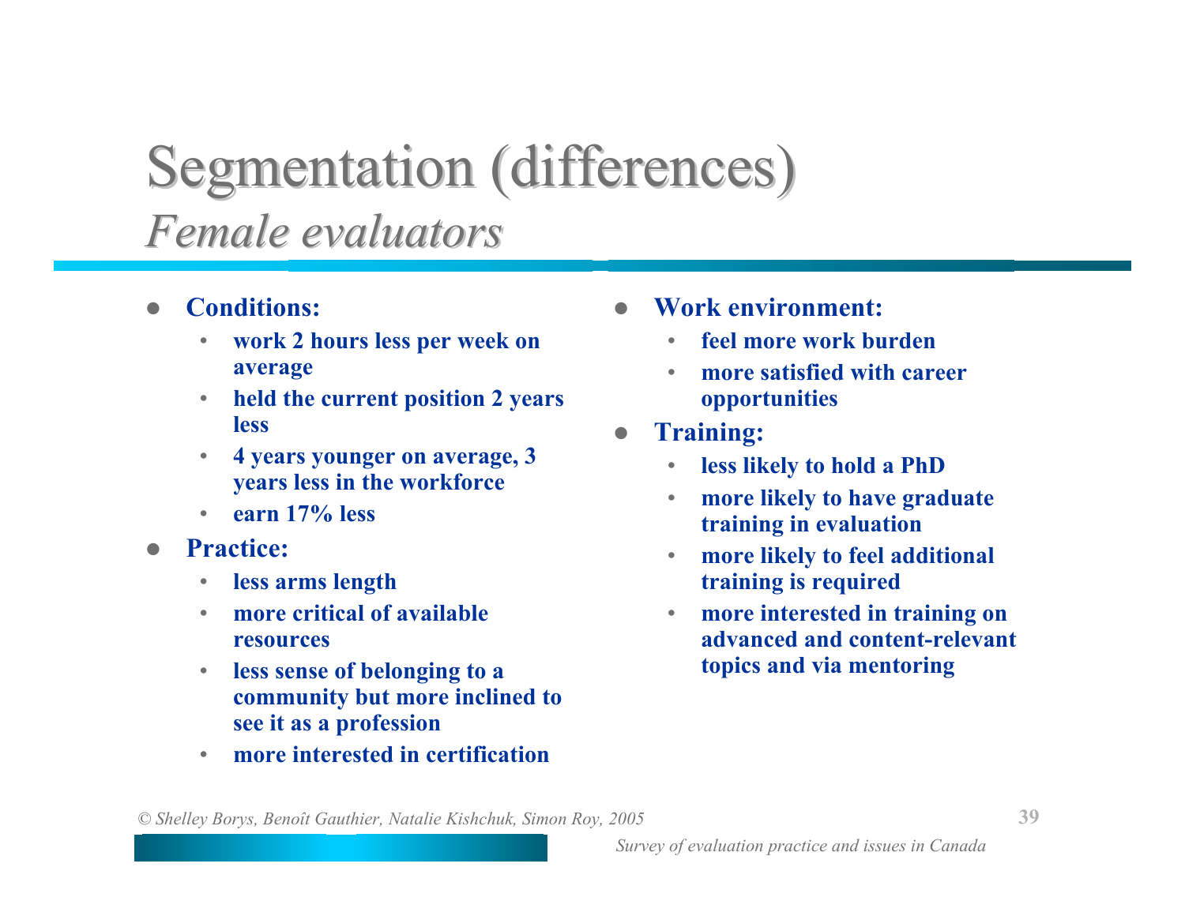# Segmentation (differences)

## *Female evaluators*

- **Conditions:**
  - **work 2 hours less per week on average**
  - **held the current position 2 years less**
  - **4 years younger on average, 3 years less in the workforce**
  - **earn 17% less**
- **Practice:**
  - **less arms length**
  - **more critical of available resources**
  - **less sense of belonging to a community but more inclined to see it as a profession**
  - **more interested in certification**
- **Work environment:**
  - **feel more work burden**
  - **more satisfied with career opportunities**
- **Training:**
  - **less likely to hold a PhD**
  - **more likely to have graduate training in evaluation**
  - **more likely to feel additional training is required**
  - **more interested in training on advanced and content-relevant topics and via mentoring**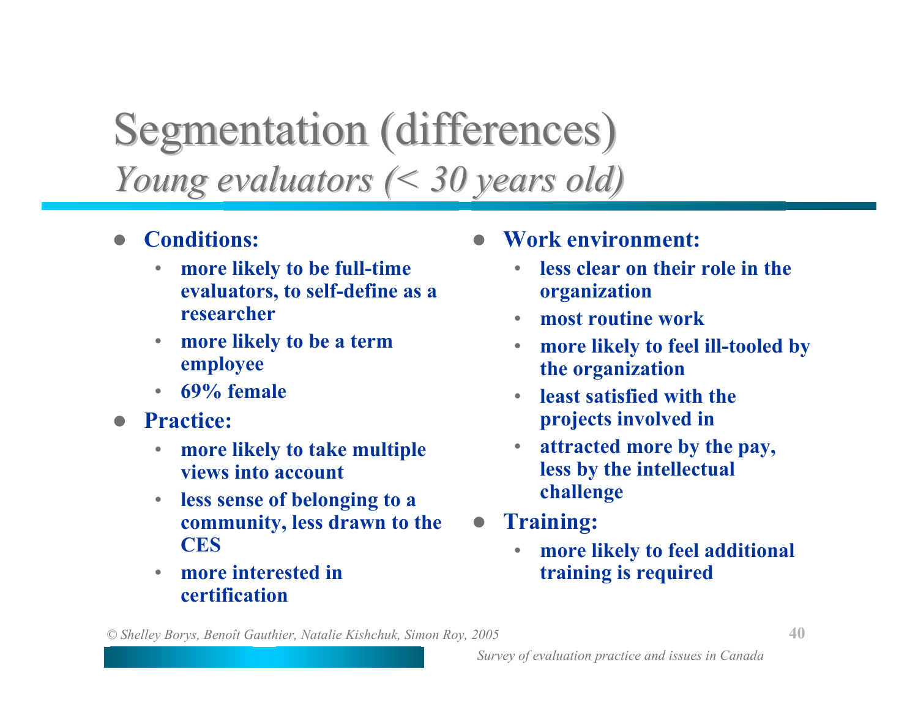# Segmentation (differences)

## *Young evaluators (< 30 years old)*

- **Conditions:**
  - **more likely to be full-time evaluators, to self-define as a researcher**
  - **more likely to be a term employee**
  - **69% female**
- **Practice:**
  - **more likely to take multiple views into account**
  - **less sense of belonging to a community, less drawn to the CES**
  - **more interested in certification**
- **Work environment:**
  - **less clear on their role in the organization**
  - **most routine work**
  - **more likely to feel ill-tooled by the organization**
  - **least satisfied with the projects involved in**
  - **attracted more by the pay, less by the intellectual challenge**
- **Training:**
  - **more likely to feel additional training is required**

*© Shelley Borys, Benoît Gauthier, Natalie Kishchuk, Simon Roy, 2005*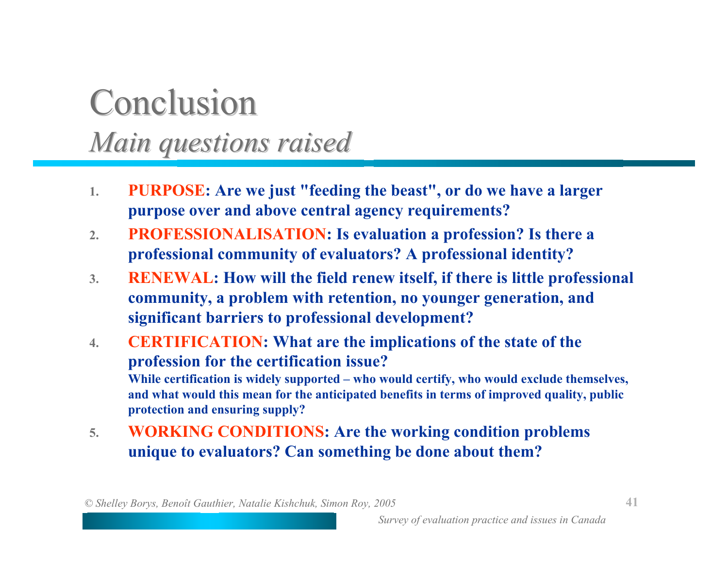# Conclusion

## *Main questions raised*

1. **PURPOSE: Are we just "feeding the beast", or do we have a larger purpose over and above central agency requirements?**
2. **PROFESSIONALISATION: Is evaluation a profession? Is there a professional community of evaluators? A professional identity?**
3. **RENEWAL: How will the field renew itself, if there is little professional community, a problem with retention, no younger generation, and significant barriers to professional development?**
4. **CERTIFICATION: What are the implications of the state of the profession for the certification issue?**
   **While certification is widely supported – who would certify, who would exclude themselves, and what would this mean for the anticipated benefits in terms of improved quality, public protection and ensuring supply?**
5. **WORKING CONDITIONS: Are the working condition problems unique to evaluators? Can something be done about them?**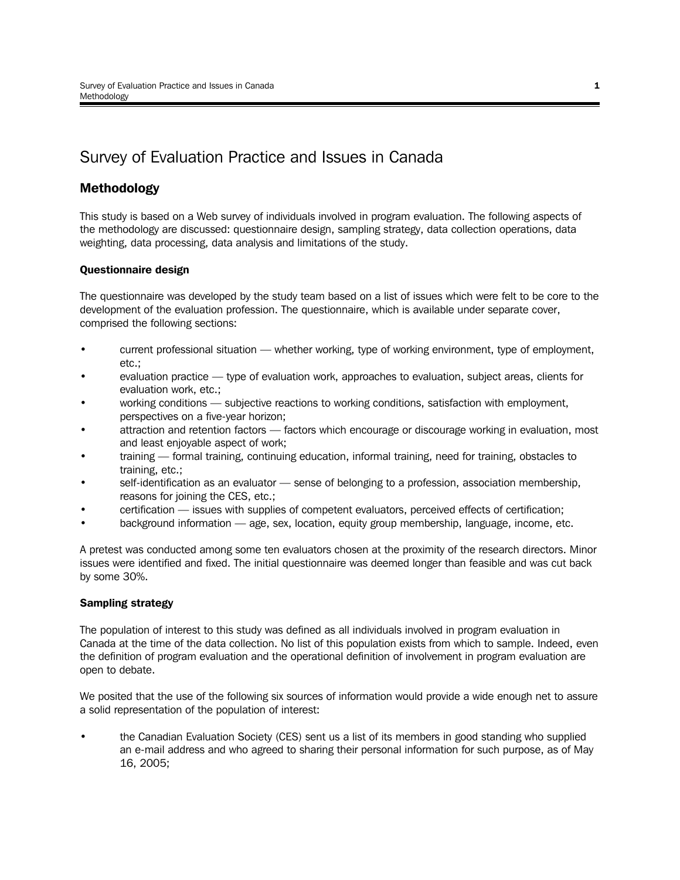# Survey of Evaluation Practice and Issues in Canada

## Methodology

This study is based on a Web survey of individuals involved in program evaluation. The following aspects of the methodology are discussed: questionnaire design, sampling strategy, data collection operations, data weighting, data processing, data analysis and limitations of the study.

### Questionnaire design

The questionnaire was developed by the study team based on a list of issues which were felt to be core to the development of the evaluation profession. The questionnaire, which is available under separate cover, comprised the following sections:

- current professional situation — whether working, type of working environment, type of employment, etc.;
- evaluation practice — type of evaluation work, approaches to evaluation, subject areas, clients for evaluation work, etc.;
- working conditions — subjective reactions to working conditions, satisfaction with employment, perspectives on a five-year horizon;
- attraction and retention factors — factors which encourage or discourage working in evaluation, most and least enjoyable aspect of work;
- training — formal training, continuing education, informal training, need for training, obstacles to training, etc.;
- self-identification as an evaluator — sense of belonging to a profession, association membership, reasons for joining the CES, etc.;
- certification — issues with supplies of competent evaluators, perceived effects of certification;
- background information — age, sex, location, equity group membership, language, income, etc.

A pretest was conducted among some ten evaluators chosen at the proximity of the research directors. Minor issues were identified and fixed. The initial questionnaire was deemed longer than feasible and was cut back by some 30%.

### Sampling strategy

The population of interest to this study was defined as all individuals involved in program evaluation in Canada at the time of the data collection. No list of this population exists from which to sample. Indeed, even the definition of program evaluation and the operational definition of involvement in program evaluation are open to debate.

We posited that the use of the following six sources of information would provide a wide enough net to assure a solid representation of the population of interest:

- the Canadian Evaluation Society (CES) sent us a list of its members in good standing who supplied an e-mail address and who agreed to sharing their personal information for such purpose, as of May 16, 2005;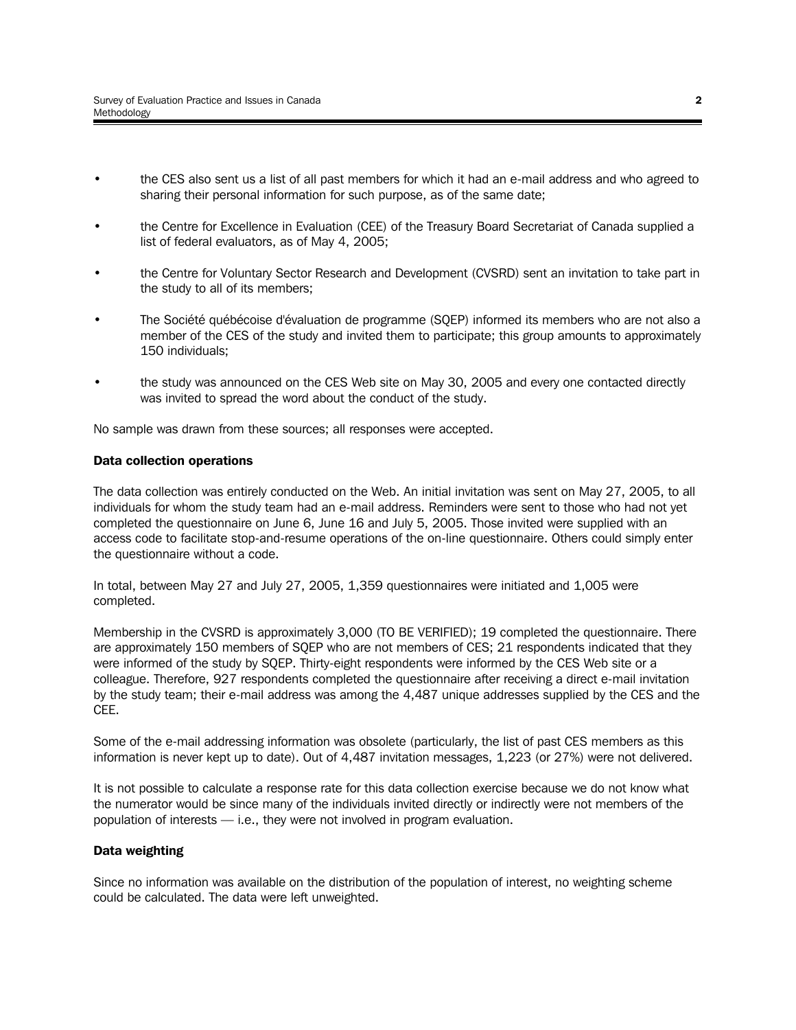- the CES also sent us a list of all past members for which it had an e-mail address and who agreed to sharing their personal information for such purpose, as of the same date;
- the Centre for Excellence in Evaluation (CEE) of the Treasury Board Secretariat of Canada supplied a list of federal evaluators, as of May 4, 2005;
- the Centre for Voluntary Sector Research and Development (CVSRD) sent an invitation to take part in the study to all of its members;
- The Société québécoise d'évaluation de programme (SQEP) informed its members who are not also a member of the CES of the study and invited them to participate; this group amounts to approximately 150 individuals;
- the study was announced on the CES Web site on May 30, 2005 and every one contacted directly was invited to spread the word about the conduct of the study.

No sample was drawn from these sources; all responses were accepted.

**Data collection operations**

The data collection was entirely conducted on the Web. An initial invitation was sent on May 27, 2005, to all individuals for whom the study team had an e-mail address. Reminders were sent to those who had not yet completed the questionnaire on June 6, June 16 and July 5, 2005. Those invited were supplied with an access code to facilitate stop-and-resume operations of the on-line questionnaire. Others could simply enter the questionnaire without a code.

In total, between May 27 and July 27, 2005, 1,359 questionnaires were initiated and 1,005 were completed.

Membership in the CVSRD is approximately 3,000 (TO BE VERIFIED); 19 completed the questionnaire. There are approximately 150 members of SQEP who are not members of CES; 21 respondents indicated that they were informed of the study by SQEP. Thirty-eight respondents were informed by the CES Web site or a colleague. Therefore, 927 respondents completed the questionnaire after receiving a direct e-mail invitation by the study team; their e-mail address was among the 4,487 unique addresses supplied by the CES and the CEE.

Some of the e-mail addressing information was obsolete (particularly, the list of past CES members as this information is never kept up to date). Out of 4,487 invitation messages, 1,223 (or 27%) were not delivered.

It is not possible to calculate a response rate for this data collection exercise because we do not know what the numerator would be since many of the individuals invited directly or indirectly were not members of the population of interests — i.e., they were not involved in program evaluation.

**Data weighting**

Since no information was available on the distribution of the population of interest, no weighting scheme could be calculated. The data were left unweighted.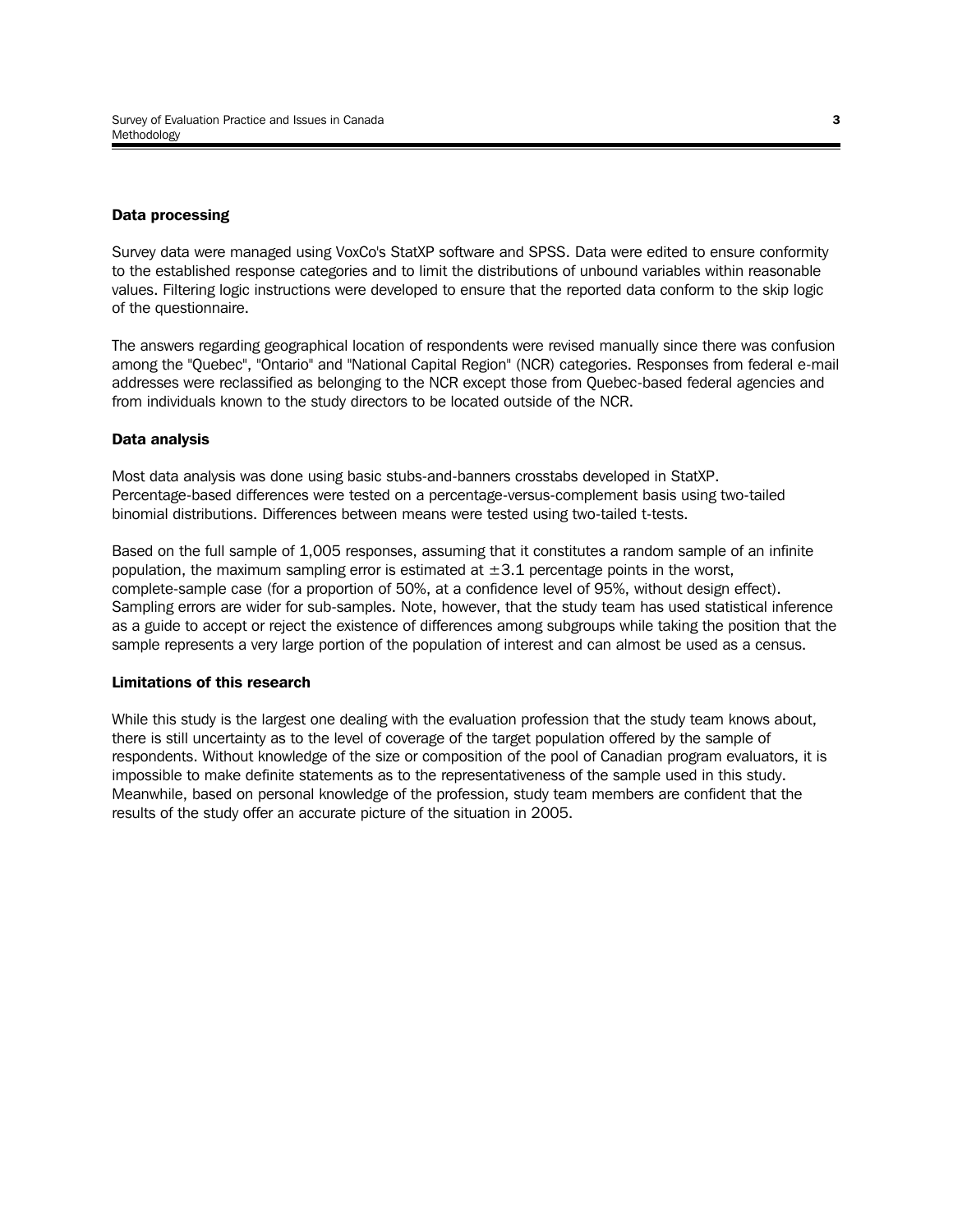### Data processing

Survey data were managed using VoxCo's StatXP software and SPSS. Data were edited to ensure conformity to the established response categories and to limit the distributions of unbound variables within reasonable values. Filtering logic instructions were developed to ensure that the reported data conform to the skip logic of the questionnaire.

The answers regarding geographical location of respondents were revised manually since there was confusion among the "Quebec", "Ontario" and "National Capital Region" (NCR) categories. Responses from federal e-mail addresses were reclassified as belonging to the NCR except those from Quebec-based federal agencies and from individuals known to the study directors to be located outside of the NCR.

### Data analysis

Most data analysis was done using basic stubs-and-banners crosstabs developed in StatXP. Percentage-based differences were tested on a percentage-versus-complement basis using two-tailed binomial distributions. Differences between means were tested using two-tailed t-tests.

Based on the full sample of 1,005 responses, assuming that it constitutes a random sample of an infinite population, the maximum sampling error is estimated at $\pm 3.1$ percentage points in the worst, complete-sample case (for a proportion of 50%, at a confidence level of 95%, without design effect). Sampling errors are wider for sub-samples. Note, however, that the study team has used statistical inference as a guide to accept or reject the existence of differences among subgroups while taking the position that the sample represents a very large portion of the population of interest and can almost be used as a census.

### Limitations of this research

While this study is the largest one dealing with the evaluation profession that the study team knows about, there is still uncertainty as to the level of coverage of the target population offered by the sample of respondents. Without knowledge of the size or composition of the pool of Canadian program evaluators, it is impossible to make definite statements as to the representativeness of the sample used in this study. Meanwhile, based on personal knowledge of the profession, study team members are confident that the results of the study offer an accurate picture of the situation in 2005.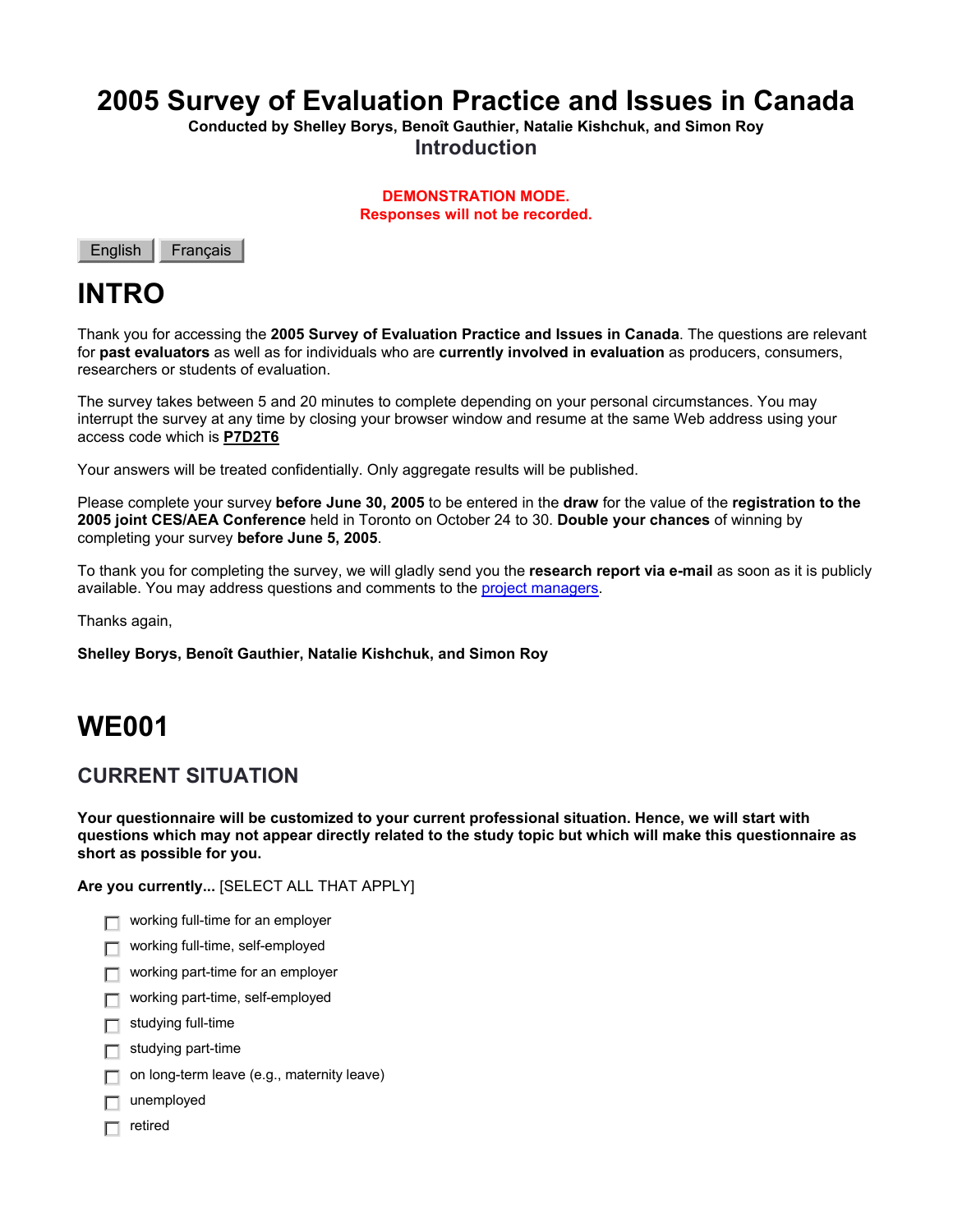# 2005 Survey of Evaluation Practice and Issues in Canada

**Conducted by Shelley Borys, Benoît Gauthier, Natalie Kishchuk, and Simon Roy**

## Introduction

**DEMONSTRATION MODE.**
**Responses will not be recorded.**

English | Français

# INTRO

Thank you for accessing the **2005 Survey of Evaluation Practice and Issues in Canada**. The questions are relevant for **past evaluators** as well as for individuals who are **currently involved in evaluation** as producers, consumers, researchers or students of evaluation.

The survey takes between 5 and 20 minutes to complete depending on your personal circumstances. You may interrupt the survey at any time by closing your browser window and resume at the same Web address using your access code which is **P7D2T6**

Your answers will be treated confidentially. Only aggregate results will be published.

Please complete your survey **before June 30, 2005** to be entered in the **draw** for the value of the **registration to the 2005 joint CES/AEA Conference** held in Toronto on October 24 to 30. **Double your chances** of winning by completing your survey **before June 5, 2005**.

To thank you for completing the survey, we will gladly send you the **research report via e-mail** as soon as it is publicly available. You may address questions and comments to the project managers.

Thanks again,

**Shelley Borys, Benoît Gauthier, Natalie Kishchuk, and Simon Roy**

# WE001

## CURRENT SITUATION

**Your questionnaire will be customized to your current professional situation. Hence, we will start with questions which may not appear directly related to the study topic but which will make this questionnaire as short as possible for you.**

**Are you currently...** [SELECT ALL THAT APPLY]

- ☐ working full-time for an employer
- ☐ working full-time, self-employed
- ☐ working part-time for an employer
- ☐ working part-time, self-employed
- ☐ studying full-time
- ☐ studying part-time
- ☐ on long-term leave (e.g., maternity leave)
- ☐ unemployed
- ☐ retired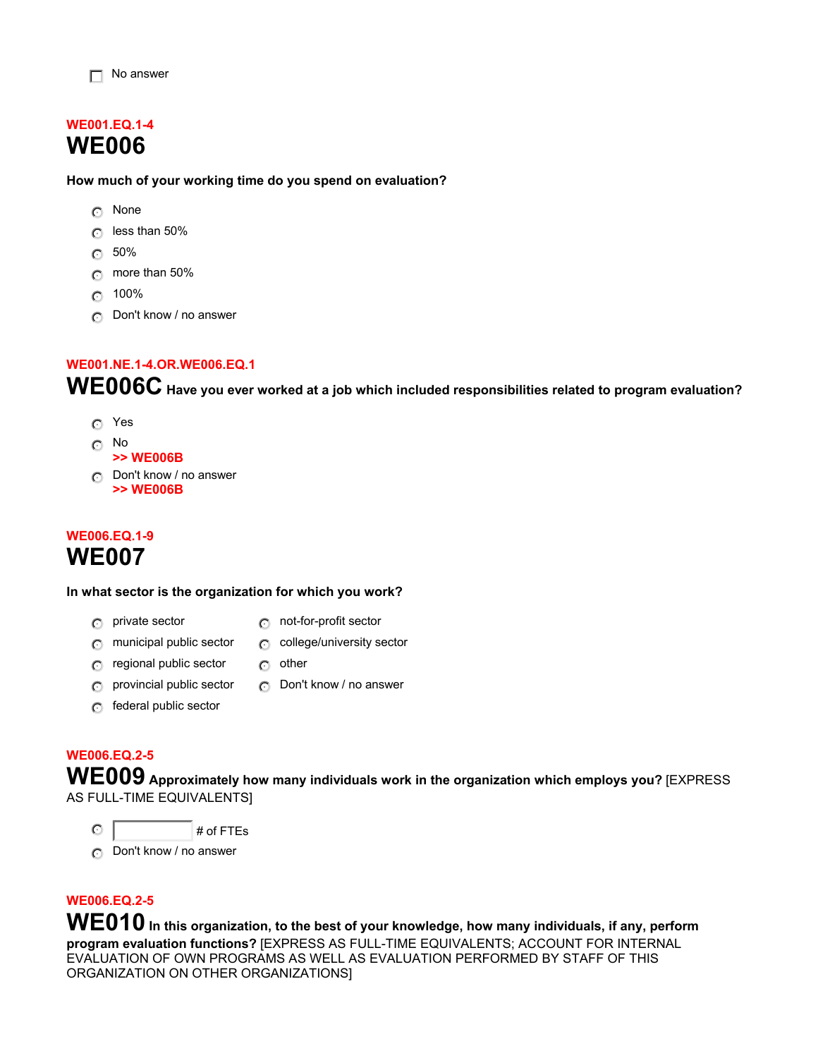- [ ] No answer

WE001.EQ.1-4

## WE006

**How much of your working time do you spend on evaluation?**

- None
- less than 50%
- 50%
- more than 50%
- 100%
- Don't know / no answer

WE001.NE.1-4.OR.WE006.EQ.1

## WE006C **Have you ever worked at a job which included responsibilities related to program evaluation?**

- Yes
- No
  >> WE006B
- Don't know / no answer
  >> WE006B

WE006.EQ.1-9

## WE007

**In what sector is the organization for which you work?**

- private sector
- municipal public sector
- regional public sector
- provincial public sector
- federal public sector
- not-for-profit sector
- college/university sector
- other
- Don't know / no answer

WE006.EQ.2-5

## WE009 **Approximately how many individuals work in the organization which employs you?** [EXPRESS AS FULL-TIME EQUIVALENTS]

- ________ # of FTEs
- Don't know / no answer

WE006.EQ.2-5

## WE010 **In this organization, to the best of your knowledge, how many individuals, if any, perform program evaluation functions?** [EXPRESS AS FULL-TIME EQUIVALENTS; ACCOUNT FOR INTERNAL EVALUATION OF OWN PROGRAMS AS WELL AS EVALUATION PERFORMED BY STAFF OF THIS ORGANIZATION ON OTHER ORGANIZATIONS]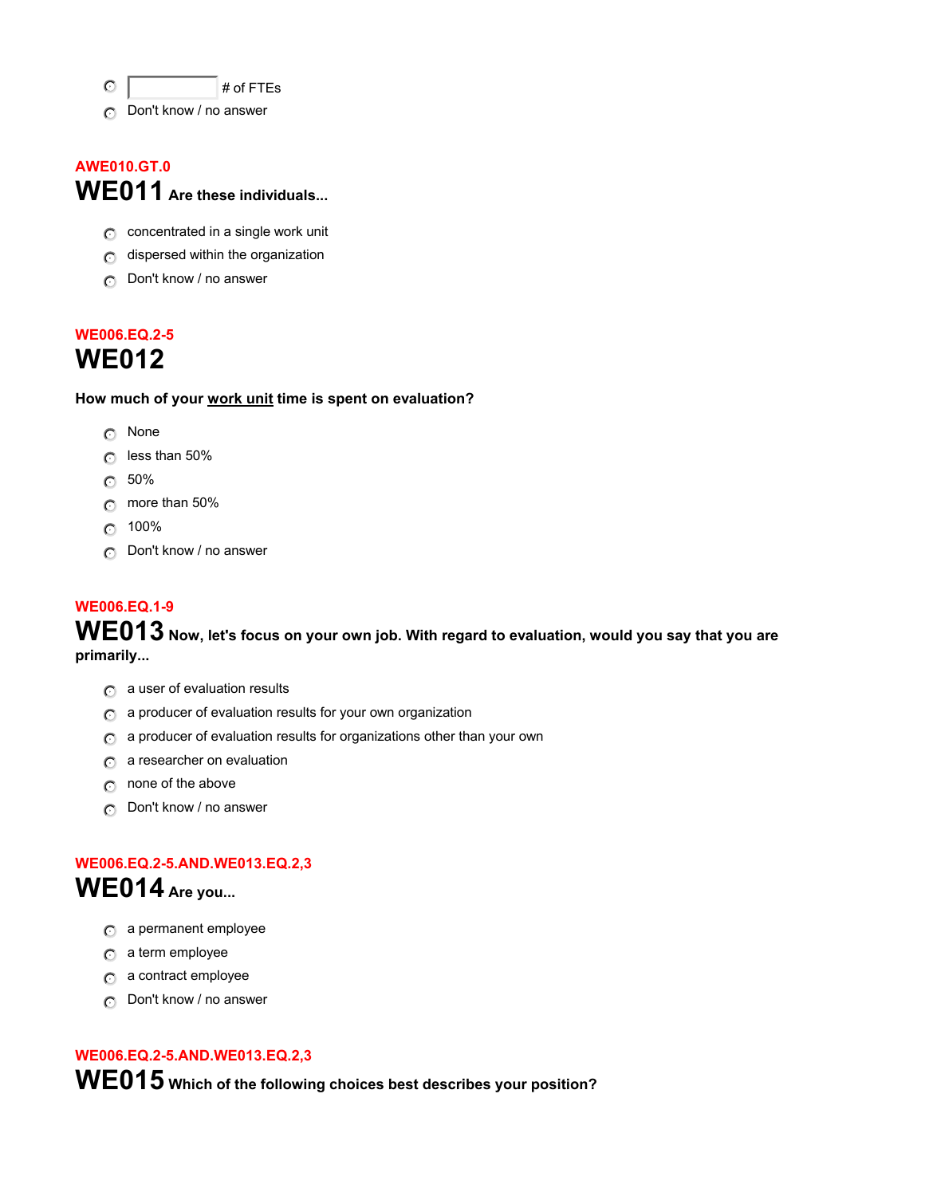- [ ] ______ # of FTEs
- [ ] Don't know / no answer

**AWE010.GT.0**

## WE011 Are these individuals...

- [ ] concentrated in a single work unit
- [ ] dispersed within the organization
- [ ] Don't know / no answer

**WE006.EQ.2-5**

## WE012

**How much of your <u>work unit</u> time is spent on evaluation?**

- [ ] None
- [ ] less than 50%
- [ ] 50%
- [ ] more than 50%
- [ ] 100%
- [ ] Don't know / no answer

**WE006.EQ.1-9**

## WE013 Now, let's focus on your own job. With regard to evaluation, would you say that you are primarily...

- [ ] a user of evaluation results
- [ ] a producer of evaluation results for your own organization
- [ ] a producer of evaluation results for organizations other than your own
- [ ] a researcher on evaluation
- [ ] none of the above
- [ ] Don't know / no answer

**WE006.EQ.2-5.AND.WE013.EQ.2,3**

## WE014 Are you...

- [ ] a permanent employee
- [ ] a term employee
- [ ] a contract employee
- [ ] Don't know / no answer

**WE006.EQ.2-5.AND.WE013.EQ.2,3**

## WE015 Which of the following choices best describes your position?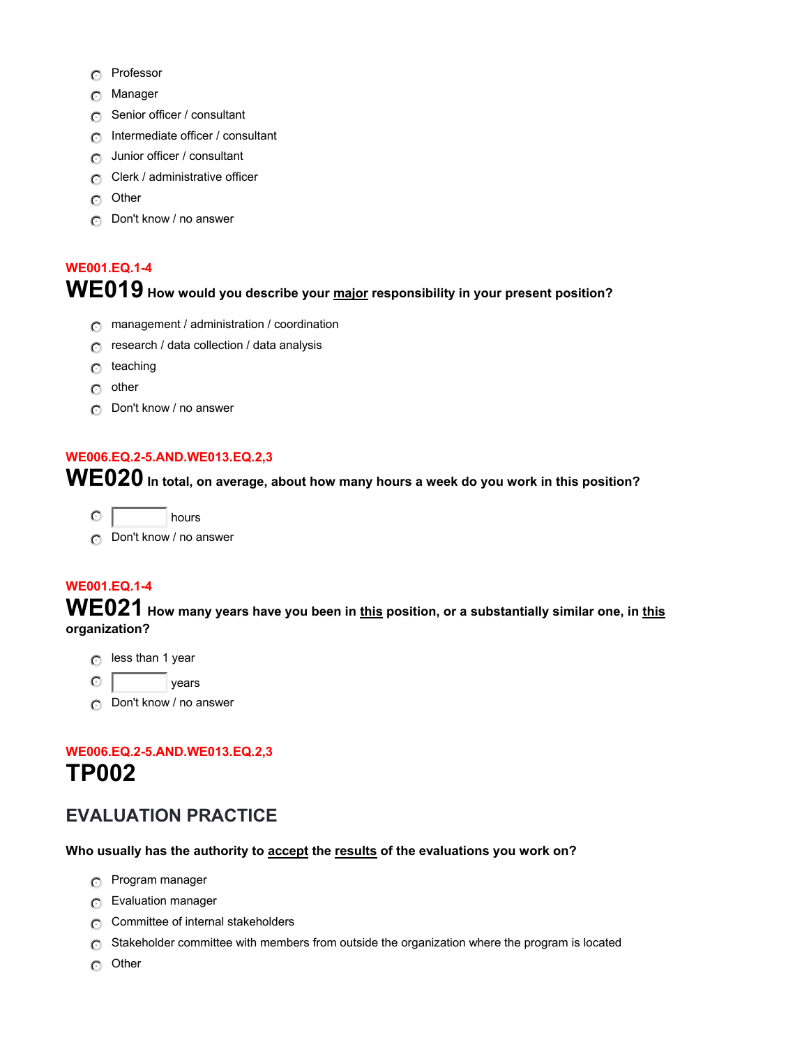- Professor
- Manager
- Senior officer / consultant
- Intermediate officer / consultant
- Junior officer / consultant
- Clerk / administrative officer
- Other
- Don't know / no answer

WE001.EQ.1-4

**WE019** **How would you describe your <u>major</u> responsibility in your present position?**

- management / administration / coordination
- research / data collection / data analysis
- teaching
- other
- Don't know / no answer

WE006.EQ.2-5.AND.WE013.EQ.2,3

**WE020** **In total, on average, about how many hours a week do you work in this position?**

- [ ] hours
- Don't know / no answer

WE001.EQ.1-4

**WE021** **How many years have you been in <u>this</u> position, or a substantially similar one, in <u>this</u> organization?**

- less than 1 year
- [ ] years
- Don't know / no answer

WE006.EQ.2-5.AND.WE013.EQ.2,3

# TP002

## EVALUATION PRACTICE

**Who usually has the authority to <u>accept</u> the <u>results</u> of the evaluations you work on?**

- Program manager
- Evaluation manager
- Committee of internal stakeholders
- Stakeholder committee with members from outside the organization where the program is located
- Other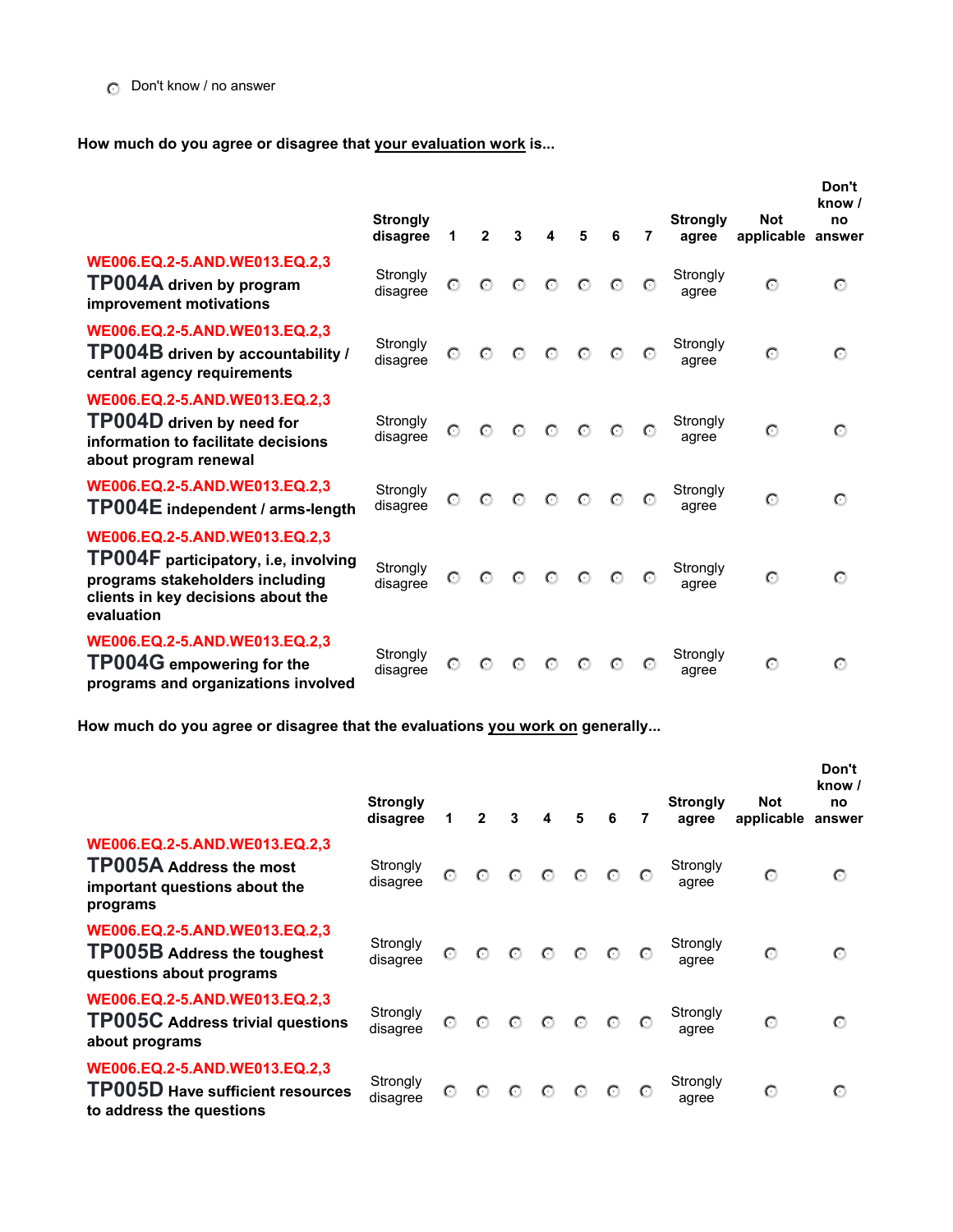- ◯ Don't know / no answer

**How much do you agree or disagree that your evaluation work is...**

| | Strongly disagree | 1 | 2 | 3 | 4 | 5 | 6 | 7 | Strongly agree | Not applicable | Don't know / no answer |
|---|---|---|---|---|---|---|---|---|---|---|---|
| WE006.EQ.2-5.AND.WE013.EQ.2,3 **TP004A driven by program improvement motivations** | Strongly disagree | ◯ | ◯ | ◯ | ◯ | ◯ | ◯ | ◯ | Strongly agree | ◯ | ◯ |
| WE006.EQ.2-5.AND.WE013.EQ.2,3 **TP004B driven by accountability / central agency requirements** | Strongly disagree | ◯ | ◯ | ◯ | ◯ | ◯ | ◯ | ◯ | Strongly agree | ◯ | ◯ |
| WE006.EQ.2-5.AND.WE013.EQ.2,3 **TP004D driven by need for information to facilitate decisions about program renewal** | Strongly disagree | ◯ | ◯ | ◯ | ◯ | ◯ | ◯ | ◯ | Strongly agree | ◯ | ◯ |
| WE006.EQ.2-5.AND.WE013.EQ.2,3 **TP004E independent / arms-length** | Strongly disagree | ◯ | ◯ | ◯ | ◯ | ◯ | ◯ | ◯ | Strongly agree | ◯ | ◯ |
| WE006.EQ.2-5.AND.WE013.EQ.2,3 **TP004F participatory, i.e, involving programs stakeholders including clients in key decisions about the evaluation** | Strongly disagree | ◯ | ◯ | ◯ | ◯ | ◯ | ◯ | ◯ | Strongly agree | ◯ | ◯ |
| WE006.EQ.2-5.AND.WE013.EQ.2,3 **TP004G empowering for the programs and organizations involved** | Strongly disagree | ◯ | ◯ | ◯ | ◯ | ◯ | ◯ | ◯ | Strongly agree | ◯ | ◯ |

**How much do you agree or disagree that the evaluations you work on generally...**

| | Strongly disagree | 1 | 2 | 3 | 4 | 5 | 6 | 7 | Strongly agree | Not applicable | Don't know / no answer |
|---|---|---|---|---|---|---|---|---|---|---|---|
| WE006.EQ.2-5.AND.WE013.EQ.2,3 **TP005A Address the most important questions about the programs** | Strongly disagree | ◯ | ◯ | ◯ | ◯ | ◯ | ◯ | ◯ | Strongly agree | ◯ | ◯ |
| WE006.EQ.2-5.AND.WE013.EQ.2,3 **TP005B Address the toughest questions about programs** | Strongly disagree | ◯ | ◯ | ◯ | ◯ | ◯ | ◯ | ◯ | Strongly agree | ◯ | ◯ |
| WE006.EQ.2-5.AND.WE013.EQ.2,3 **TP005C Address trivial questions about programs** | Strongly disagree | ◯ | ◯ | ◯ | ◯ | ◯ | ◯ | ◯ | Strongly agree | ◯ | ◯ |
| WE006.EQ.2-5.AND.WE013.EQ.2,3 **TP005D Have sufficient resources to address the questions** | Strongly disagree | ◯ | ◯ | ◯ | ◯ | ◯ | ◯ | ◯ | Strongly agree | ◯ | ◯ |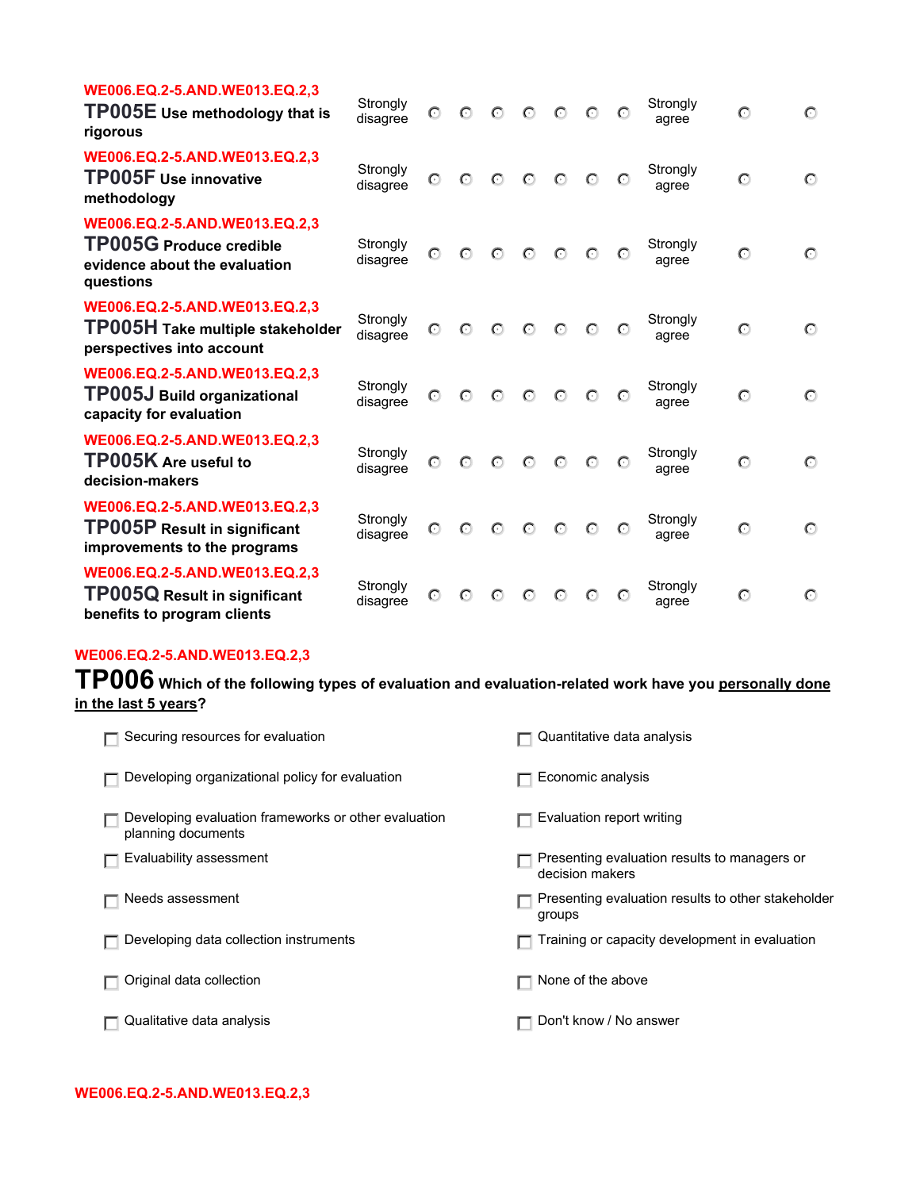WE006.EQ.2-5.AND.WE013.EQ.2,3
**TP005E Use methodology that is rigorous**

| | | | | | | | | | | |
|---|---|---|---|---|---|---|---|---|---|---|
| Strongly disagree | ○ | ○ | ○ | ○ | ○ | ○ | ○ | Strongly agree | ○ | ○ |

WE006.EQ.2-5.AND.WE013.EQ.2,3
**TP005F Use innovative methodology**

| | | | | | | | | | | |
|---|---|---|---|---|---|---|---|---|---|---|
| Strongly disagree | ○ | ○ | ○ | ○ | ○ | ○ | ○ | Strongly agree | ○ | ○ |

WE006.EQ.2-5.AND.WE013.EQ.2,3
**TP005G Produce credible evidence about the evaluation questions**

| | | | | | | | | | | |
|---|---|---|---|---|---|---|---|---|---|---|
| Strongly disagree | ○ | ○ | ○ | ○ | ○ | ○ | ○ | Strongly agree | ○ | ○ |

WE006.EQ.2-5.AND.WE013.EQ.2,3
**TP005H Take multiple stakeholder perspectives into account**

| | | | | | | | | | | |
|---|---|---|---|---|---|---|---|---|---|---|
| Strongly disagree | ○ | ○ | ○ | ○ | ○ | ○ | ○ | Strongly agree | ○ | ○ |

WE006.EQ.2-5.AND.WE013.EQ.2,3
**TP005J Build organizational capacity for evaluation**

| | | | | | | | | | | |
|---|---|---|---|---|---|---|---|---|---|---|
| Strongly disagree | ○ | ○ | ○ | ○ | ○ | ○ | ○ | Strongly agree | ○ | ○ |

WE006.EQ.2-5.AND.WE013.EQ.2,3
**TP005K Are useful to decision-makers**

| | | | | | | | | | | |
|---|---|---|---|---|---|---|---|---|---|---|
| Strongly disagree | ○ | ○ | ○ | ○ | ○ | ○ | ○ | Strongly agree | ○ | ○ |

WE006.EQ.2-5.AND.WE013.EQ.2,3
**TP005P Result in significant improvements to the programs**

| | | | | | | | | | | |
|---|---|---|---|---|---|---|---|---|---|---|
| Strongly disagree | ○ | ○ | ○ | ○ | ○ | ○ | ○ | Strongly agree | ○ | ○ |

WE006.EQ.2-5.AND.WE013.EQ.2,3
**TP005Q Result in significant benefits to program clients**

| | | | | | | | | | | |
|---|---|---|---|---|---|---|---|---|---|---|
| Strongly disagree | ○ | ○ | ○ | ○ | ○ | ○ | ○ | Strongly agree | ○ | ○ |

WE006.EQ.2-5.AND.WE013.EQ.2,3

**TP006 Which of the following types of evaluation and evaluation-related work have you personally done in the last 5 years?**

- ☐ Securing resources for evaluation
- ☐ Developing organizational policy for evaluation
- ☐ Developing evaluation frameworks or other evaluation planning documents
- ☐ Evaluability assessment
- ☐ Needs assessment
- ☐ Developing data collection instruments
- ☐ Original data collection
- ☐ Qualitative data analysis
- ☐ Quantitative data analysis
- ☐ Economic analysis
- ☐ Evaluation report writing
- ☐ Presenting evaluation results to managers or decision makers
- ☐ Presenting evaluation results to other stakeholder groups
- ☐ Training or capacity development in evaluation
- ☐ None of the above
- ☐ Don't know / No answer

WE006.EQ.2-5.AND.WE013.EQ.2,3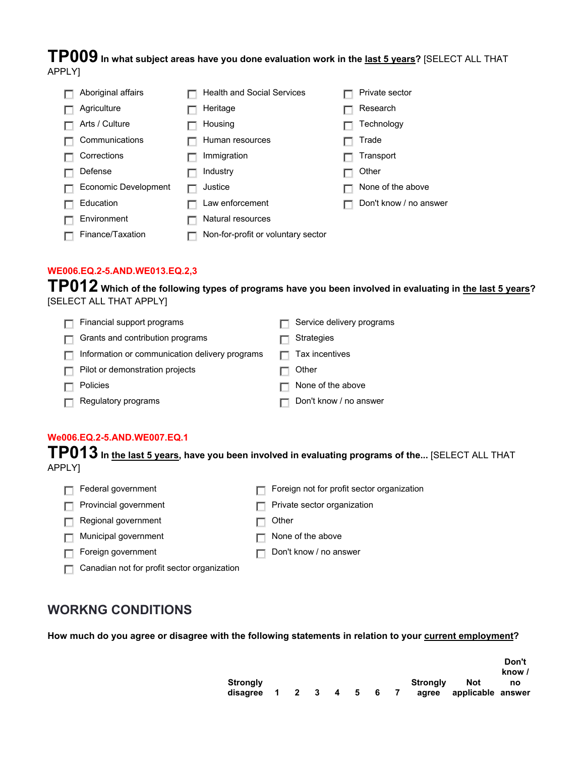**TP009** **In what subject areas have you done evaluation work in the __last 5 years__?** [SELECT ALL THAT APPLY]

- ☐ Aboriginal affairs
- ☐ Agriculture
- ☐ Arts / Culture
- ☐ Communications
- ☐ Corrections
- ☐ Defense
- ☐ Economic Development
- ☐ Education
- ☐ Environment
- ☐ Finance/Taxation
- ☐ Health and Social Services
- ☐ Heritage
- ☐ Housing
- ☐ Human resources
- ☐ Immigration
- ☐ Industry
- ☐ Justice
- ☐ Law enforcement
- ☐ Natural resources
- ☐ Non-for-profit or voluntary sector
- ☐ Private sector
- ☐ Research
- ☐ Technology
- ☐ Trade
- ☐ Transport
- ☐ Other
- ☐ None of the above
- ☐ Don't know / no answer

WE006.EQ.2-5.AND.WE013.EQ.2,3

**TP012** **Which of the following types of programs have you been involved in evaluating in __the last 5 years__?** [SELECT ALL THAT APPLY]

- ☐ Financial support programs
- ☐ Grants and contribution programs
- ☐ Information or communication delivery programs
- ☐ Pilot or demonstration projects
- ☐ Policies
- ☐ Regulatory programs
- ☐ Service delivery programs
- ☐ Strategies
- ☐ Tax incentives
- ☐ Other
- ☐ None of the above
- ☐ Don't know / no answer

We006.EQ.2-5.AND.WE007.EQ.1

**TP013** **In __the last 5 years__, have you been involved in evaluating programs of the...** [SELECT ALL THAT APPLY]

- ☐ Federal government
- ☐ Provincial government
- ☐ Regional government
- ☐ Municipal government
- ☐ Foreign government
- ☐ Canadian not for profit sector organization
- ☐ Foreign not for profit sector organization
- ☐ Private sector organization
- ☐ Other
- ☐ None of the above
- ☐ Don't know / no answer

## WORKNG CONDITIONS

**How much do you agree or disagree with the following statements in relation to your __current employment__?**

| Strongly disagree | 1 | 2 | 3 | 4 | 5 | 6 | 7 | Strongly agree | Not applicable | Don't know / no answer |
|---|---|---|---|---|---|---|---|---|---|---|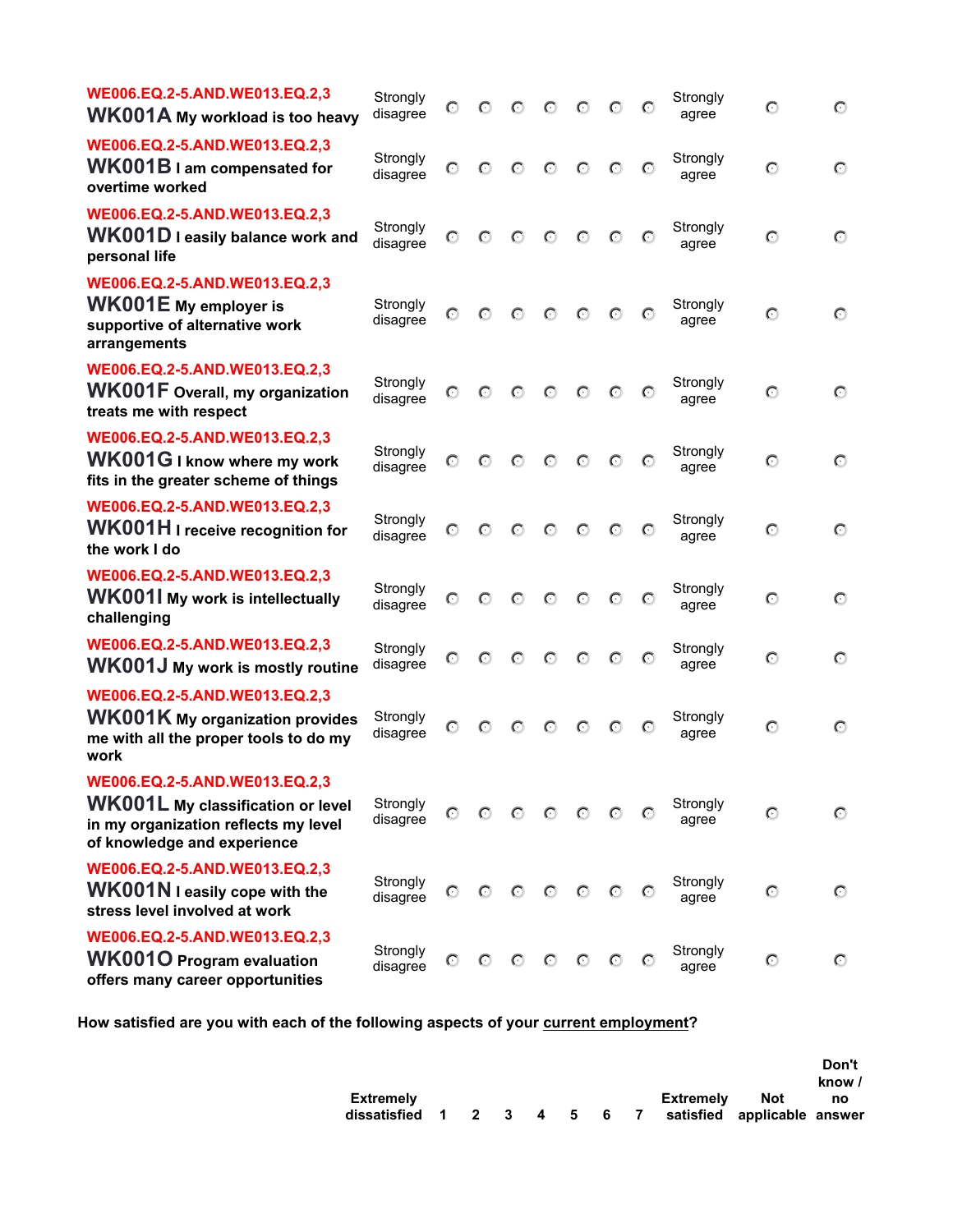| | | | | | | | | | | | |
|---|---|---|---|---|---|---|---|---|---|---|---|
| WE006.EQ.2-5.AND.WE013.EQ.2,3<br>**WK001A My workload is too heavy** | Strongly disagree | ○ | ○ | ○ | ○ | ○ | ○ | ○ | Strongly agree | ○ | ○ |
| WE006.EQ.2-5.AND.WE013.EQ.2,3<br>**WK001B I am compensated for overtime worked** | Strongly disagree | ○ | ○ | ○ | ○ | ○ | ○ | ○ | Strongly agree | ○ | ○ |
| WE006.EQ.2-5.AND.WE013.EQ.2,3<br>**WK001D I easily balance work and personal life** | Strongly disagree | ○ | ○ | ○ | ○ | ○ | ○ | ○ | Strongly agree | ○ | ○ |
| WE006.EQ.2-5.AND.WE013.EQ.2,3<br>**WK001E My employer is supportive of alternative work arrangements** | Strongly disagree | ○ | ○ | ○ | ○ | ○ | ○ | ○ | Strongly agree | ○ | ○ |
| WE006.EQ.2-5.AND.WE013.EQ.2,3<br>**WK001F Overall, my organization treats me with respect** | Strongly disagree | ○ | ○ | ○ | ○ | ○ | ○ | ○ | Strongly agree | ○ | ○ |
| WE006.EQ.2-5.AND.WE013.EQ.2,3<br>**WK001G I know where my work fits in the greater scheme of things** | Strongly disagree | ○ | ○ | ○ | ○ | ○ | ○ | ○ | Strongly agree | ○ | ○ |
| WE006.EQ.2-5.AND.WE013.EQ.2,3<br>**WK001H I receive recognition for the work I do** | Strongly disagree | ○ | ○ | ○ | ○ | ○ | ○ | ○ | Strongly agree | ○ | ○ |
| WE006.EQ.2-5.AND.WE013.EQ.2,3<br>**WK001I My work is intellectually challenging** | Strongly disagree | ○ | ○ | ○ | ○ | ○ | ○ | ○ | Strongly agree | ○ | ○ |
| WE006.EQ.2-5.AND.WE013.EQ.2,3<br>**WK001J My work is mostly routine** | Strongly disagree | ○ | ○ | ○ | ○ | ○ | ○ | ○ | Strongly agree | ○ | ○ |
| WE006.EQ.2-5.AND.WE013.EQ.2,3<br>**WK001K My organization provides me with all the proper tools to do my work** | Strongly disagree | ○ | ○ | ○ | ○ | ○ | ○ | ○ | Strongly agree | ○ | ○ |
| WE006.EQ.2-5.AND.WE013.EQ.2,3<br>**WK001L My classification or level in my organization reflects my level of knowledge and experience** | Strongly disagree | ○ | ○ | ○ | ○ | ○ | ○ | ○ | Strongly agree | ○ | ○ |
| WE006.EQ.2-5.AND.WE013.EQ.2,3<br>**WK001N I easily cope with the stress level involved at work** | Strongly disagree | ○ | ○ | ○ | ○ | ○ | ○ | ○ | Strongly agree | ○ | ○ |
| WE006.EQ.2-5.AND.WE013.EQ.2,3<br>**WK001O Program evaluation offers many career opportunities** | Strongly disagree | ○ | ○ | ○ | ○ | ○ | ○ | ○ | Strongly agree | ○ | ○ |

**How satisfied are you with each of the following aspects of your current employment?**

| | | | | | | | | | | | |
|---|---|---|---|---|---|---|---|---|---|---|---|
| | **Extremely dissatisfied** | **1** | **2** | **3** | **4** | **5** | **6** | **7** | **Extremely satisfied** | **Not applicable** | **Don't know / no answer** |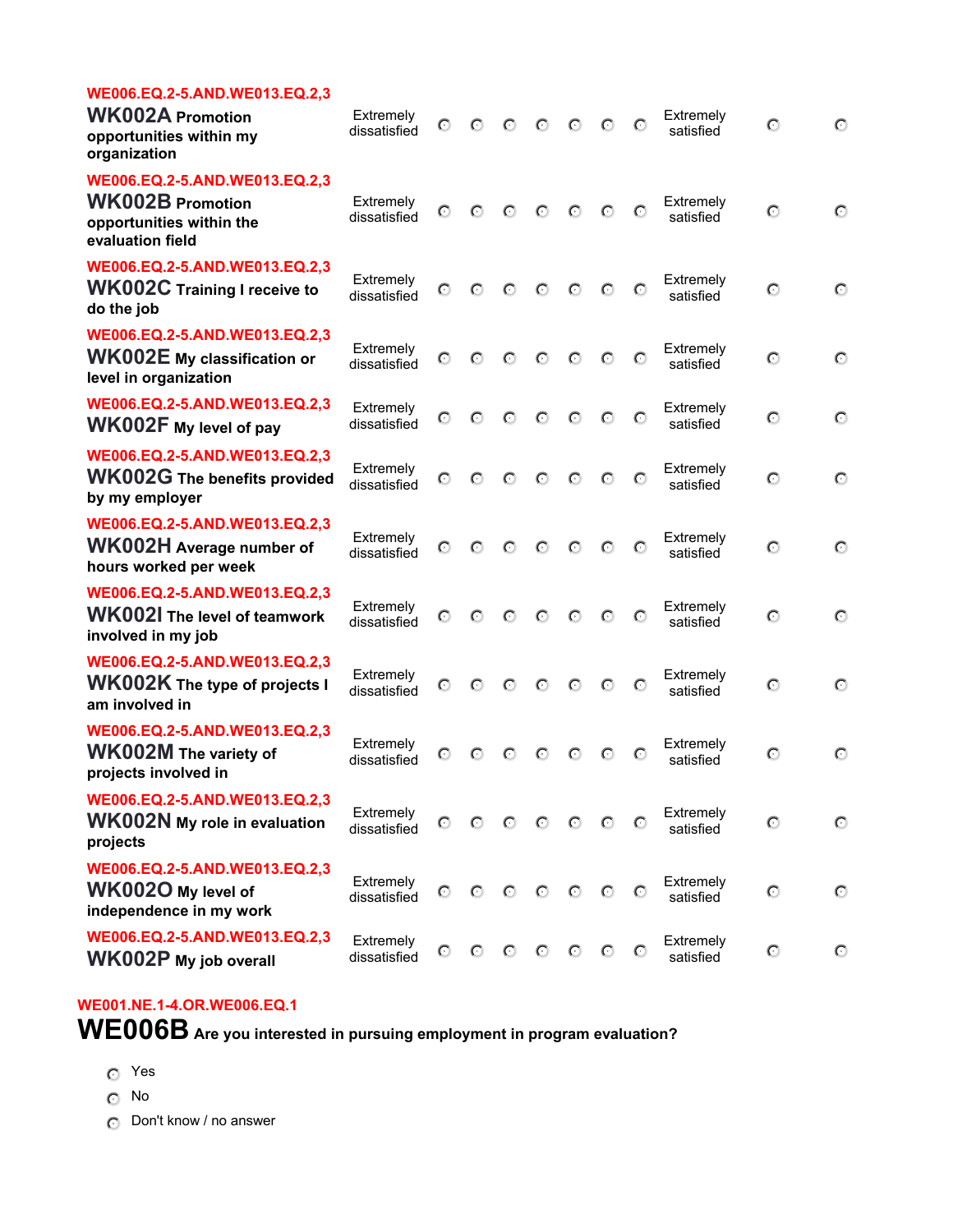| | | | | | | | | | | | |
|---|---|---|---|---|---|---|---|---|---|---|---|
| WE006.EQ.2-5.AND.WE013.EQ.2,3<br>**WK002A** Promotion opportunities within my organization | Extremely dissatisfied | ○ | ○ | ○ | ○ | ○ | ○ | ○ | Extremely satisfied | ○ | ○ |
| WE006.EQ.2-5.AND.WE013.EQ.2,3<br>**WK002B** Promotion opportunities within the evaluation field | Extremely dissatisfied | ○ | ○ | ○ | ○ | ○ | ○ | ○ | Extremely satisfied | ○ | ○ |
| WE006.EQ.2-5.AND.WE013.EQ.2,3<br>**WK002C** Training I receive to do the job | Extremely dissatisfied | ○ | ○ | ○ | ○ | ○ | ○ | ○ | Extremely satisfied | ○ | ○ |
| WE006.EQ.2-5.AND.WE013.EQ.2,3<br>**WK002E** My classification or level in organization | Extremely dissatisfied | ○ | ○ | ○ | ○ | ○ | ○ | ○ | Extremely satisfied | ○ | ○ |
| WE006.EQ.2-5.AND.WE013.EQ.2,3<br>**WK002F** My level of pay | Extremely dissatisfied | ○ | ○ | ○ | ○ | ○ | ○ | ○ | Extremely satisfied | ○ | ○ |
| WE006.EQ.2-5.AND.WE013.EQ.2,3<br>**WK002G** The benefits provided by my employer | Extremely dissatisfied | ○ | ○ | ○ | ○ | ○ | ○ | ○ | Extremely satisfied | ○ | ○ |
| WE006.EQ.2-5.AND.WE013.EQ.2,3<br>**WK002H** Average number of hours worked per week | Extremely dissatisfied | ○ | ○ | ○ | ○ | ○ | ○ | ○ | Extremely satisfied | ○ | ○ |
| WE006.EQ.2-5.AND.WE013.EQ.2,3<br>**WK002I** The level of teamwork involved in my job | Extremely dissatisfied | ○ | ○ | ○ | ○ | ○ | ○ | ○ | Extremely satisfied | ○ | ○ |
| WE006.EQ.2-5.AND.WE013.EQ.2,3<br>**WK002K** The type of projects I am involved in | Extremely dissatisfied | ○ | ○ | ○ | ○ | ○ | ○ | ○ | Extremely satisfied | ○ | ○ |
| WE006.EQ.2-5.AND.WE013.EQ.2,3<br>**WK002M** The variety of projects involved in | Extremely dissatisfied | ○ | ○ | ○ | ○ | ○ | ○ | ○ | Extremely satisfied | ○ | ○ |
| WE006.EQ.2-5.AND.WE013.EQ.2,3<br>**WK002N** My role in evaluation projects | Extremely dissatisfied | ○ | ○ | ○ | ○ | ○ | ○ | ○ | Extremely satisfied | ○ | ○ |
| WE006.EQ.2-5.AND.WE013.EQ.2,3<br>**WK002O** My level of independence in my work | Extremely dissatisfied | ○ | ○ | ○ | ○ | ○ | ○ | ○ | Extremely satisfied | ○ | ○ |
| WE006.EQ.2-5.AND.WE013.EQ.2,3<br>**WK002P** My job overall | Extremely dissatisfied | ○ | ○ | ○ | ○ | ○ | ○ | ○ | Extremely satisfied | ○ | ○ |

WE001.NE.1-4.OR.WE006.EQ.1

**WE006B** Are you interested in pursuing employment in program evaluation?

- ○ Yes
- ○ No
- ○ Don't know / no answer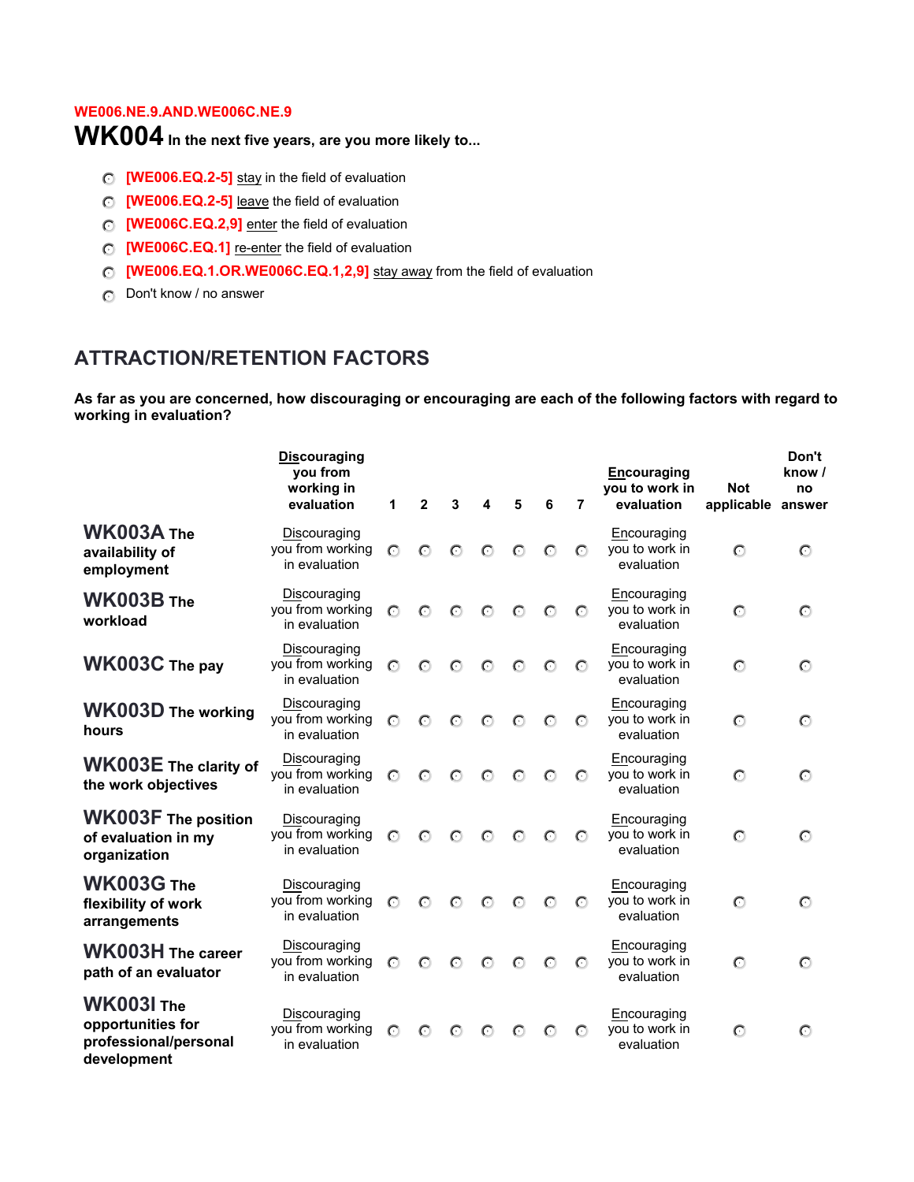WE006.NE.9.AND.WE006C.NE.9

## WK004 In the next five years, are you more likely to...

- ◯ [WE006.EQ.2-5] stay in the field of evaluation
- ◯ [WE006.EQ.2-5] leave the field of evaluation
- ◯ [WE006C.EQ.2,9] enter the field of evaluation
- ◯ [WE006C.EQ.1] re-enter the field of evaluation
- ◯ [WE006.EQ.1.OR.WE006C.EQ.1,2,9] stay away from the field of evaluation
- ◯ Don't know / no answer

## ATTRACTION/RETENTION FACTORS

**As far as you are concerned, how discouraging or encouraging are each of the following factors with regard to working in evaluation?**

| | Discouraging you from working in evaluation | 1 | 2 | 3 | 4 | 5 | 6 | 7 | Encouraging you to work in evaluation | Not applicable | Don't know / no answer |
|---|---|---|---|---|---|---|---|---|---|---|---|
| **WK003A The availability of employment** | Discouraging you from working in evaluation | ◯ | ◯ | ◯ | ◯ | ◯ | ◯ | ◯ | Encouraging you to work in evaluation | ◯ | ◯ |
| **WK003B The workload** | Discouraging you from working in evaluation | ◯ | ◯ | ◯ | ◯ | ◯ | ◯ | ◯ | Encouraging you to work in evaluation | ◯ | ◯ |
| **WK003C The pay** | Discouraging you from working in evaluation | ◯ | ◯ | ◯ | ◯ | ◯ | ◯ | ◯ | Encouraging you to work in evaluation | ◯ | ◯ |
| **WK003D The working hours** | Discouraging you from working in evaluation | ◯ | ◯ | ◯ | ◯ | ◯ | ◯ | ◯ | Encouraging you to work in evaluation | ◯ | ◯ |
| **WK003E The clarity of the work objectives** | Discouraging you from working in evaluation | ◯ | ◯ | ◯ | ◯ | ◯ | ◯ | ◯ | Encouraging you to work in evaluation | ◯ | ◯ |
| **WK003F The position of evaluation in my organization** | Discouraging you from working in evaluation | ◯ | ◯ | ◯ | ◯ | ◯ | ◯ | ◯ | Encouraging you to work in evaluation | ◯ | ◯ |
| **WK003G The flexibility of work arrangements** | Discouraging you from working in evaluation | ◯ | ◯ | ◯ | ◯ | ◯ | ◯ | ◯ | Encouraging you to work in evaluation | ◯ | ◯ |
| **WK003H The career path of an evaluator** | Discouraging you from working in evaluation | ◯ | ◯ | ◯ | ◯ | ◯ | ◯ | ◯ | Encouraging you to work in evaluation | ◯ | ◯ |
| **WK003I The opportunities for professional/personal development** | Discouraging you from working in evaluation | ◯ | ◯ | ◯ | ◯ | ◯ | ◯ | ◯ | Encouraging you to work in evaluation | ◯ | ◯ |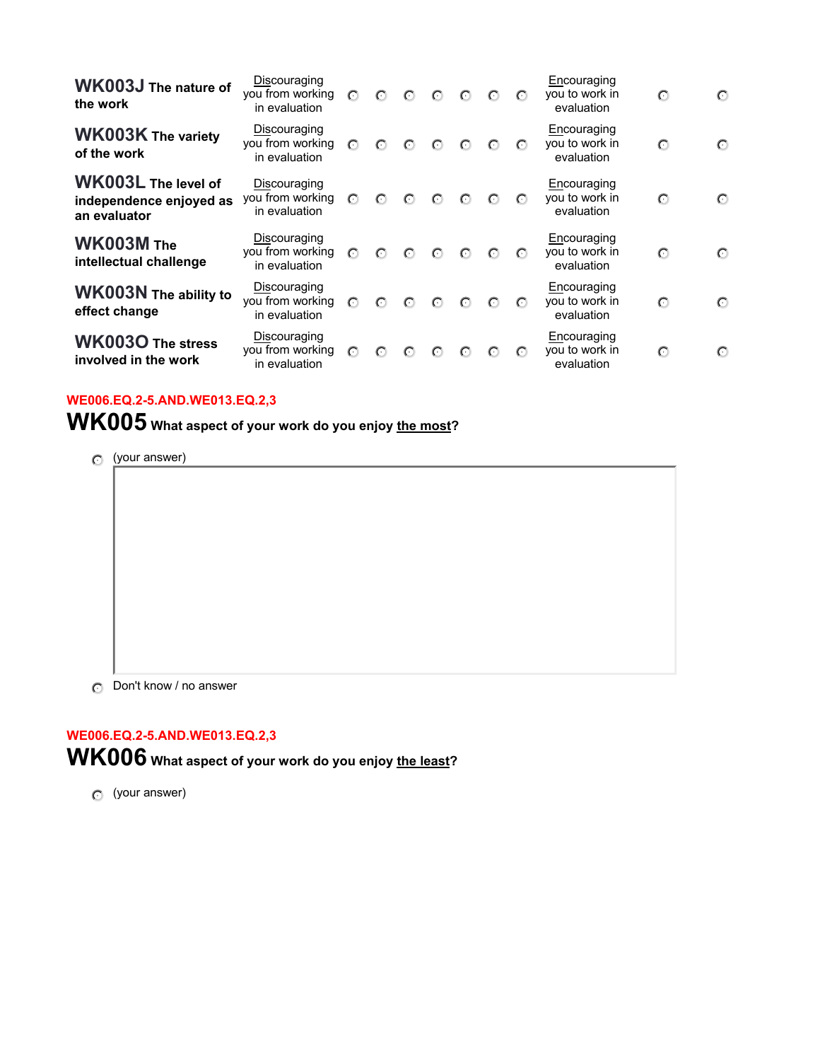| | | | | | | | | | | | |
|---|---|---|---|---|---|---|---|---|---|---|---|
| **WK003J** **The nature of the work** | Discouraging you from working in evaluation | ○ | ○ | ○ | ○ | ○ | ○ | ○ | Encouraging you to work in evaluation | ○ | ○ |
| **WK003K** **The variety of the work** | Discouraging you from working in evaluation | ○ | ○ | ○ | ○ | ○ | ○ | ○ | Encouraging you to work in evaluation | ○ | ○ |
| **WK003L** **The level of independence enjoyed as an evaluator** | Discouraging you from working in evaluation | ○ | ○ | ○ | ○ | ○ | ○ | ○ | Encouraging you to work in evaluation | ○ | ○ |
| **WK003M** **The intellectual challenge** | Discouraging you from working in evaluation | ○ | ○ | ○ | ○ | ○ | ○ | ○ | Encouraging you to work in evaluation | ○ | ○ |
| **WK003N** **The ability to effect change** | Discouraging you from working in evaluation | ○ | ○ | ○ | ○ | ○ | ○ | ○ | Encouraging you to work in evaluation | ○ | ○ |
| **WK003O** **The stress involved in the work** | Discouraging you from working in evaluation | ○ | ○ | ○ | ○ | ○ | ○ | ○ | Encouraging you to work in evaluation | ○ | ○ |

WE006.EQ.2-5.AND.WE013.EQ.2,3

## WK005 What aspect of your work do you enjoy the most?

○ (your answer)

○ Don't know / no answer

WE006.EQ.2-5.AND.WE013.EQ.2,3

## WK006 What aspect of your work do you enjoy the least?

○ (your answer)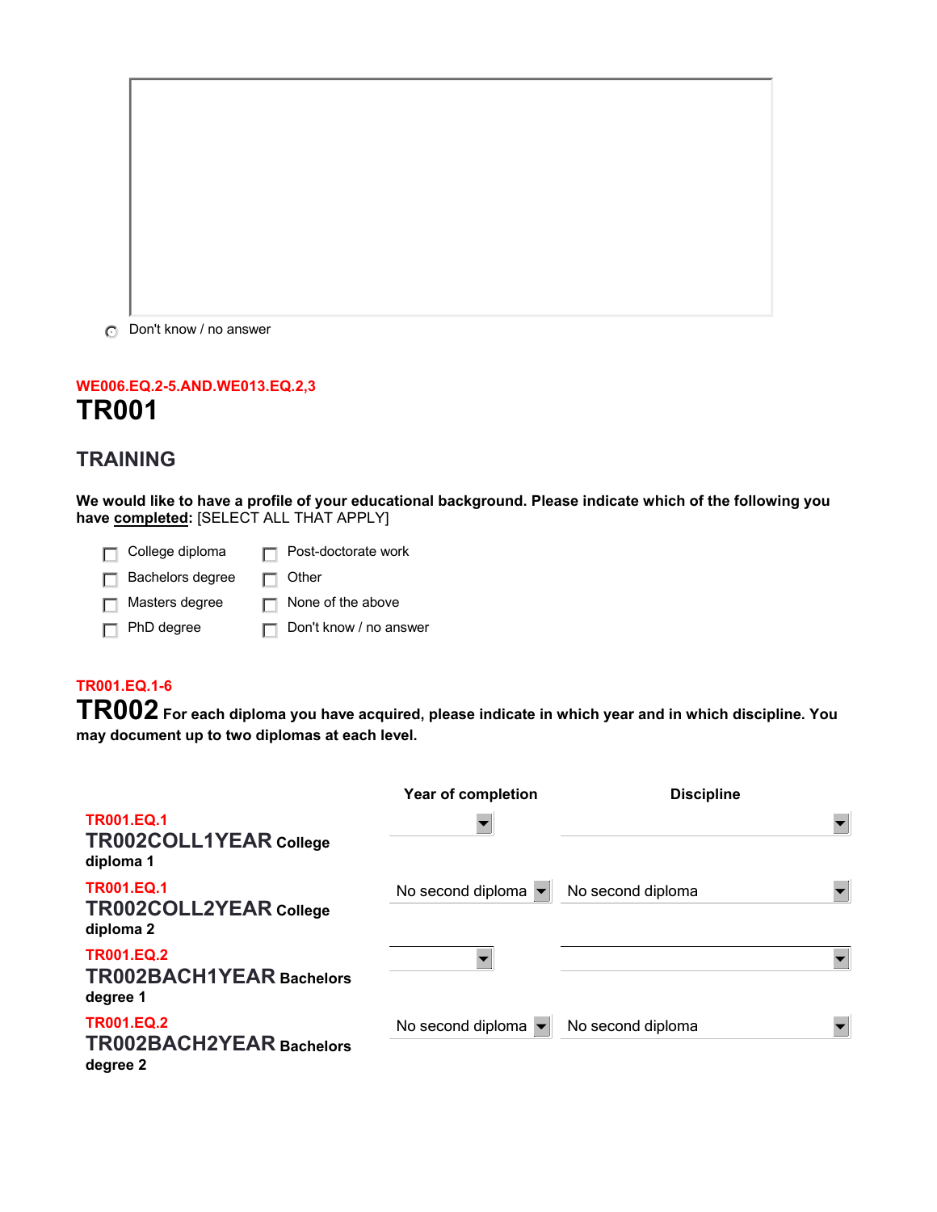- ( ) Don't know / no answer

WE006.EQ.2-5.AND.WE013.EQ.2,3

# TR001

## TRAINING

**We would like to have a profile of your educational background. Please indicate which of the following you have <u>completed</u>:** [SELECT ALL THAT APPLY]

- [ ] College diploma
- [ ] Bachelors degree
- [ ] Masters degree
- [ ] PhD degree
- [ ] Post-doctorate work
- [ ] Other
- [ ] None of the above
- [ ] Don't know / no answer

TR001.EQ.1-6

# TR002 **For each diploma you have acquired, please indicate in which year and in which discipline. You may document up to two diplomas at each level.**

| | Year of completion | Discipline |
|---|---|---|
| TR001.EQ.1 **TR002COLL1YEAR College diploma 1** | | |
| TR001.EQ.1 **TR002COLL2YEAR College diploma 2** | No second diploma | No second diploma |
| TR001.EQ.2 **TR002BACH1YEAR Bachelors degree 1** | | |
| TR001.EQ.2 **TR002BACH2YEAR Bachelors degree 2** | No second diploma | No second diploma |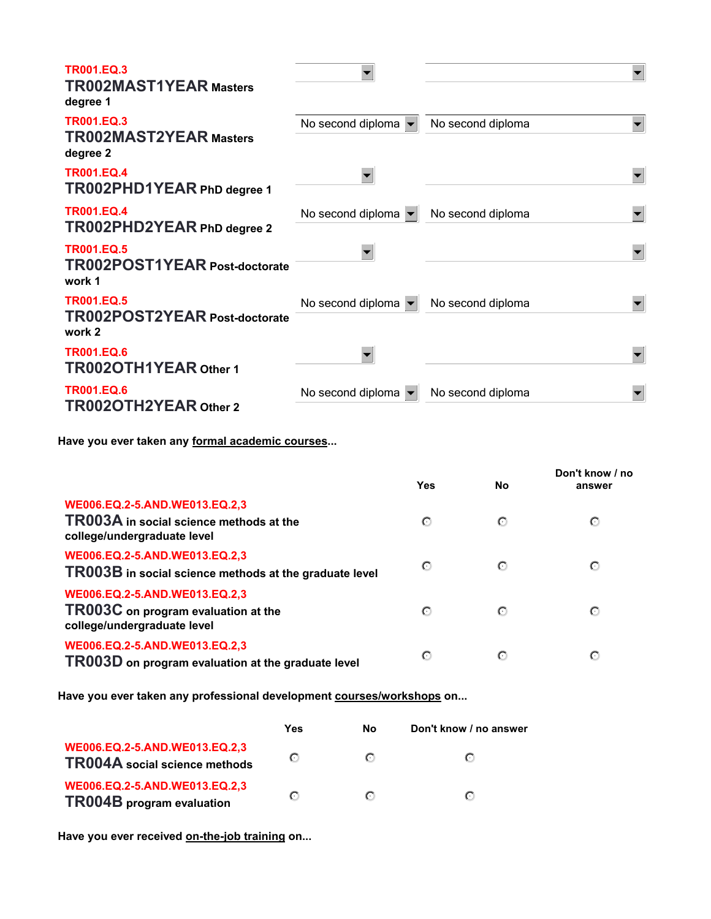TR001.EQ.3
**TR002MAST1YEAR Masters degree 1**

TR001.EQ.3
**TR002MAST2YEAR Masters degree 2** — No second diploma | No second diploma

TR001.EQ.4
**TR002PHD1YEAR PhD degree 1**

TR001.EQ.4
**TR002PHD2YEAR PhD degree 2** — No second diploma | No second diploma

TR001.EQ.5
**TR002POST1YEAR Post-doctorate work 1**

TR001.EQ.5
**TR002POST2YEAR Post-doctorate work 2** — No second diploma | No second diploma

TR001.EQ.6
**TR002OTH1YEAR Other 1**

TR001.EQ.6
**TR002OTH2YEAR Other 2** — No second diploma | No second diploma

**Have you ever taken any formal academic courses...**

| | Yes | No | Don't know / no answer |
|---|---|---|---|
| WE006.EQ.2-5.AND.WE013.EQ.2,3 **TR003A in social science methods at the college/undergraduate level** | ○ | ○ | ○ |
| WE006.EQ.2-5.AND.WE013.EQ.2,3 **TR003B in social science methods at the graduate level** | ○ | ○ | ○ |
| WE006.EQ.2-5.AND.WE013.EQ.2,3 **TR003C on program evaluation at the college/undergraduate level** | ○ | ○ | ○ |
| WE006.EQ.2-5.AND.WE013.EQ.2,3 **TR003D on program evaluation at the graduate level** | ○ | ○ | ○ |

**Have you ever taken any professional development courses/workshops on...**

| | Yes | No | Don't know / no answer |
|---|---|---|---|
| WE006.EQ.2-5.AND.WE013.EQ.2,3 **TR004A social science methods** | ○ | ○ | ○ |
| WE006.EQ.2-5.AND.WE013.EQ.2,3 **TR004B program evaluation** | ○ | ○ | ○ |

**Have you ever received on-the-job training on...**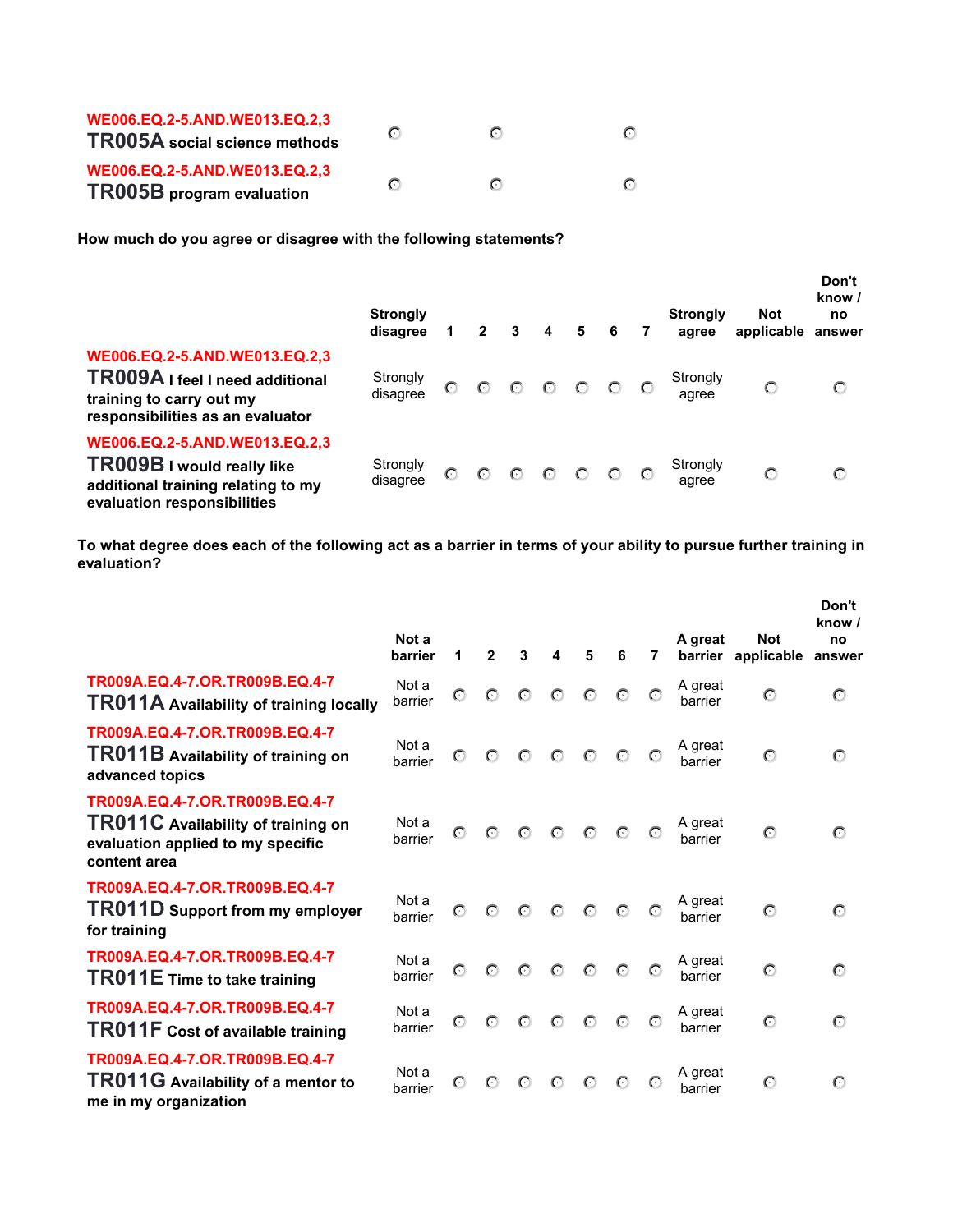| | | | |
|---|---|---|---|
| WE006.EQ.2-5.AND.WE013.EQ.2,3<br>**TR005A social science methods** | ○ | ○ | ○ |
| WE006.EQ.2-5.AND.WE013.EQ.2,3<br>**TR005B program evaluation** | ○ | ○ | ○ |

**How much do you agree or disagree with the following statements?**

| | Strongly disagree | 1 | 2 | 3 | 4 | 5 | 6 | 7 | Strongly agree | Not applicable | Don't know / no answer |
|---|---|---|---|---|---|---|---|---|---|---|---|
| WE006.EQ.2-5.AND.WE013.EQ.2,3<br>**TR009A I feel I need additional training to carry out my responsibilities as an evaluator** | Strongly disagree | ○ | ○ | ○ | ○ | ○ | ○ | ○ | Strongly agree | ○ | ○ |
| WE006.EQ.2-5.AND.WE013.EQ.2,3<br>**TR009B I would really like additional training relating to my evaluation responsibilities** | Strongly disagree | ○ | ○ | ○ | ○ | ○ | ○ | ○ | Strongly agree | ○ | ○ |

**To what degree does each of the following act as a barrier in terms of your ability to pursue further training in evaluation?**

| | Not a barrier | 1 | 2 | 3 | 4 | 5 | 6 | 7 | A great barrier | Not applicable | Don't know / no answer |
|---|---|---|---|---|---|---|---|---|---|---|---|
| TR009A.EQ.4-7.OR.TR009B.EQ.4-7<br>**TR011A Availability of training locally** | Not a barrier | ○ | ○ | ○ | ○ | ○ | ○ | ○ | A great barrier | ○ | ○ |
| TR009A.EQ.4-7.OR.TR009B.EQ.4-7<br>**TR011B Availability of training on advanced topics** | Not a barrier | ○ | ○ | ○ | ○ | ○ | ○ | ○ | A great barrier | ○ | ○ |
| TR009A.EQ.4-7.OR.TR009B.EQ.4-7<br>**TR011C Availability of training on evaluation applied to my specific content area** | Not a barrier | ○ | ○ | ○ | ○ | ○ | ○ | ○ | A great barrier | ○ | ○ |
| TR009A.EQ.4-7.OR.TR009B.EQ.4-7<br>**TR011D Support from my employer for training** | Not a barrier | ○ | ○ | ○ | ○ | ○ | ○ | ○ | A great barrier | ○ | ○ |
| TR009A.EQ.4-7.OR.TR009B.EQ.4-7<br>**TR011E Time to take training** | Not a barrier | ○ | ○ | ○ | ○ | ○ | ○ | ○ | A great barrier | ○ | ○ |
| TR009A.EQ.4-7.OR.TR009B.EQ.4-7<br>**TR011F Cost of available training** | Not a barrier | ○ | ○ | ○ | ○ | ○ | ○ | ○ | A great barrier | ○ | ○ |
| TR009A.EQ.4-7.OR.TR009B.EQ.4-7<br>**TR011G Availability of a mentor to me in my organization** | Not a barrier | ○ | ○ | ○ | ○ | ○ | ○ | ○ | A great barrier | ○ | ○ |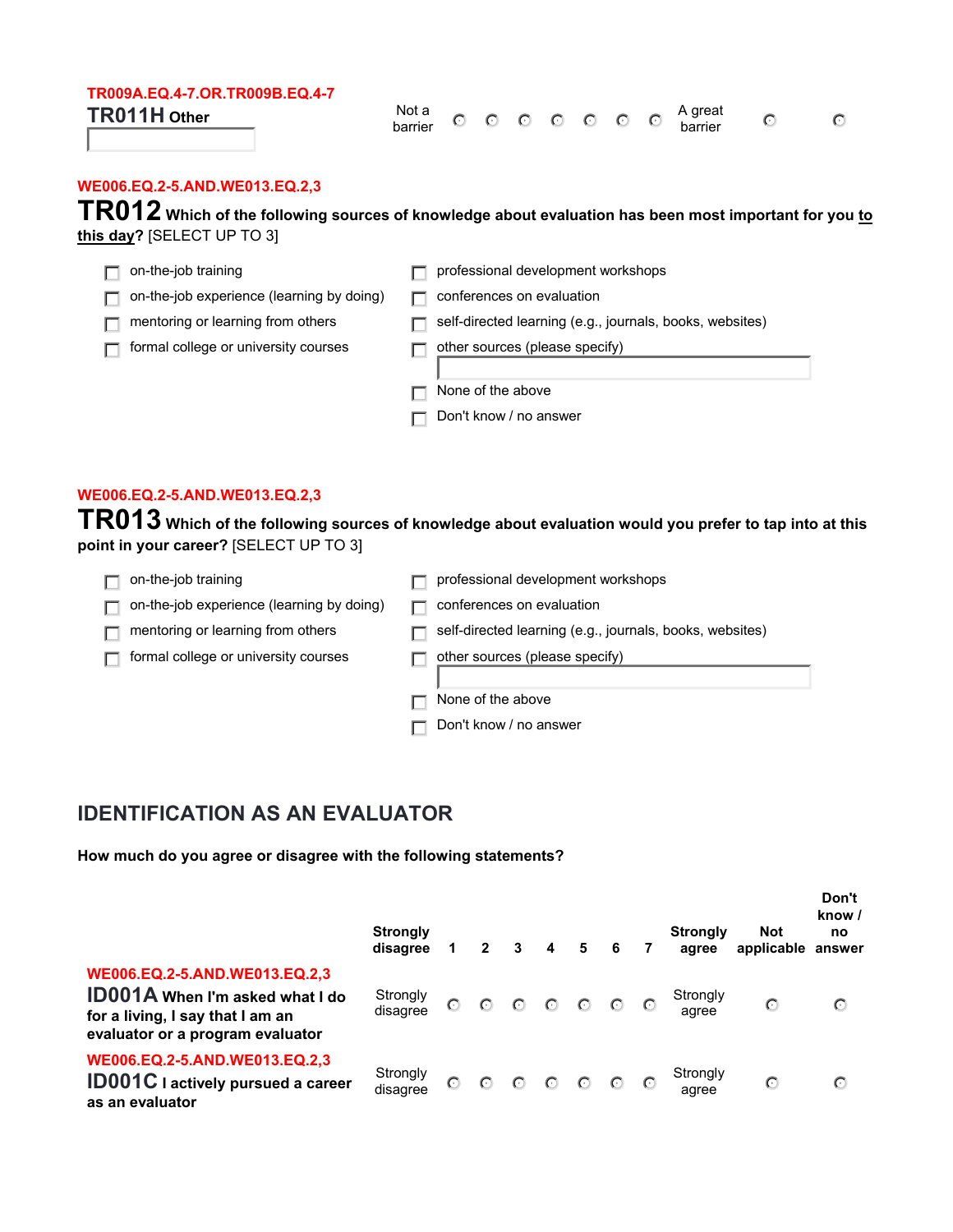TR009A.EQ.4-7.OR.TR009B.EQ.4-7

**TR011H** **Other** ____________

| | | | | | | | | | | |
|---|---|---|---|---|---|---|---|---|---|---|
| Not a barrier | ○ | ○ | ○ | ○ | ○ | ○ | ○ | A great barrier | ○ | ○ |

WE006.EQ.2-5.AND.WE013.EQ.2,3

**TR012** **Which of the following sources of knowledge about evaluation has been most important for you <u>to this day</u>?** [SELECT UP TO 3]

- ☐ on-the-job training
- ☐ on-the-job experience (learning by doing)
- ☐ mentoring or learning from others
- ☐ formal college or university courses
- ☐ professional development workshops
- ☐ conferences on evaluation
- ☐ self-directed learning (e.g., journals, books, websites)
- ☐ other sources (please specify) ____________
- ☐ None of the above
- ☐ Don't know / no answer

WE006.EQ.2-5.AND.WE013.EQ.2,3

**TR013** **Which of the following sources of knowledge about evaluation would you prefer to tap into at this point in your career?** [SELECT UP TO 3]

- ☐ on-the-job training
- ☐ on-the-job experience (learning by doing)
- ☐ mentoring or learning from others
- ☐ formal college or university courses
- ☐ professional development workshops
- ☐ conferences on evaluation
- ☐ self-directed learning (e.g., journals, books, websites)
- ☐ other sources (please specify) ____________
- ☐ None of the above
- ☐ Don't know / no answer

## IDENTIFICATION AS AN EVALUATOR

**How much do you agree or disagree with the following statements?**

| | **Strongly disagree** | **1** | **2** | **3** | **4** | **5** | **6** | **7** | **Strongly agree** | **Not applicable** | **Don't know / no answer** |
|---|---|---|---|---|---|---|---|---|---|---|---|
| WE006.EQ.2-5.AND.WE013.EQ.2,3 **ID001A** **When I'm asked what I do for a living, I say that I am an evaluator or a program evaluator** | Strongly disagree | ○ | ○ | ○ | ○ | ○ | ○ | ○ | Strongly agree | ○ | ○ |
| WE006.EQ.2-5.AND.WE013.EQ.2,3 **ID001C** **I actively pursued a career as an evaluator** | Strongly disagree | ○ | ○ | ○ | ○ | ○ | ○ | ○ | Strongly agree | ○ | ○ |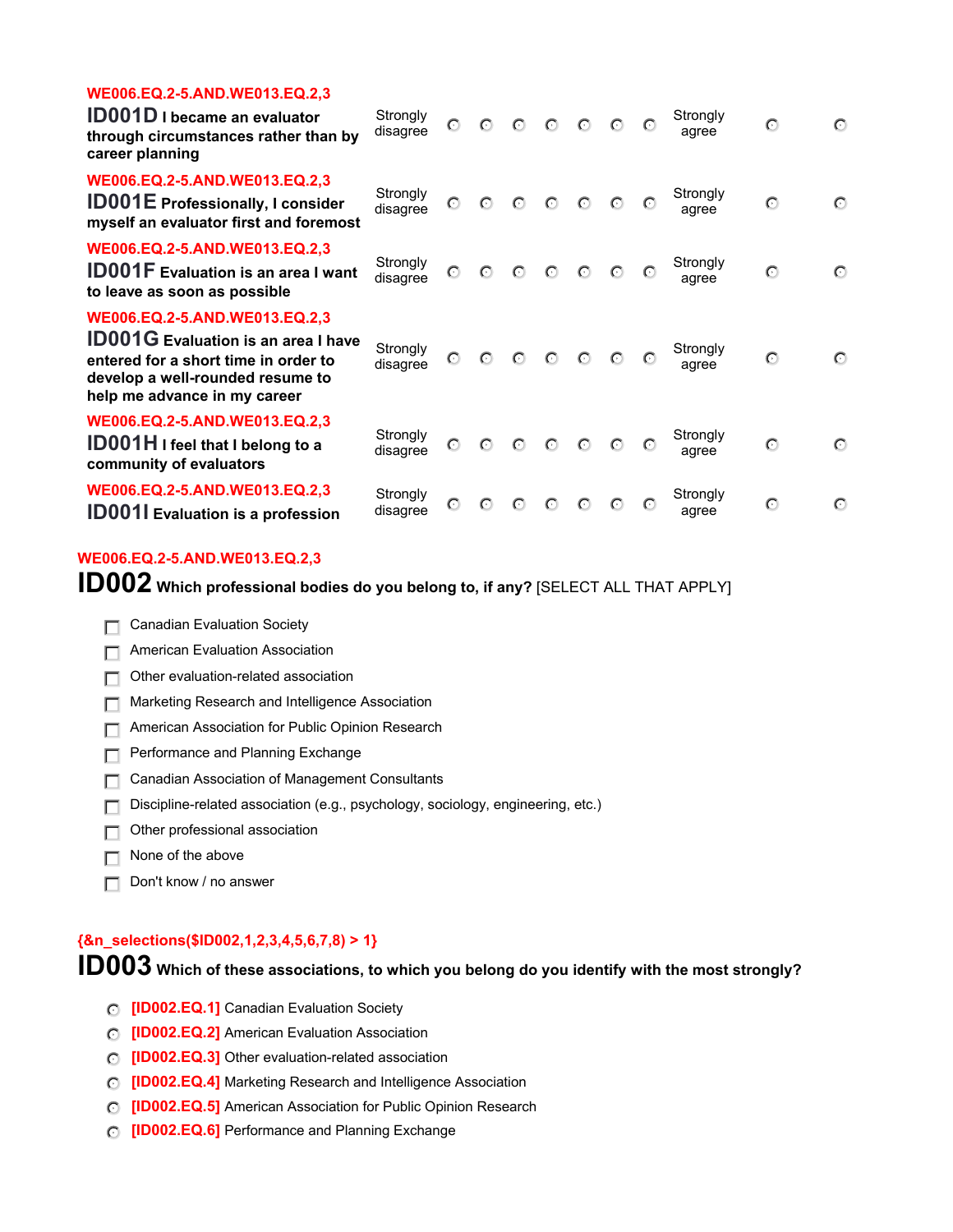WE006.EQ.2-5.AND.WE013.EQ.2,3

**ID001D** **I became an evaluator through circumstances rather than by career planning**

Strongly disagree ○ ○ ○ ○ ○ ○ ○ Strongly agree ○ ○

WE006.EQ.2-5.AND.WE013.EQ.2,3

**ID001E** **Professionally, I consider myself an evaluator first and foremost**

Strongly disagree ○ ○ ○ ○ ○ ○ ○ Strongly agree ○ ○

WE006.EQ.2-5.AND.WE013.EQ.2,3

**ID001F** **Evaluation is an area I want to leave as soon as possible**

Strongly disagree ○ ○ ○ ○ ○ ○ ○ Strongly agree ○ ○

WE006.EQ.2-5.AND.WE013.EQ.2,3

**ID001G** **Evaluation is an area I have entered for a short time in order to develop a well-rounded resume to help me advance in my career**

Strongly disagree ○ ○ ○ ○ ○ ○ ○ Strongly agree ○ ○

WE006.EQ.2-5.AND.WE013.EQ.2,3

**ID001H** **I feel that I belong to a community of evaluators**

Strongly disagree ○ ○ ○ ○ ○ ○ ○ Strongly agree ○ ○

WE006.EQ.2-5.AND.WE013.EQ.2,3

**ID001I** **Evaluation is a profession**

Strongly disagree ○ ○ ○ ○ ○ ○ ○ Strongly agree ○ ○

WE006.EQ.2-5.AND.WE013.EQ.2,3

## ID002 Which professional bodies do you belong to, if any? [SELECT ALL THAT APPLY]

- ☐ Canadian Evaluation Society
- ☐ American Evaluation Association
- ☐ Other evaluation-related association
- ☐ Marketing Research and Intelligence Association
- ☐ American Association for Public Opinion Research
- ☐ Performance and Planning Exchange
- ☐ Canadian Association of Management Consultants
- ☐ Discipline-related association (e.g., psychology, sociology, engineering, etc.)
- ☐ Other professional association
- ☐ None of the above
- ☐ Don't know / no answer

{&n_selections($ID002,1,2,3,4,5,6,7,8) > 1}

## ID003 Which of these associations, to which you belong do you identify with the most strongly?

- ○ [ID002.EQ.1] Canadian Evaluation Society
- ○ [ID002.EQ.2] American Evaluation Association
- ○ [ID002.EQ.3] Other evaluation-related association
- ○ [ID002.EQ.4] Marketing Research and Intelligence Association
- ○ [ID002.EQ.5] American Association for Public Opinion Research
- ○ [ID002.EQ.6] Performance and Planning Exchange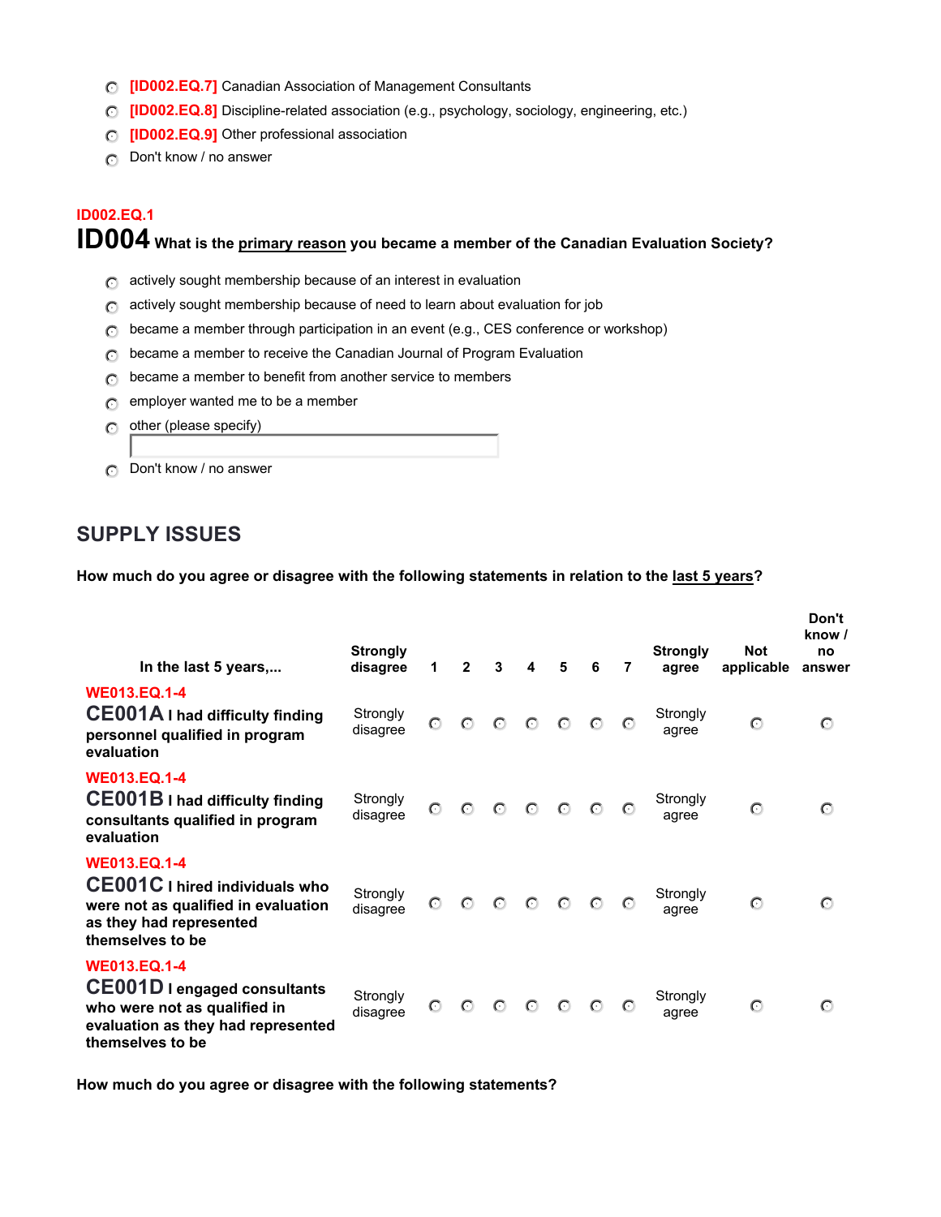- ○ [ID002.EQ.7] Canadian Association of Management Consultants
- ○ [ID002.EQ.8] Discipline-related association (e.g., psychology, sociology, engineering, etc.)
- ○ [ID002.EQ.9] Other professional association
- ○ Don't know / no answer

ID002.EQ.1

**ID004 What is the primary reason you became a member of the Canadian Evaluation Society?**

- ○ actively sought membership because of an interest in evaluation
- ○ actively sought membership because of need to learn about evaluation for job
- ○ became a member through participation in an event (e.g., CES conference or workshop)
- ○ became a member to receive the Canadian Journal of Program Evaluation
- ○ became a member to benefit from another service to members
- ○ employer wanted me to be a member
- ○ other (please specify) ____________
- ○ Don't know / no answer

## SUPPLY ISSUES

**How much do you agree or disagree with the following statements in relation to the last 5 years?**

| In the last 5 years,... | Strongly disagree | 1 | 2 | 3 | 4 | 5 | 6 | 7 | Strongly agree | Not applicable | Don't know / no answer |
|---|---|---|---|---|---|---|---|---|---|---|---|
| WE013.EQ.1-4 **CE001A I had difficulty finding personnel qualified in program evaluation** | Strongly disagree | ○ | ○ | ○ | ○ | ○ | ○ | ○ | Strongly agree | ○ | ○ |
| WE013.EQ.1-4 **CE001B I had difficulty finding consultants qualified in program evaluation** | Strongly disagree | ○ | ○ | ○ | ○ | ○ | ○ | ○ | Strongly agree | ○ | ○ |
| WE013.EQ.1-4 **CE001C I hired individuals who were not as qualified in evaluation as they had represented themselves to be** | Strongly disagree | ○ | ○ | ○ | ○ | ○ | ○ | ○ | Strongly agree | ○ | ○ |
| WE013.EQ.1-4 **CE001D I engaged consultants who were not as qualified in evaluation as they had represented themselves to be** | Strongly disagree | ○ | ○ | ○ | ○ | ○ | ○ | ○ | Strongly agree | ○ | ○ |

**How much do you agree or disagree with the following statements?**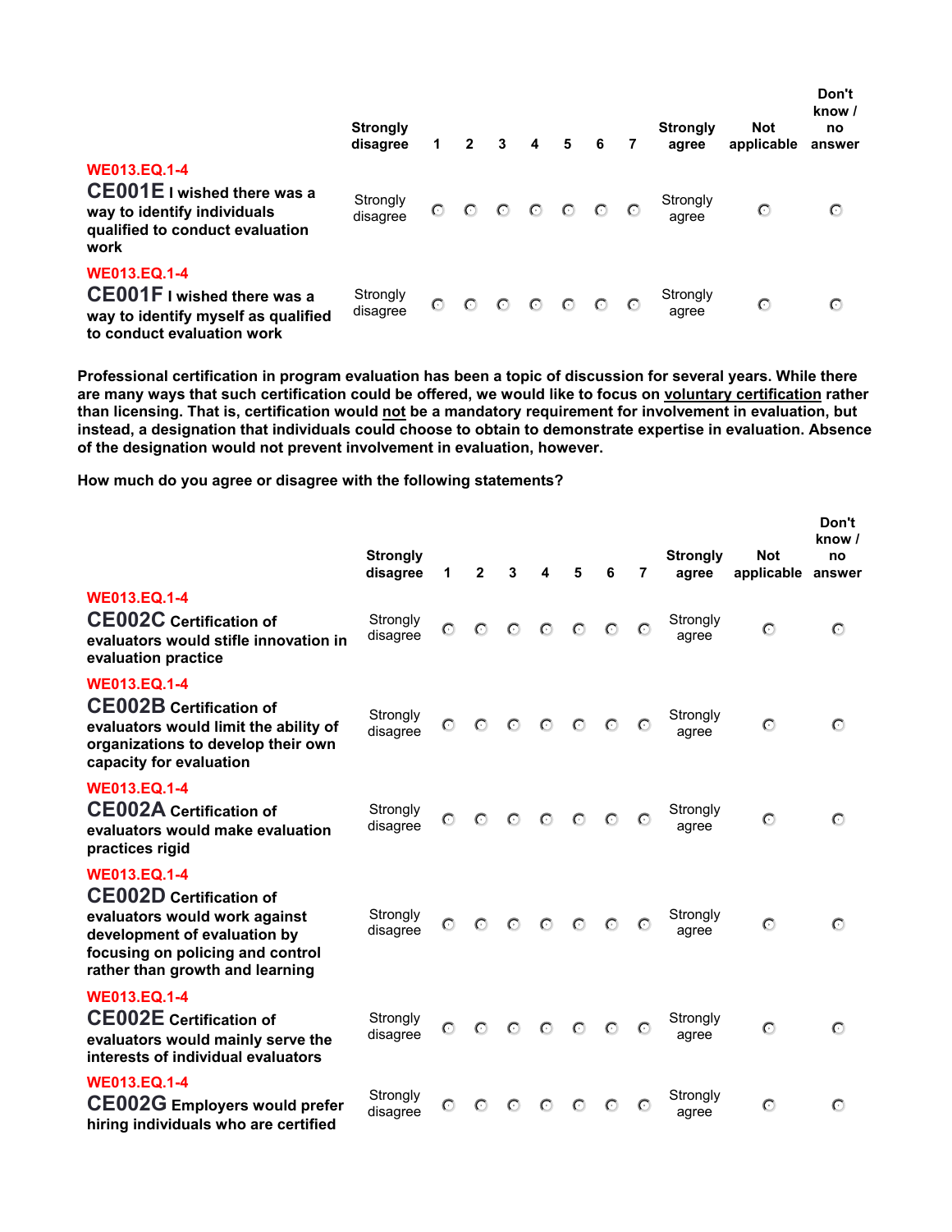| | Strongly disagree | 1 | 2 | 3 | 4 | 5 | 6 | 7 | Strongly agree | Not applicable | Don't know / no answer |
|---|---|---|---|---|---|---|---|---|---|---|---|
| WE013.EQ.1-4<br>**CE001E** I wished there was a way to identify individuals qualified to conduct evaluation work | Strongly disagree | ◌ | ◌ | ◌ | ◌ | ◌ | ◌ | ◌ | Strongly agree | ◌ | ◌ |
| WE013.EQ.1-4<br>**CE001F** I wished there was a way to identify myself as qualified to conduct evaluation work | Strongly disagree | ◌ | ◌ | ◌ | ◌ | ◌ | ◌ | ◌ | Strongly agree | ◌ | ◌ |

**Professional certification in program evaluation has been a topic of discussion for several years. While there are many ways that such certification could be offered, we would like to focus on voluntary certification rather than licensing. That is, certification would not be a mandatory requirement for involvement in evaluation, but instead, a designation that individuals could choose to obtain to demonstrate expertise in evaluation. Absence of the designation would not prevent involvement in evaluation, however.**

**How much do you agree or disagree with the following statements?**

| | Strongly disagree | 1 | 2 | 3 | 4 | 5 | 6 | 7 | Strongly agree | Not applicable | Don't know / no answer |
|---|---|---|---|---|---|---|---|---|---|---|---|
| WE013.EQ.1-4<br>**CE002C** Certification of evaluators would stifle innovation in evaluation practice | Strongly disagree | ◌ | ◌ | ◌ | ◌ | ◌ | ◌ | ◌ | Strongly agree | ◌ | ◌ |
| WE013.EQ.1-4<br>**CE002B** Certification of evaluators would limit the ability of organizations to develop their own capacity for evaluation | Strongly disagree | ◌ | ◌ | ◌ | ◌ | ◌ | ◌ | ◌ | Strongly agree | ◌ | ◌ |
| WE013.EQ.1-4<br>**CE002A** Certification of evaluators would make evaluation practices rigid | Strongly disagree | ◌ | ◌ | ◌ | ◌ | ◌ | ◌ | ◌ | Strongly agree | ◌ | ◌ |
| WE013.EQ.1-4<br>**CE002D** Certification of evaluators would work against development of evaluation by focusing on policing and control rather than growth and learning | Strongly disagree | ◌ | ◌ | ◌ | ◌ | ◌ | ◌ | ◌ | Strongly agree | ◌ | ◌ |
| WE013.EQ.1-4<br>**CE002E** Certification of evaluators would mainly serve the interests of individual evaluators | Strongly disagree | ◌ | ◌ | ◌ | ◌ | ◌ | ◌ | ◌ | Strongly agree | ◌ | ◌ |
| WE013.EQ.1-4<br>**CE002G** Employers would prefer hiring individuals who are certified | Strongly disagree | ◌ | ◌ | ◌ | ◌ | ◌ | ◌ | ◌ | Strongly agree | ◌ | ◌ |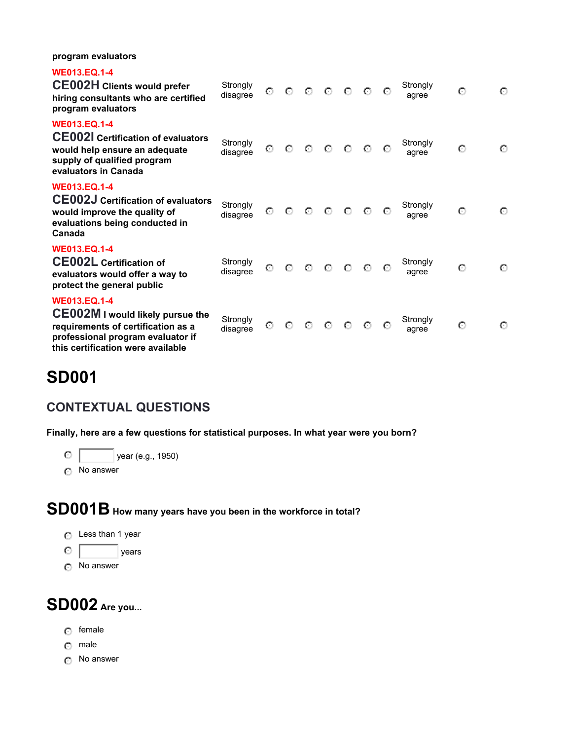program evaluators

WE013.EQ.1-4
**CE002H** Clients would prefer hiring consultants who are certified program evaluators

| | | | | | | | | | | |
|---|---|---|---|---|---|---|---|---|---|---|
| Strongly disagree | ○ | ○ | ○ | ○ | ○ | ○ | ○ | Strongly agree | ○ | ○ |

WE013.EQ.1-4
**CE002I** Certification of evaluators would help ensure an adequate supply of qualified program evaluators in Canada

| | | | | | | | | | | |
|---|---|---|---|---|---|---|---|---|---|---|
| Strongly disagree | ○ | ○ | ○ | ○ | ○ | ○ | ○ | Strongly agree | ○ | ○ |

WE013.EQ.1-4
**CE002J** Certification of evaluators would improve the quality of evaluations being conducted in Canada

| | | | | | | | | | | |
|---|---|---|---|---|---|---|---|---|---|---|
| Strongly disagree | ○ | ○ | ○ | ○ | ○ | ○ | ○ | Strongly agree | ○ | ○ |

WE013.EQ.1-4
**CE002L** Certification of evaluators would offer a way to protect the general public

| | | | | | | | | | | |
|---|---|---|---|---|---|---|---|---|---|---|
| Strongly disagree | ○ | ○ | ○ | ○ | ○ | ○ | ○ | Strongly agree | ○ | ○ |

WE013.EQ.1-4
**CE002M** I would likely pursue the requirements of certification as a professional program evaluator if this certification were available

| | | | | | | | | | | |
|---|---|---|---|---|---|---|---|---|---|---|
| Strongly disagree | ○ | ○ | ○ | ○ | ○ | ○ | ○ | Strongly agree | ○ | ○ |

# SD001

## CONTEXTUAL QUESTIONS

**Finally, here are a few questions for statistical purposes. In what year were you born?**

- ○ [ ] year (e.g., 1950)
- ○ No answer

## SD001B How many years have you been in the workforce in total?

- ○ Less than 1 year
- ○ [ ] years
- ○ No answer

## SD002 Are you...

- ○ female
- ○ male
- ○ No answer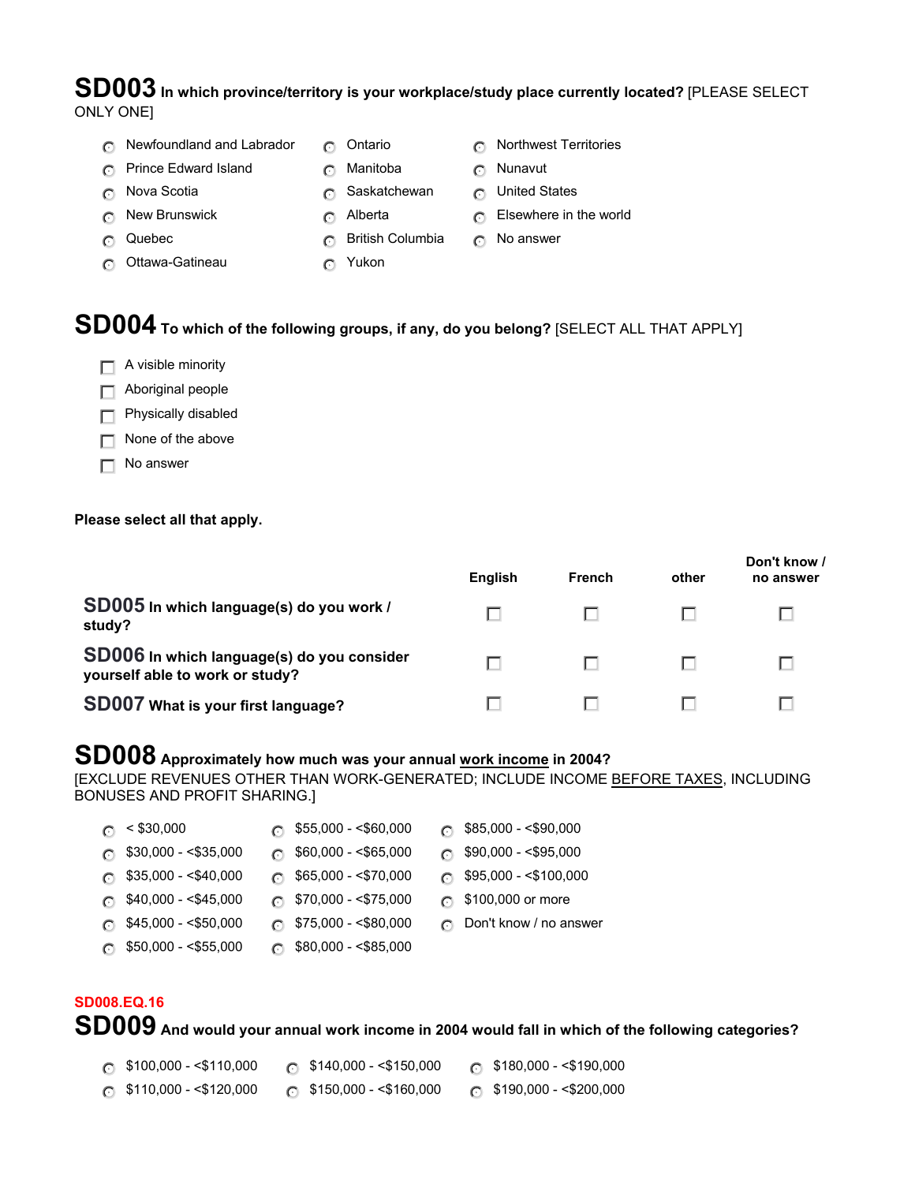**SD003** **In which province/territory is your workplace/study place currently located?** [PLEASE SELECT ONLY ONE]

- Newfoundland and Labrador
- Prince Edward Island
- Nova Scotia
- New Brunswick
- Quebec
- Ottawa-Gatineau
- Ontario
- Manitoba
- Saskatchewan
- Alberta
- British Columbia
- Yukon
- Northwest Territories
- Nunavut
- United States
- Elsewhere in the world
- No answer

**SD004** **To which of the following groups, if any, do you belong?** [SELECT ALL THAT APPLY]

- A visible minority
- Aboriginal people
- Physically disabled
- None of the above
- No answer

**Please select all that apply.**

| | English | French | other | Don't know / no answer |
|---|---|---|---|---|
| **SD005** **In which language(s) do you work / study?** | ☐ | ☐ | ☐ | ☐ |
| **SD006** **In which language(s) do you consider yourself able to work or study?** | ☐ | ☐ | ☐ | ☐ |
| **SD007** **What is your first language?** | ☐ | ☐ | ☐ | ☐ |

**SD008** **Approximately how much was your annual work income in 2004?**
[EXCLUDE REVENUES OTHER THAN WORK-GENERATED; INCLUDE INCOME BEFORE TAXES, INCLUDING BONUSES AND PROFIT SHARING.]

- < $30,000
- $30,000 - <$35,000
- $35,000 - <$40,000
- $40,000 - <$45,000
- $45,000 - <$50,000
- $50,000 - <$55,000
- $55,000 - <$60,000
- $60,000 - <$65,000
- $65,000 - <$70,000
- $70,000 - <$75,000
- $75,000 - <$80,000
- $80,000 - <$85,000
- $85,000 - <$90,000
- $90,000 - <$95,000
- $95,000 - <$100,000
- $100,000 or more
- Don't know / no answer

SD008.EQ.16

**SD009** **And would your annual work income in 2004 would fall in which of the following categories?**

- $100,000 - <$110,000
- $110,000 - <$120,000
- $140,000 - <$150,000
- $150,000 - <$160,000
- $180,000 - <$190,000
- $190,000 - <$200,000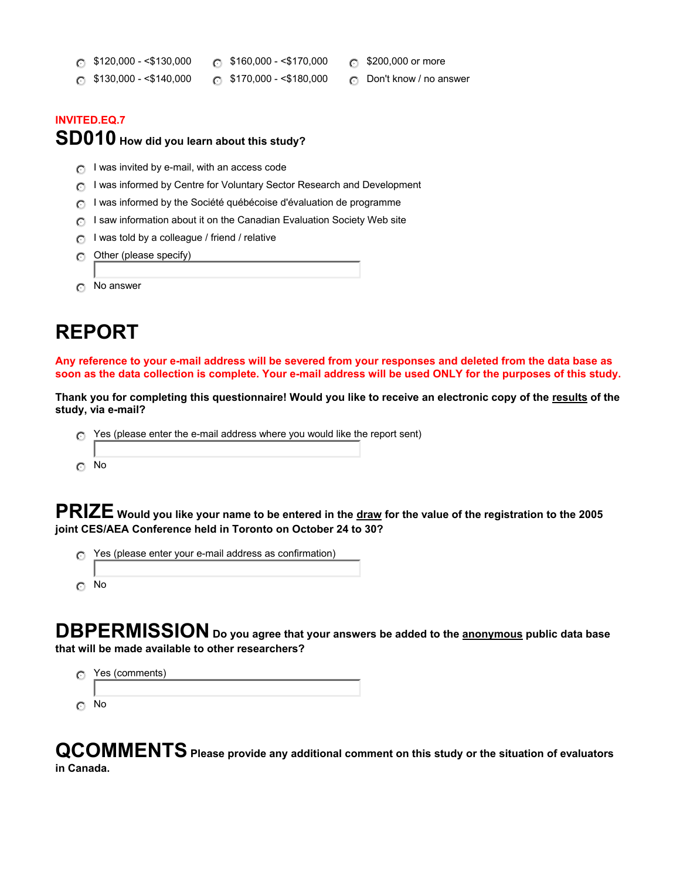- $120,000 - <$130,000
- $130,000 - <$140,000
- $160,000 - <$170,000
- $170,000 - <$180,000
- $200,000 or more
- Don't know / no answer

**INVITED.EQ.7**

## SD010 How did you learn about this study?

- I was invited by e-mail, with an access code
- I was informed by Centre for Voluntary Sector Research and Development
- I was informed by the Société québécoise d'évaluation de programme
- I saw information about it on the Canadian Evaluation Society Web site
- I was told by a colleague / friend / relative
- Other (please specify)
- No answer

# REPORT

**Any reference to your e-mail address will be severed from your responses and deleted from the data base as soon as the data collection is complete. Your e-mail address will be used ONLY for the purposes of this study.**

**Thank you for completing this questionnaire! Would you like to receive an electronic copy of the results of the study, via e-mail?**

- Yes (please enter the e-mail address where you would like the report sent)
- No

## PRIZE Would you like your name to be entered in the draw for the value of the registration to the 2005 joint CES/AEA Conference held in Toronto on October 24 to 30?

- Yes (please enter your e-mail address as confirmation)
- No

## DBPERMISSION Do you agree that your answers be added to the anonymous public data base that will be made available to other researchers?

- Yes (comments)
- No

## QCOMMENTS Please provide any additional comment on this study or the situation of evaluators in Canada.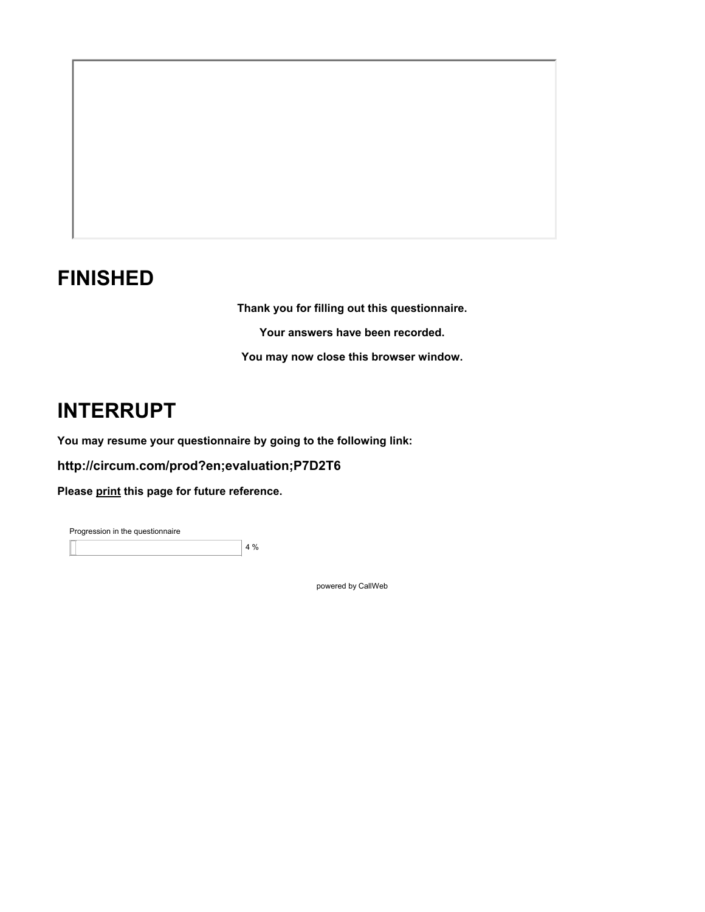# FINISHED

**Thank you for filling out this questionnaire.**

**Your answers have been recorded.**

**You may now close this browser window.**

# INTERRUPT

**You may resume your questionnaire by going to the following link:**

**http://circum.com/prod?en;evaluation;P7D2T6**

**Please print this page for future reference.**

Progression in the questionnaire

4 %

powered by CallWeb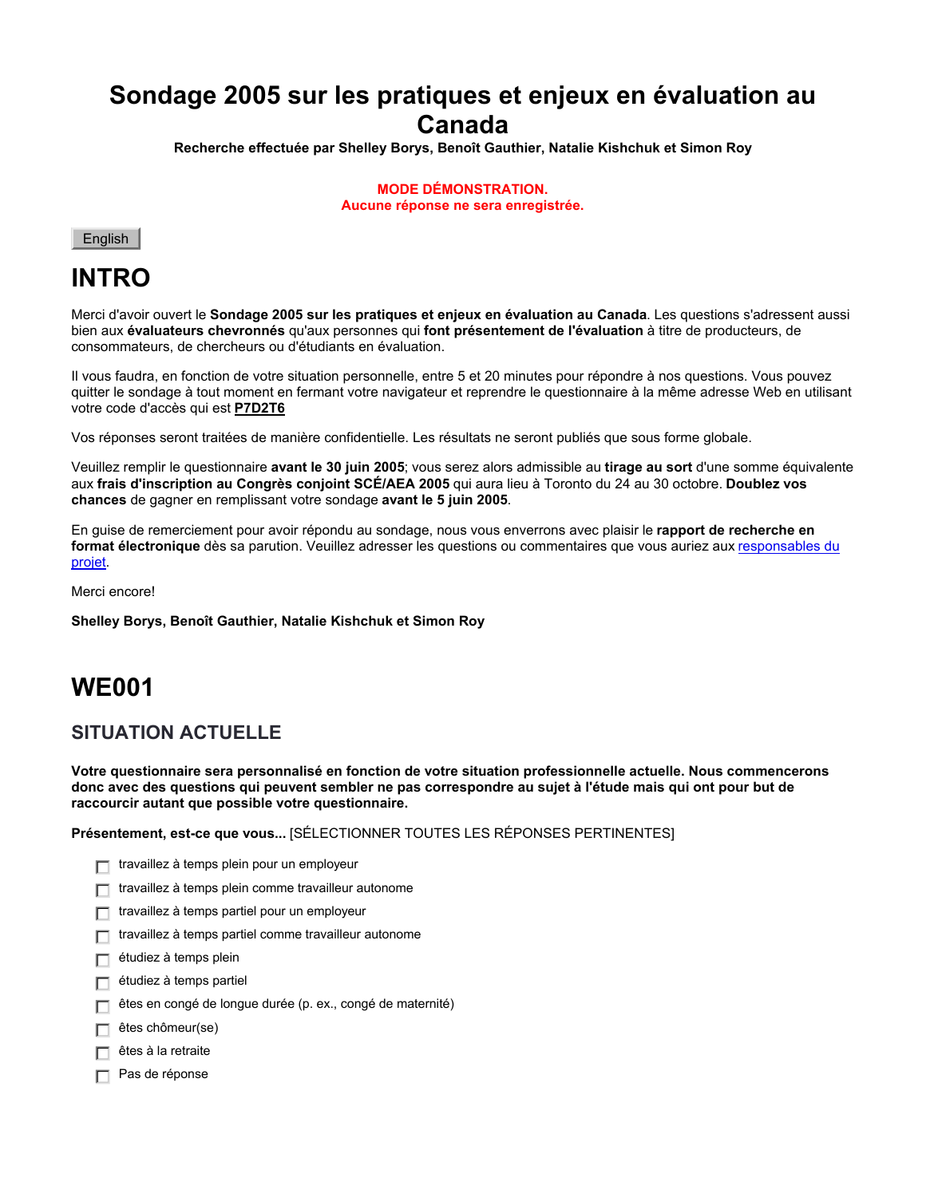# Sondage 2005 sur les pratiques et enjeux en évaluation au Canada

**Recherche effectuée par Shelley Borys, Benoît Gauthier, Natalie Kishchuk et Simon Roy**

**MODE DÉMONSTRATION.**
**Aucune réponse ne sera enregistrée.**

English

# INTRO

Merci d'avoir ouvert le **Sondage 2005 sur les pratiques et enjeux en évaluation au Canada**. Les questions s'adressent aussi bien aux **évaluateurs chevronnés** qu'aux personnes qui **font présentement de l'évaluation** à titre de producteurs, de consommateurs, de chercheurs ou d'étudiants en évaluation.

Il vous faudra, en fonction de votre situation personnelle, entre 5 et 20 minutes pour répondre à nos questions. Vous pouvez quitter le sondage à tout moment en fermant votre navigateur et reprendre le questionnaire à la même adresse Web en utilisant votre code d'accès qui est **P7D2T6**

Vos réponses seront traitées de manière confidentielle. Les résultats ne seront publiés que sous forme globale.

Veuillez remplir le questionnaire **avant le 30 juin 2005**; vous serez alors admissible au **tirage au sort** d'une somme équivalente aux **frais d'inscription au Congrès conjoint SCÉ/AEA 2005** qui aura lieu à Toronto du 24 au 30 octobre. **Doublez vos chances** de gagner en remplissant votre sondage **avant le 5 juin 2005**.

En guise de remerciement pour avoir répondu au sondage, nous vous enverrons avec plaisir le **rapport de recherche en format électronique** dès sa parution. Veuillez adresser les questions ou commentaires que vous auriez aux responsables du projet.

Merci encore!

**Shelley Borys, Benoît Gauthier, Natalie Kishchuk et Simon Roy**

# WE001

## SITUATION ACTUELLE

**Votre questionnaire sera personnalisé en fonction de votre situation professionnelle actuelle. Nous commencerons donc avec des questions qui peuvent sembler ne pas correspondre au sujet à l'étude mais qui ont pour but de raccourcir autant que possible votre questionnaire.**

**Présentement, est-ce que vous...** [SÉLECTIONNER TOUTES LES RÉPONSES PERTINENTES]

- ☐ travaillez à temps plein pour un employeur
- ☐ travaillez à temps plein comme travailleur autonome
- ☐ travaillez à temps partiel pour un employeur
- ☐ travaillez à temps partiel comme travailleur autonome
- ☐ étudiez à temps plein
- ☐ étudiez à temps partiel
- ☐ êtes en congé de longue durée (p. ex., congé de maternité)
- ☐ êtes chômeur(se)
- ☐ êtes à la retraite
- ☐ Pas de réponse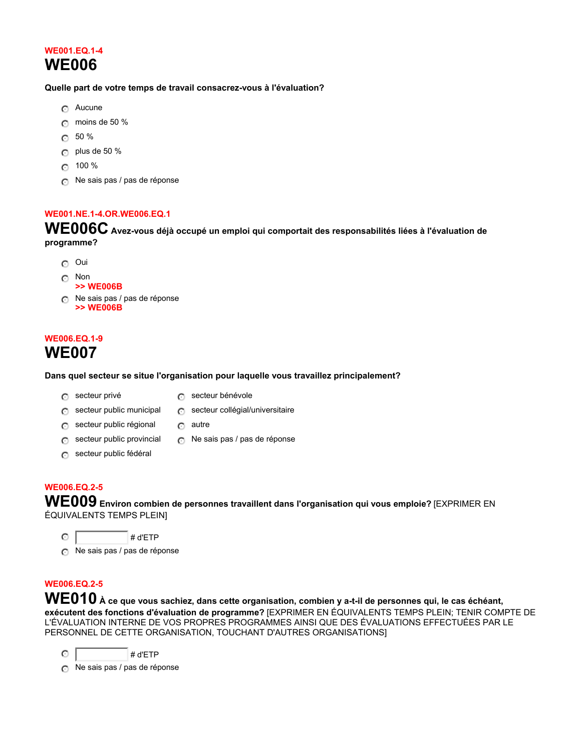WE001.EQ.1-4

## WE006

**Quelle part de votre temps de travail consacrez-vous à l'évaluation?**

- Aucune
- moins de 50 %
- 50 %
- plus de 50 %
- 100 %
- Ne sais pas / pas de réponse

WE001.NE.1-4.OR.WE006.EQ.1

## WE006C **Avez-vous déjà occupé un emploi qui comportait des responsabilités liées à l'évaluation de programme?**

- Oui
- Non
  **>> WE006B**
- Ne sais pas / pas de réponse
  **>> WE006B**

WE006.EQ.1-9

## WE007

**Dans quel secteur se situe l'organisation pour laquelle vous travaillez principalement?**

- secteur privé
- secteur public municipal
- secteur public régional
- secteur public provincial
- secteur public fédéral
- secteur bénévole
- secteur collégial/universitaire
- autre
- Ne sais pas / pas de réponse

WE006.EQ.2-5

## WE009 **Environ combien de personnes travaillent dans l'organisation qui vous emploie?** [EXPRIMER EN ÉQUIVALENTS TEMPS PLEIN]

- ______ # d'ETP
- Ne sais pas / pas de réponse

WE006.EQ.2-5

## WE010 **À ce que vous sachiez, dans cette organisation, combien y a-t-il de personnes qui, le cas échéant, exécutent des fonctions d'évaluation de programme?** [EXPRIMER EN ÉQUIVALENTS TEMPS PLEIN; TENIR COMPTE DE L'ÉVALUATION INTERNE DE VOS PROPRES PROGRAMMES AINSI QUE DES ÉVALUATIONS EFFECTUÉES PAR LE PERSONNEL DE CETTE ORGANISATION, TOUCHANT D'AUTRES ORGANISATIONS]

- ______ # d'ETP
- Ne sais pas / pas de réponse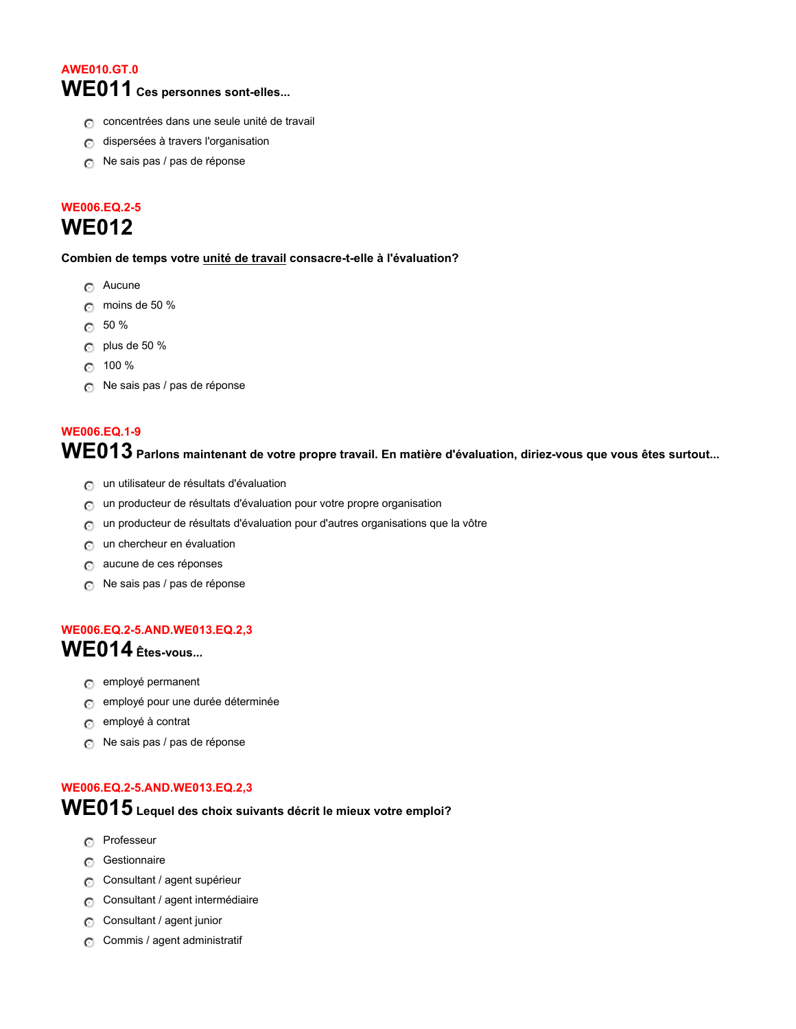AWE010.GT.0

## WE011 Ces personnes sont-elles...

- concentrées dans une seule unité de travail
- dispersées à travers l'organisation
- Ne sais pas / pas de réponse

WE006.EQ.2-5

## WE012

**Combien de temps votre <u>unité de travail</u> consacre-t-elle à l'évaluation?**

- Aucune
- moins de 50 %
- 50 %
- plus de 50 %
- 100 %
- Ne sais pas / pas de réponse

WE006.EQ.1-9

## WE013 Parlons maintenant de votre propre travail. En matière d'évaluation, diriez-vous que vous êtes surtout...

- un utilisateur de résultats d'évaluation
- un producteur de résultats d'évaluation pour votre propre organisation
- un producteur de résultats d'évaluation pour d'autres organisations que la vôtre
- un chercheur en évaluation
- aucune de ces réponses
- Ne sais pas / pas de réponse

WE006.EQ.2-5.AND.WE013.EQ.2,3

## WE014 Êtes-vous...

- employé permanent
- employé pour une durée déterminée
- employé à contrat
- Ne sais pas / pas de réponse

WE006.EQ.2-5.AND.WE013.EQ.2,3

## WE015 Lequel des choix suivants décrit le mieux votre emploi?

- Professeur
- Gestionnaire
- Consultant / agent supérieur
- Consultant / agent intermédiaire
- Consultant / agent junior
- Commis / agent administratif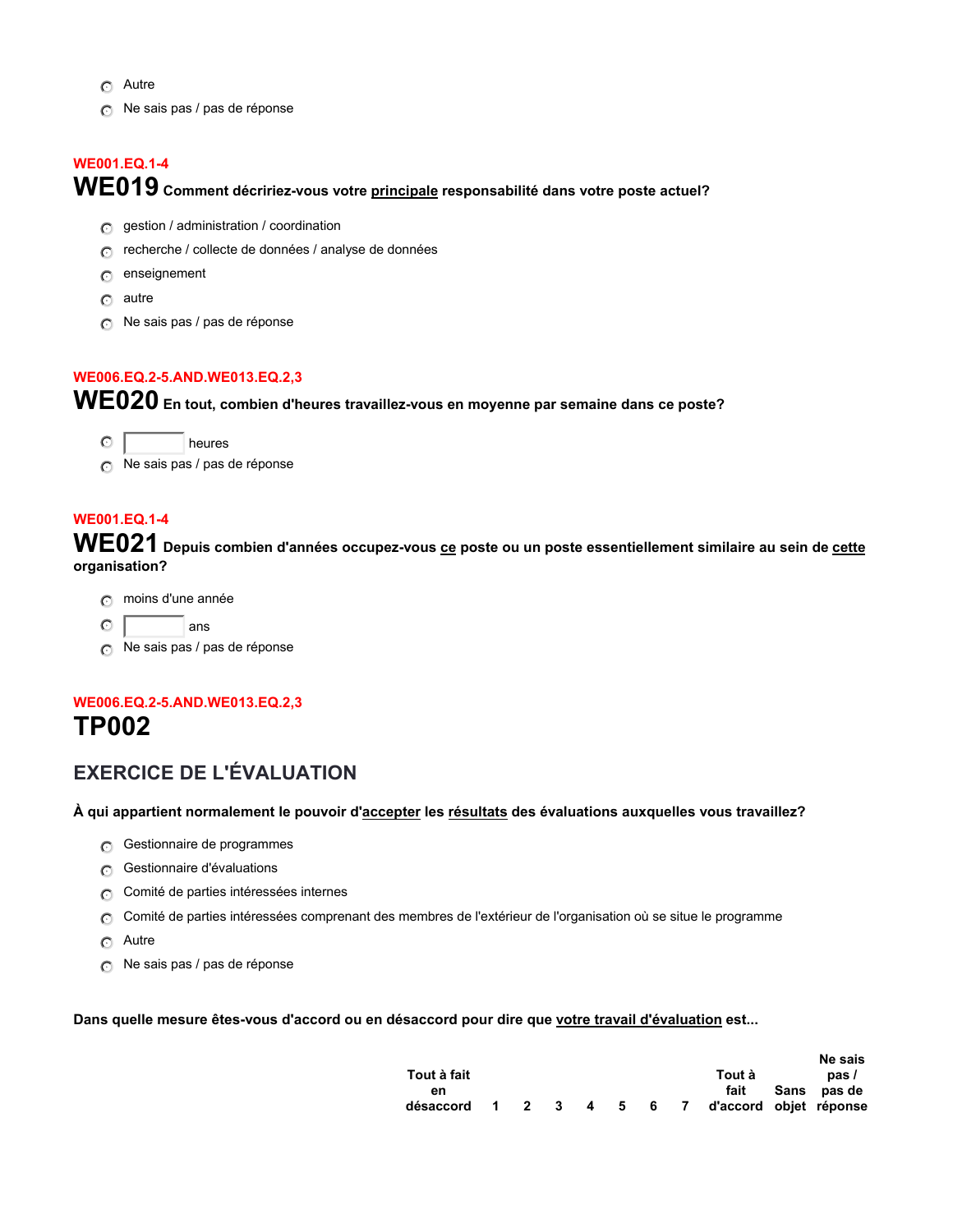- Autre
- Ne sais pas / pas de réponse

WE001.EQ.1-4

**WE019** **Comment décririez-vous votre principale responsabilité dans votre poste actuel?**

- gestion / administration / coordination
- recherche / collecte de données / analyse de données
- enseignement
- autre
- Ne sais pas / pas de réponse

WE006.EQ.2-5.AND.WE013.EQ.2,3

**WE020** **En tout, combien d'heures travaillez-vous en moyenne par semaine dans ce poste?**

- [ ] heures
- Ne sais pas / pas de réponse

WE001.EQ.1-4

**WE021** **Depuis combien d'années occupez-vous ce poste ou un poste essentiellement similaire au sein de cette organisation?**

- moins d'une année
- [ ] ans
- Ne sais pas / pas de réponse

WE006.EQ.2-5.AND.WE013.EQ.2,3

# TP002

## EXERCICE DE L'ÉVALUATION

**À qui appartient normalement le pouvoir d'accepter les résultats des évaluations auxquelles vous travaillez?**

- Gestionnaire de programmes
- Gestionnaire d'évaluations
- Comité de parties intéressées internes
- Comité de parties intéressées comprenant des membres de l'extérieur de l'organisation où se situe le programme
- Autre
- Ne sais pas / pas de réponse

**Dans quelle mesure êtes-vous d'accord ou en désaccord pour dire que votre travail d'évaluation est...**

| | Tout à fait en désaccord | 1 | 2 | 3 | 4 | 5 | 6 | 7 | Tout à fait d'accord | Sans objet | Ne sais pas / pas de réponse |
|---|---|---|---|---|---|---|---|---|---|---|---|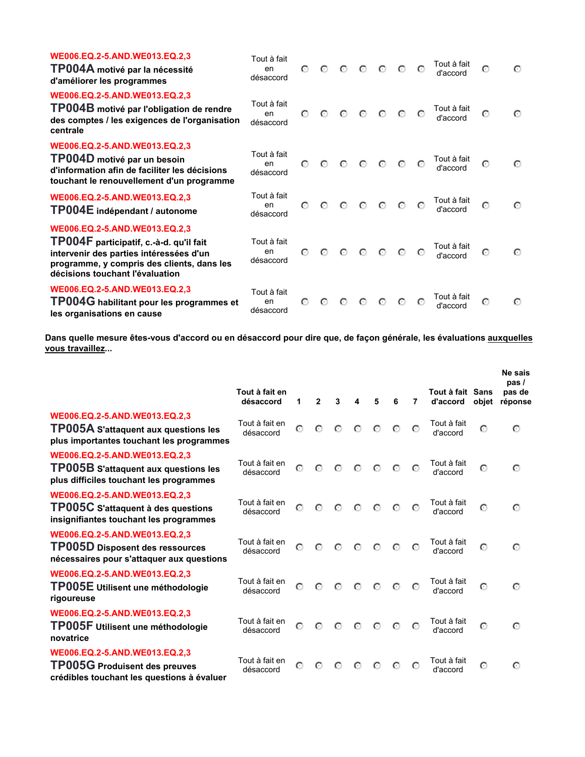| | | | | | | | | | | | |
|---|---|---|---|---|---|---|---|---|---|---|---|
| WE006.EQ.2-5.AND.WE013.EQ.2,3 **TP004A motivé par la nécessité d'améliorer les programmes** | Tout à fait en désaccord | ○ | ○ | ○ | ○ | ○ | ○ | ○ | Tout à fait d'accord | ○ | ○ |
| WE006.EQ.2-5.AND.WE013.EQ.2,3 **TP004B motivé par l'obligation de rendre des comptes / les exigences de l'organisation centrale** | Tout à fait en désaccord | ○ | ○ | ○ | ○ | ○ | ○ | ○ | Tout à fait d'accord | ○ | ○ |
| WE006.EQ.2-5.AND.WE013.EQ.2,3 **TP004D motivé par un besoin d'information afin de faciliter les décisions touchant le renouvellement d'un programme** | Tout à fait en désaccord | ○ | ○ | ○ | ○ | ○ | ○ | ○ | Tout à fait d'accord | ○ | ○ |
| WE006.EQ.2-5.AND.WE013.EQ.2,3 **TP004E indépendant / autonome** | Tout à fait en désaccord | ○ | ○ | ○ | ○ | ○ | ○ | ○ | Tout à fait d'accord | ○ | ○ |
| WE006.EQ.2-5.AND.WE013.EQ.2,3 **TP004F participatif, c.-à-d. qu'il fait intervenir des parties intéressées d'un programme, y compris des clients, dans les décisions touchant l'évaluation** | Tout à fait en désaccord | ○ | ○ | ○ | ○ | ○ | ○ | ○ | Tout à fait d'accord | ○ | ○ |
| WE006.EQ.2-5.AND.WE013.EQ.2,3 **TP004G habilitant pour les programmes et les organisations en cause** | Tout à fait en désaccord | ○ | ○ | ○ | ○ | ○ | ○ | ○ | Tout à fait d'accord | ○ | ○ |

**Dans quelle mesure êtes-vous d'accord ou en désaccord pour dire que, de façon générale, les évaluations auxquelles vous travaillez...**

| | Tout à fait en désaccord | 1 | 2 | 3 | 4 | 5 | 6 | 7 | Tout à fait d'accord | Sans objet | Ne sais pas / pas de réponse |
|---|---|---|---|---|---|---|---|---|---|---|---|
| WE006.EQ.2-5.AND.WE013.EQ.2,3 **TP005A S'attaquent aux questions les plus importantes touchant les programmes** | Tout à fait en désaccord | ○ | ○ | ○ | ○ | ○ | ○ | ○ | Tout à fait d'accord | ○ | ○ |
| WE006.EQ.2-5.AND.WE013.EQ.2,3 **TP005B S'attaquent aux questions les plus difficiles touchant les programmes** | Tout à fait en désaccord | ○ | ○ | ○ | ○ | ○ | ○ | ○ | Tout à fait d'accord | ○ | ○ |
| WE006.EQ.2-5.AND.WE013.EQ.2,3 **TP005C S'attaquent à des questions insignifiantes touchant les programmes** | Tout à fait en désaccord | ○ | ○ | ○ | ○ | ○ | ○ | ○ | Tout à fait d'accord | ○ | ○ |
| WE006.EQ.2-5.AND.WE013.EQ.2,3 **TP005D Disposent des ressources nécessaires pour s'attaquer aux questions** | Tout à fait en désaccord | ○ | ○ | ○ | ○ | ○ | ○ | ○ | Tout à fait d'accord | ○ | ○ |
| WE006.EQ.2-5.AND.WE013.EQ.2,3 **TP005E Utilisent une méthodologie rigoureuse** | Tout à fait en désaccord | ○ | ○ | ○ | ○ | ○ | ○ | ○ | Tout à fait d'accord | ○ | ○ |
| WE006.EQ.2-5.AND.WE013.EQ.2,3 **TP005F Utilisent une méthodologie novatrice** | Tout à fait en désaccord | ○ | ○ | ○ | ○ | ○ | ○ | ○ | Tout à fait d'accord | ○ | ○ |
| WE006.EQ.2-5.AND.WE013.EQ.2,3 **TP005G Produisent des preuves crédibles touchant les questions à évaluer** | Tout à fait en désaccord | ○ | ○ | ○ | ○ | ○ | ○ | ○ | Tout à fait d'accord | ○ | ○ |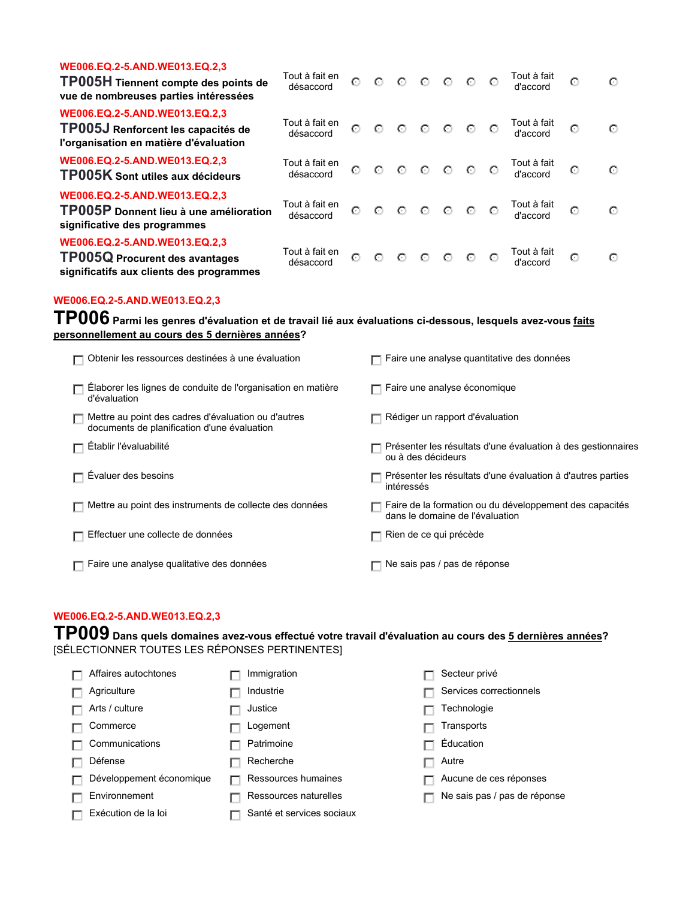WE006.EQ.2-5.AND.WE013.EQ.2,3

**TP005H Tiennent compte des points de vue de nombreuses parties intéressées**

| Tout à fait en désaccord | ○ | ○ | ○ | ○ | ○ | ○ | ○ | Tout à fait d'accord | ○ | ○ |
|---|---|---|---|---|---|---|---|---|---|---|

WE006.EQ.2-5.AND.WE013.EQ.2,3

**TP005J Renforcent les capacités de l'organisation en matière d'évaluation**

| Tout à fait en désaccord | ○ | ○ | ○ | ○ | ○ | ○ | ○ | Tout à fait d'accord | ○ | ○ |
|---|---|---|---|---|---|---|---|---|---|---|

WE006.EQ.2-5.AND.WE013.EQ.2,3

**TP005K Sont utiles aux décideurs**

| Tout à fait en désaccord | ○ | ○ | ○ | ○ | ○ | ○ | ○ | Tout à fait d'accord | ○ | ○ |
|---|---|---|---|---|---|---|---|---|---|---|

WE006.EQ.2-5.AND.WE013.EQ.2,3

**TP005P Donnent lieu à une amélioration significative des programmes**

| Tout à fait en désaccord | ○ | ○ | ○ | ○ | ○ | ○ | ○ | Tout à fait d'accord | ○ | ○ |
|---|---|---|---|---|---|---|---|---|---|---|

WE006.EQ.2-5.AND.WE013.EQ.2,3

**TP005Q Procurent des avantages significatifs aux clients des programmes**

| Tout à fait en désaccord | ○ | ○ | ○ | ○ | ○ | ○ | ○ | Tout à fait d'accord | ○ | ○ |
|---|---|---|---|---|---|---|---|---|---|---|

WE006.EQ.2-5.AND.WE013.EQ.2,3

## TP006 Parmi les genres d'évaluation et de travail lié aux évaluations ci-dessous, lesquels avez-vous faits personnellement au cours des 5 dernières années?

- ☐ Obtenir les ressources destinées à une évaluation
- ☐ Élaborer les lignes de conduite de l'organisation en matière d'évaluation
- ☐ Mettre au point des cadres d'évaluation ou d'autres documents de planification d'une évaluation
- ☐ Établir l'évaluabilité
- ☐ Évaluer des besoins
- ☐ Mettre au point des instruments de collecte des données
- ☐ Effectuer une collecte de données
- ☐ Faire une analyse qualitative des données
- ☐ Faire une analyse quantitative des données
- ☐ Faire une analyse économique
- ☐ Rédiger un rapport d'évaluation
- ☐ Présenter les résultats d'une évaluation à des gestionnaires ou à des décideurs
- ☐ Présenter les résultats d'une évaluation à d'autres parties intéressés
- ☐ Faire de la formation ou du développement des capacités dans le domaine de l'évaluation
- ☐ Rien de ce qui précède
- ☐ Ne sais pas / pas de réponse

WE006.EQ.2-5.AND.WE013.EQ.2,3

## TP009 Dans quels domaines avez-vous effectué votre travail d'évaluation au cours des 5 dernières années?

[SÉLECTIONNER TOUTES LES RÉPONSES PERTINENTES]

- ☐ Affaires autochtones
- ☐ Agriculture
- ☐ Arts / culture
- ☐ Commerce
- ☐ Communications
- ☐ Défense
- ☐ Développement économique
- ☐ Environnement
- ☐ Exécution de la loi
- ☐ Immigration
- ☐ Industrie
- ☐ Justice
- ☐ Logement
- ☐ Patrimoine
- ☐ Recherche
- ☐ Ressources humaines
- ☐ Ressources naturelles
- ☐ Santé et services sociaux
- ☐ Secteur privé
- ☐ Services correctionnels
- ☐ Technologie
- ☐ Transports
- ☐ Éducation
- ☐ Autre
- ☐ Aucune de ces réponses
- ☐ Ne sais pas / pas de réponse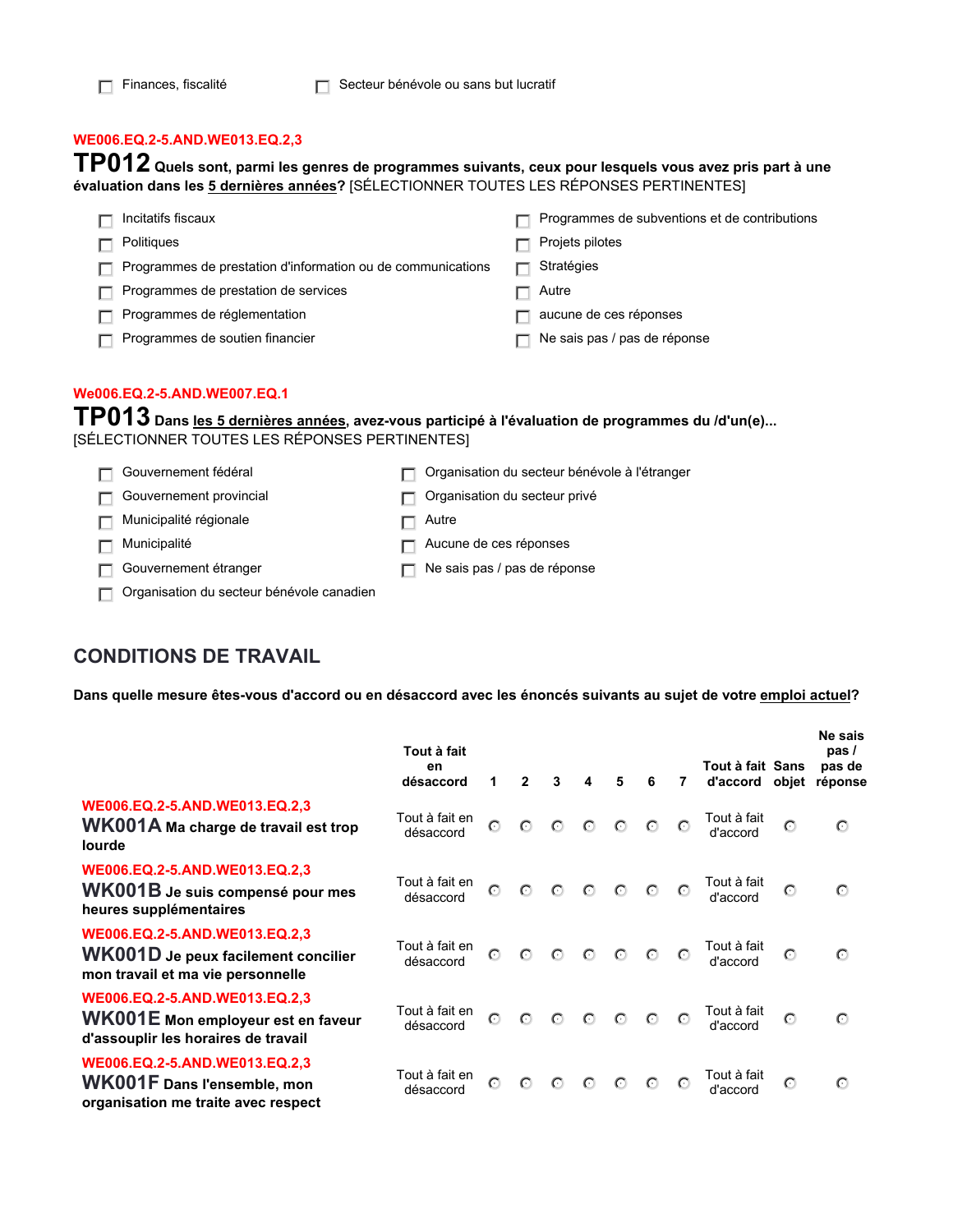- ☐ Finances, fiscalité
- ☐ Secteur bénévole ou sans but lucratif

WE006.EQ.2-5.AND.WE013.EQ.2,3

**TP012 Quels sont, parmi les genres de programmes suivants, ceux pour lesquels vous avez pris part à une évaluation dans les 5 dernières années?** [SÉLECTIONNER TOUTES LES RÉPONSES PERTINENTES]

- ☐ Incitatifs fiscaux
- ☐ Politiques
- ☐ Programmes de prestation d'information ou de communications
- ☐ Programmes de prestation de services
- ☐ Programmes de réglementation
- ☐ Programmes de soutien financier
- ☐ Programmes de subventions et de contributions
- ☐ Projets pilotes
- ☐ Stratégies
- ☐ Autre
- ☐ aucune de ces réponses
- ☐ Ne sais pas / pas de réponse

We006.EQ.2-5.AND.WE007.EQ.1

**TP013 Dans les 5 dernières années, avez-vous participé à l'évaluation de programmes du /d'un(e)...** [SÉLECTIONNER TOUTES LES RÉPONSES PERTINENTES]

- ☐ Gouvernement fédéral
- ☐ Gouvernement provincial
- ☐ Municipalité régionale
- ☐ Municipalité
- ☐ Gouvernement étranger
- ☐ Organisation du secteur bénévole canadien
- ☐ Organisation du secteur bénévole à l'étranger
- ☐ Organisation du secteur privé
- ☐ Autre
- ☐ Aucune de ces réponses
- ☐ Ne sais pas / pas de réponse

## CONDITIONS DE TRAVAIL

**Dans quelle mesure êtes-vous d'accord ou en désaccord avec les énoncés suivants au sujet de votre emploi actuel?**

| | Tout à fait en désaccord | 1 | 2 | 3 | 4 | 5 | 6 | 7 | Tout à fait d'accord | Sans objet | Ne sais pas / pas de réponse |
|---|---|---|---|---|---|---|---|---|---|---|---|
| WE006.EQ.2-5.AND.WE013.EQ.2,3 **WK001A Ma charge de travail est trop lourde** | Tout à fait en désaccord | ○ | ○ | ○ | ○ | ○ | ○ | ○ | Tout à fait d'accord | ○ | ○ |
| WE006.EQ.2-5.AND.WE013.EQ.2,3 **WK001B Je suis compensé pour mes heures supplémentaires** | Tout à fait en désaccord | ○ | ○ | ○ | ○ | ○ | ○ | ○ | Tout à fait d'accord | ○ | ○ |
| WE006.EQ.2-5.AND.WE013.EQ.2,3 **WK001D Je peux facilement concilier mon travail et ma vie personnelle** | Tout à fait en désaccord | ○ | ○ | ○ | ○ | ○ | ○ | ○ | Tout à fait d'accord | ○ | ○ |
| WE006.EQ.2-5.AND.WE013.EQ.2,3 **WK001E Mon employeur est en faveur d'assouplir les horaires de travail** | Tout à fait en désaccord | ○ | ○ | ○ | ○ | ○ | ○ | ○ | Tout à fait d'accord | ○ | ○ |
| WE006.EQ.2-5.AND.WE013.EQ.2,3 **WK001F Dans l'ensemble, mon organisation me traite avec respect** | Tout à fait en désaccord | ○ | ○ | ○ | ○ | ○ | ○ | ○ | Tout à fait d'accord | ○ | ○ |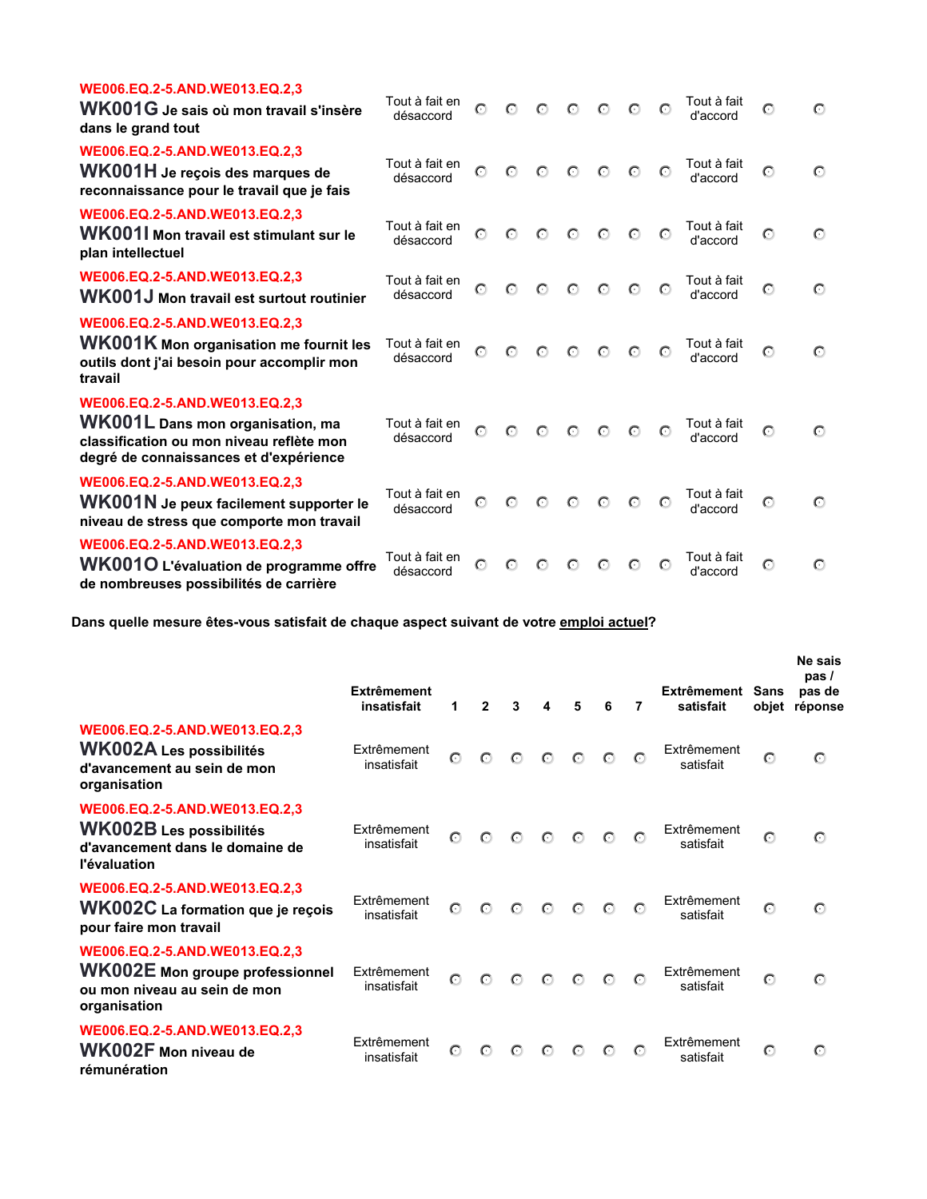| | | | | | | | | | | | |
|---|---|---|---|---|---|---|---|---|---|---|---|
| WE006.EQ.2-5.AND.WE013.EQ.2,3 **WK001G Je sais où mon travail s'insère dans le grand tout** | Tout à fait en désaccord | ○ | ○ | ○ | ○ | ○ | ○ | ○ | Tout à fait d'accord | ○ | ○ |
| WE006.EQ.2-5.AND.WE013.EQ.2,3 **WK001H Je reçois des marques de reconnaissance pour le travail que je fais** | Tout à fait en désaccord | ○ | ○ | ○ | ○ | ○ | ○ | ○ | Tout à fait d'accord | ○ | ○ |
| WE006.EQ.2-5.AND.WE013.EQ.2,3 **WK001I Mon travail est stimulant sur le plan intellectuel** | Tout à fait en désaccord | ○ | ○ | ○ | ○ | ○ | ○ | ○ | Tout à fait d'accord | ○ | ○ |
| WE006.EQ.2-5.AND.WE013.EQ.2,3 **WK001J Mon travail est surtout routinier** | Tout à fait en désaccord | ○ | ○ | ○ | ○ | ○ | ○ | ○ | Tout à fait d'accord | ○ | ○ |
| WE006.EQ.2-5.AND.WE013.EQ.2,3 **WK001K Mon organisation me fournit les outils dont j'ai besoin pour accomplir mon travail** | Tout à fait en désaccord | ○ | ○ | ○ | ○ | ○ | ○ | ○ | Tout à fait d'accord | ○ | ○ |
| WE006.EQ.2-5.AND.WE013.EQ.2,3 **WK001L Dans mon organisation, ma classification ou mon niveau reflète mon degré de connaissances et d'expérience** | Tout à fait en désaccord | ○ | ○ | ○ | ○ | ○ | ○ | ○ | Tout à fait d'accord | ○ | ○ |
| WE006.EQ.2-5.AND.WE013.EQ.2,3 **WK001N Je peux facilement supporter le niveau de stress que comporte mon travail** | Tout à fait en désaccord | ○ | ○ | ○ | ○ | ○ | ○ | ○ | Tout à fait d'accord | ○ | ○ |
| WE006.EQ.2-5.AND.WE013.EQ.2,3 **WK001O L'évaluation de programme offre de nombreuses possibilités de carrière** | Tout à fait en désaccord | ○ | ○ | ○ | ○ | ○ | ○ | ○ | Tout à fait d'accord | ○ | ○ |

**Dans quelle mesure êtes-vous satisfait de chaque aspect suivant de votre emploi actuel?**

| | Extrêmement insatisfait | 1 | 2 | 3 | 4 | 5 | 6 | 7 | Extrêmement satisfait | Sans objet | Ne sais pas / pas de réponse |
|---|---|---|---|---|---|---|---|---|---|---|---|
| WE006.EQ.2-5.AND.WE013.EQ.2,3 **WK002A Les possibilités d'avancement au sein de mon organisation** | Extrêmement insatisfait | ○ | ○ | ○ | ○ | ○ | ○ | ○ | Extrêmement satisfait | ○ | ○ |
| WE006.EQ.2-5.AND.WE013.EQ.2,3 **WK002B Les possibilités d'avancement dans le domaine de l'évaluation** | Extrêmement insatisfait | ○ | ○ | ○ | ○ | ○ | ○ | ○ | Extrêmement satisfait | ○ | ○ |
| WE006.EQ.2-5.AND.WE013.EQ.2,3 **WK002C La formation que je reçois pour faire mon travail** | Extrêmement insatisfait | ○ | ○ | ○ | ○ | ○ | ○ | ○ | Extrêmement satisfait | ○ | ○ |
| WE006.EQ.2-5.AND.WE013.EQ.2,3 **WK002E Mon groupe professionnel ou mon niveau au sein de mon organisation** | Extrêmement insatisfait | ○ | ○ | ○ | ○ | ○ | ○ | ○ | Extrêmement satisfait | ○ | ○ |
| WE006.EQ.2-5.AND.WE013.EQ.2,3 **WK002F Mon niveau de rémunération** | Extrêmement insatisfait | ○ | ○ | ○ | ○ | ○ | ○ | ○ | Extrêmement satisfait | ○ | ○ |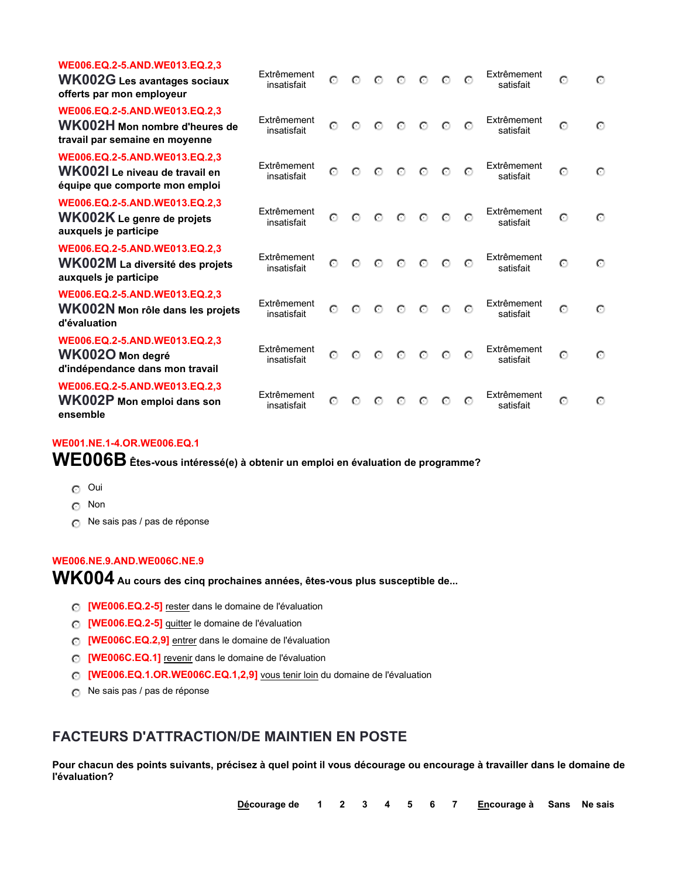| | | | | | | | | | | | |
|---|---|---|---|---|---|---|---|---|---|---|---|
| WE006.EQ.2-5.AND.WE013.EQ.2,3 **WK002G Les avantages sociaux offerts par mon employeur** | Extrêmement insatisfait | ○ | ○ | ○ | ○ | ○ | ○ | ○ | Extrêmement satisfait | ○ | ○ |
| WE006.EQ.2-5.AND.WE013.EQ.2,3 **WK002H Mon nombre d'heures de travail par semaine en moyenne** | Extrêmement insatisfait | ○ | ○ | ○ | ○ | ○ | ○ | ○ | Extrêmement satisfait | ○ | ○ |
| WE006.EQ.2-5.AND.WE013.EQ.2,3 **WK002I Le niveau de travail en équipe que comporte mon emploi** | Extrêmement insatisfait | ○ | ○ | ○ | ○ | ○ | ○ | ○ | Extrêmement satisfait | ○ | ○ |
| WE006.EQ.2-5.AND.WE013.EQ.2,3 **WK002K Le genre de projets auxquels je participe** | Extrêmement insatisfait | ○ | ○ | ○ | ○ | ○ | ○ | ○ | Extrêmement satisfait | ○ | ○ |
| WE006.EQ.2-5.AND.WE013.EQ.2,3 **WK002M La diversité des projets auxquels je participe** | Extrêmement insatisfait | ○ | ○ | ○ | ○ | ○ | ○ | ○ | Extrêmement satisfait | ○ | ○ |
| WE006.EQ.2-5.AND.WE013.EQ.2,3 **WK002N Mon rôle dans les projets d'évaluation** | Extrêmement insatisfait | ○ | ○ | ○ | ○ | ○ | ○ | ○ | Extrêmement satisfait | ○ | ○ |
| WE006.EQ.2-5.AND.WE013.EQ.2,3 **WK002O Mon degré d'indépendance dans mon travail** | Extrêmement insatisfait | ○ | ○ | ○ | ○ | ○ | ○ | ○ | Extrêmement satisfait | ○ | ○ |
| WE006.EQ.2-5.AND.WE013.EQ.2,3 **WK002P Mon emploi dans son ensemble** | Extrêmement insatisfait | ○ | ○ | ○ | ○ | ○ | ○ | ○ | Extrêmement satisfait | ○ | ○ |

WE001.NE.1-4.OR.WE006.EQ.1

**WE006B Êtes-vous intéressé(e) à obtenir un emploi en évaluation de programme?**

- ○ Oui
- ○ Non
- ○ Ne sais pas / pas de réponse

WE006.NE.9.AND.WE006C.NE.9

**WK004 Au cours des cinq prochaines années, êtes-vous plus susceptible de...**

- ○ [WE006.EQ.2-5] rester dans le domaine de l'évaluation
- ○ [WE006.EQ.2-5] quitter le domaine de l'évaluation
- ○ [WE006C.EQ.2,9] entrer dans le domaine de l'évaluation
- ○ [WE006C.EQ.1] revenir dans le domaine de l'évaluation
- ○ [WE006.EQ.1.OR.WE006C.EQ.1,2,9] vous tenir loin du domaine de l'évaluation
- ○ Ne sais pas / pas de réponse

## FACTEURS D'ATTRACTION/DE MAINTIEN EN POSTE

**Pour chacun des points suivants, précisez à quel point il vous décourage ou encourage à travailler dans le domaine de l'évaluation?**

| Décourage de | 1 | 2 | 3 | 4 | 5 | 6 | 7 | Encourage à | Sans | Ne sais |
|---|---|---|---|---|---|---|---|---|---|---|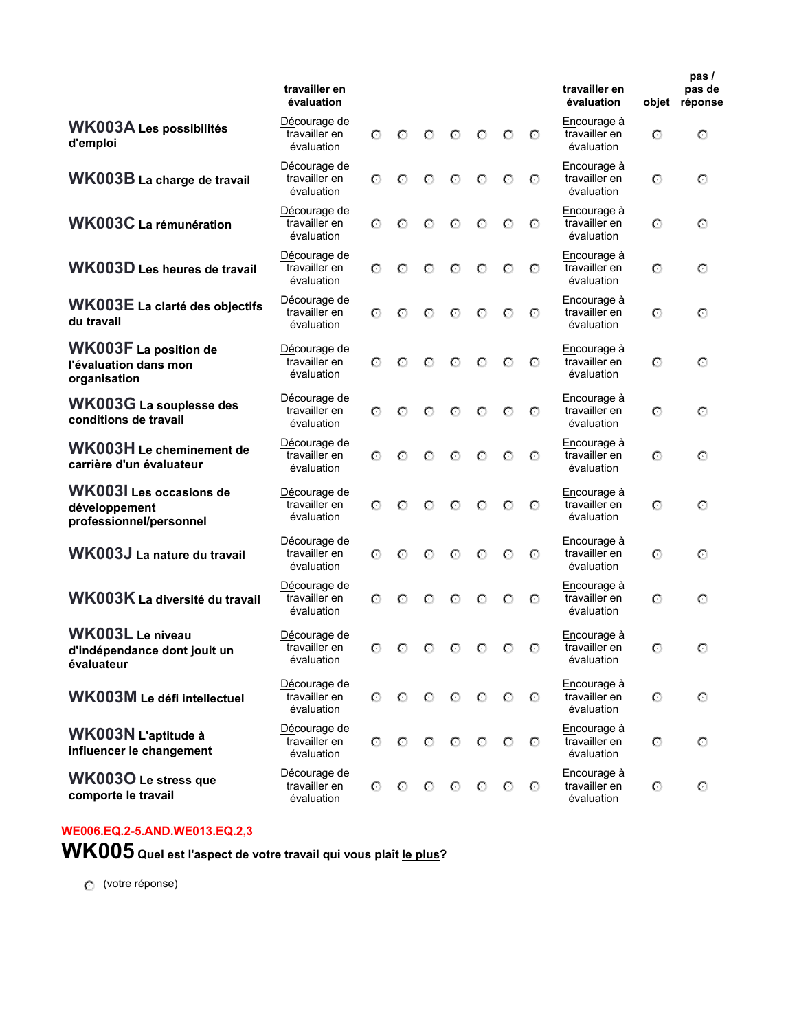| | travailler en évaluation | | | | | | | | travailler en évaluation | objet | pas / pas de réponse |
|---|---|---|---|---|---|---|---|---|---|---|---|
| **WK003A** Les possibilités d'emploi | Décourage de travailler en évaluation | ○ | ○ | ○ | ○ | ○ | ○ | ○ | Encourage à travailler en évaluation | ○ | ○ |
| **WK003B** La charge de travail | Décourage de travailler en évaluation | ○ | ○ | ○ | ○ | ○ | ○ | ○ | Encourage à travailler en évaluation | ○ | ○ |
| **WK003C** La rémunération | Décourage de travailler en évaluation | ○ | ○ | ○ | ○ | ○ | ○ | ○ | Encourage à travailler en évaluation | ○ | ○ |
| **WK003D** Les heures de travail | Décourage de travailler en évaluation | ○ | ○ | ○ | ○ | ○ | ○ | ○ | Encourage à travailler en évaluation | ○ | ○ |
| **WK003E** La clarté des objectifs du travail | Décourage de travailler en évaluation | ○ | ○ | ○ | ○ | ○ | ○ | ○ | Encourage à travailler en évaluation | ○ | ○ |
| **WK003F** La position de l'évaluation dans mon organisation | Décourage de travailler en évaluation | ○ | ○ | ○ | ○ | ○ | ○ | ○ | Encourage à travailler en évaluation | ○ | ○ |
| **WK003G** La souplesse des conditions de travail | Décourage de travailler en évaluation | ○ | ○ | ○ | ○ | ○ | ○ | ○ | Encourage à travailler en évaluation | ○ | ○ |
| **WK003H** Le cheminement de carrière d'un évaluateur | Décourage de travailler en évaluation | ○ | ○ | ○ | ○ | ○ | ○ | ○ | Encourage à travailler en évaluation | ○ | ○ |
| **WK003I** Les occasions de développement professionnel/personnel | Décourage de travailler en évaluation | ○ | ○ | ○ | ○ | ○ | ○ | ○ | Encourage à travailler en évaluation | ○ | ○ |
| **WK003J** La nature du travail | Décourage de travailler en évaluation | ○ | ○ | ○ | ○ | ○ | ○ | ○ | Encourage à travailler en évaluation | ○ | ○ |
| **WK003K** La diversité du travail | Décourage de travailler en évaluation | ○ | ○ | ○ | ○ | ○ | ○ | ○ | Encourage à travailler en évaluation | ○ | ○ |
| **WK003L** Le niveau d'indépendance dont jouit un évaluateur | Décourage de travailler en évaluation | ○ | ○ | ○ | ○ | ○ | ○ | ○ | Encourage à travailler en évaluation | ○ | ○ |
| **WK003M** Le défi intellectuel | Décourage de travailler en évaluation | ○ | ○ | ○ | ○ | ○ | ○ | ○ | Encourage à travailler en évaluation | ○ | ○ |
| **WK003N** L'aptitude à influencer le changement | Décourage de travailler en évaluation | ○ | ○ | ○ | ○ | ○ | ○ | ○ | Encourage à travailler en évaluation | ○ | ○ |
| **WK003O** Le stress que comporte le travail | Décourage de travailler en évaluation | ○ | ○ | ○ | ○ | ○ | ○ | ○ | Encourage à travailler en évaluation | ○ | ○ |

WE006.EQ.2-5.AND.WE013.EQ.2,3

**WK005** **Quel est l'aspect de votre travail qui vous plaît le plus?**

○ (votre réponse)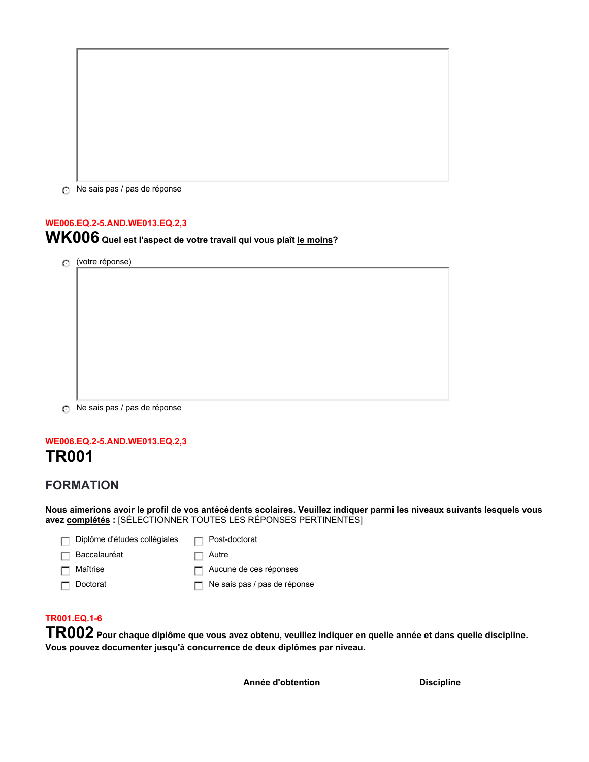( ) Ne sais pas / pas de réponse

WE006.EQ.2-5.AND.WE013.EQ.2,3

**WK006** **Quel est l'aspect de votre travail qui vous plaît le moins?**

( ) (votre réponse)

( ) Ne sais pas / pas de réponse

WE006.EQ.2-5.AND.WE013.EQ.2,3

## TR001

### FORMATION

**Nous aimerions avoir le profil de vos antécédents scolaires. Veuillez indiquer parmi les niveaux suivants lesquels vous avez complétés :** [SÉLECTIONNER TOUTES LES RÉPONSES PERTINENTES]

- [ ] Diplôme d'études collégiales
- [ ] Baccalauréat
- [ ] Maîtrise
- [ ] Doctorat
- [ ] Post-doctorat
- [ ] Autre
- [ ] Aucune de ces réponses
- [ ] Ne sais pas / pas de réponse

TR001.EQ.1-6

**TR002** **Pour chaque diplôme que vous avez obtenu, veuillez indiquer en quelle année et dans quelle discipline. Vous pouvez documenter jusqu'à concurrence de deux diplômes par niveau.**

| | Année d'obtention | Discipline |
|---|---|---|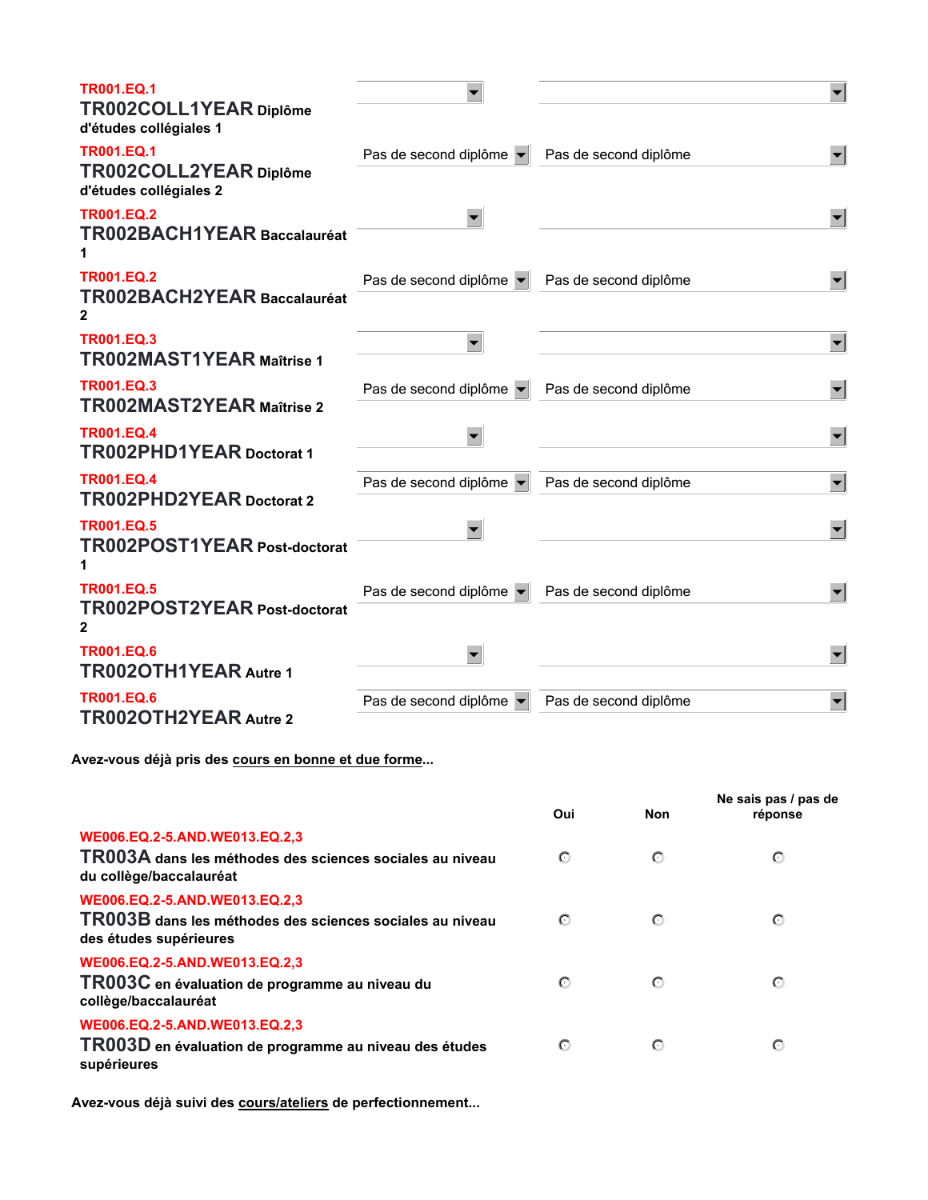TR001.EQ.1
**TR002COLL1YEAR Diplôme d'études collégiales 1**

TR001.EQ.1
**TR002COLL2YEAR Diplôme d'études collégiales 2** — Pas de second diplôme | Pas de second diplôme

TR001.EQ.2
**TR002BACH1YEAR Baccalauréat 1**

TR001.EQ.2
**TR002BACH2YEAR Baccalauréat 2** — Pas de second diplôme | Pas de second diplôme

TR001.EQ.3
**TR002MAST1YEAR Maîtrise 1**

TR001.EQ.3
**TR002MAST2YEAR Maîtrise 2** — Pas de second diplôme | Pas de second diplôme

TR001.EQ.4
**TR002PHD1YEAR Doctorat 1**

TR001.EQ.4
**TR002PHD2YEAR Doctorat 2** — Pas de second diplôme | Pas de second diplôme

TR001.EQ.5
**TR002POST1YEAR Post-doctorat 1**

TR001.EQ.5
**TR002POST2YEAR Post-doctorat 2** — Pas de second diplôme | Pas de second diplôme

TR001.EQ.6
**TR002OTH1YEAR Autre 1**

TR001.EQ.6
**TR002OTH2YEAR Autre 2** — Pas de second diplôme | Pas de second diplôme

**Avez-vous déjà pris des cours en bonne et due forme...**

| | Oui | Non | Ne sais pas / pas de réponse |
|---|---|---|---|
| WE006.EQ.2-5.AND.WE013.EQ.2,3<br>**TR003A dans les méthodes des sciences sociales au niveau du collège/baccalauréat** | ○ | ○ | ○ |
| WE006.EQ.2-5.AND.WE013.EQ.2,3<br>**TR003B dans les méthodes des sciences sociales au niveau des études supérieures** | ○ | ○ | ○ |
| WE006.EQ.2-5.AND.WE013.EQ.2,3<br>**TR003C en évaluation de programme au niveau du collège/baccalauréat** | ○ | ○ | ○ |
| WE006.EQ.2-5.AND.WE013.EQ.2,3<br>**TR003D en évaluation de programme au niveau des études supérieures** | ○ | ○ | ○ |

**Avez-vous déjà suivi des cours/ateliers de perfectionnement...**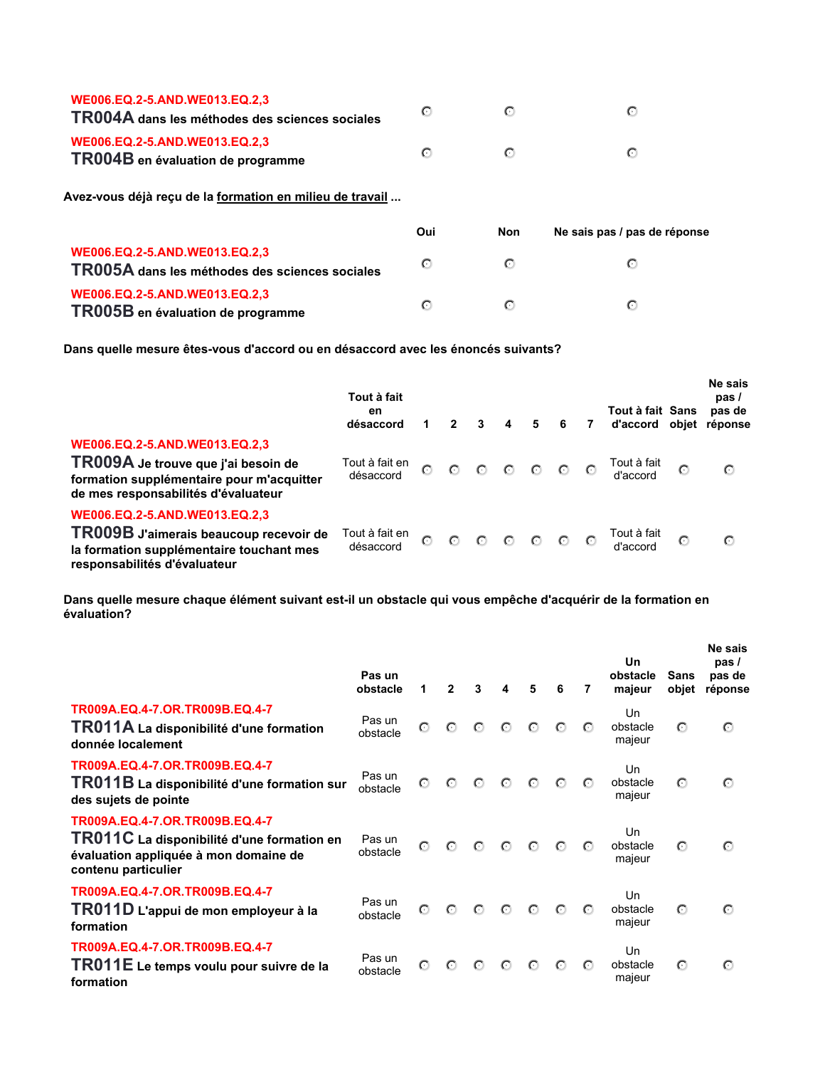| | | | |
|---|---|---|---|
| WE006.EQ.2-5.AND.WE013.EQ.2,3<br>**TR004A** dans les méthodes des sciences sociales | ○ | ○ | ○ |
| WE006.EQ.2-5.AND.WE013.EQ.2,3<br>**TR004B** en évaluation de programme | ○ | ○ | ○ |

**Avez-vous déjà reçu de la formation en milieu de travail ...**

| | Oui | Non | Ne sais pas / pas de réponse |
|---|---|---|---|
| WE006.EQ.2-5.AND.WE013.EQ.2,3<br>**TR005A** dans les méthodes des sciences sociales | ○ | ○ | ○ |
| WE006.EQ.2-5.AND.WE013.EQ.2,3<br>**TR005B** en évaluation de programme | ○ | ○ | ○ |

**Dans quelle mesure êtes-vous d'accord ou en désaccord avec les énoncés suivants?**

| | Tout à fait en désaccord | 1 | 2 | 3 | 4 | 5 | 6 | 7 | Tout à fait d'accord | Sans objet | Ne sais pas / pas de réponse |
|---|---|---|---|---|---|---|---|---|---|---|---|
| WE006.EQ.2-5.AND.WE013.EQ.2,3<br>**TR009A** Je trouve que j'ai besoin de formation supplémentaire pour m'acquitter de mes responsabilités d'évaluateur | Tout à fait en désaccord | ○ | ○ | ○ | ○ | ○ | ○ | ○ | Tout à fait d'accord | ○ | ○ |
| WE006.EQ.2-5.AND.WE013.EQ.2,3<br>**TR009B** J'aimerais beaucoup recevoir de la formation supplémentaire touchant mes responsabilités d'évaluateur | Tout à fait en désaccord | ○ | ○ | ○ | ○ | ○ | ○ | ○ | Tout à fait d'accord | ○ | ○ |

**Dans quelle mesure chaque élément suivant est-il un obstacle qui vous empêche d'acquérir de la formation en évaluation?**

| | Pas un obstacle | 1 | 2 | 3 | 4 | 5 | 6 | 7 | Un obstacle majeur | Sans objet | Ne sais pas / pas de réponse |
|---|---|---|---|---|---|---|---|---|---|---|---|
| TR009A.EQ.4-7.OR.TR009B.EQ.4-7<br>**TR011A** La disponibilité d'une formation donnée localement | Pas un obstacle | ○ | ○ | ○ | ○ | ○ | ○ | ○ | Un obstacle majeur | ○ | ○ |
| TR009A.EQ.4-7.OR.TR009B.EQ.4-7<br>**TR011B** La disponibilité d'une formation sur des sujets de pointe | Pas un obstacle | ○ | ○ | ○ | ○ | ○ | ○ | ○ | Un obstacle majeur | ○ | ○ |
| TR009A.EQ.4-7.OR.TR009B.EQ.4-7<br>**TR011C** La disponibilité d'une formation en évaluation appliquée à mon domaine de contenu particulier | Pas un obstacle | ○ | ○ | ○ | ○ | ○ | ○ | ○ | Un obstacle majeur | ○ | ○ |
| TR009A.EQ.4-7.OR.TR009B.EQ.4-7<br>**TR011D** L'appui de mon employeur à la formation | Pas un obstacle | ○ | ○ | ○ | ○ | ○ | ○ | ○ | Un obstacle majeur | ○ | ○ |
| TR009A.EQ.4-7.OR.TR009B.EQ.4-7<br>**TR011E** Le temps voulu pour suivre de la formation | Pas un obstacle | ○ | ○ | ○ | ○ | ○ | ○ | ○ | Un obstacle majeur | ○ | ○ |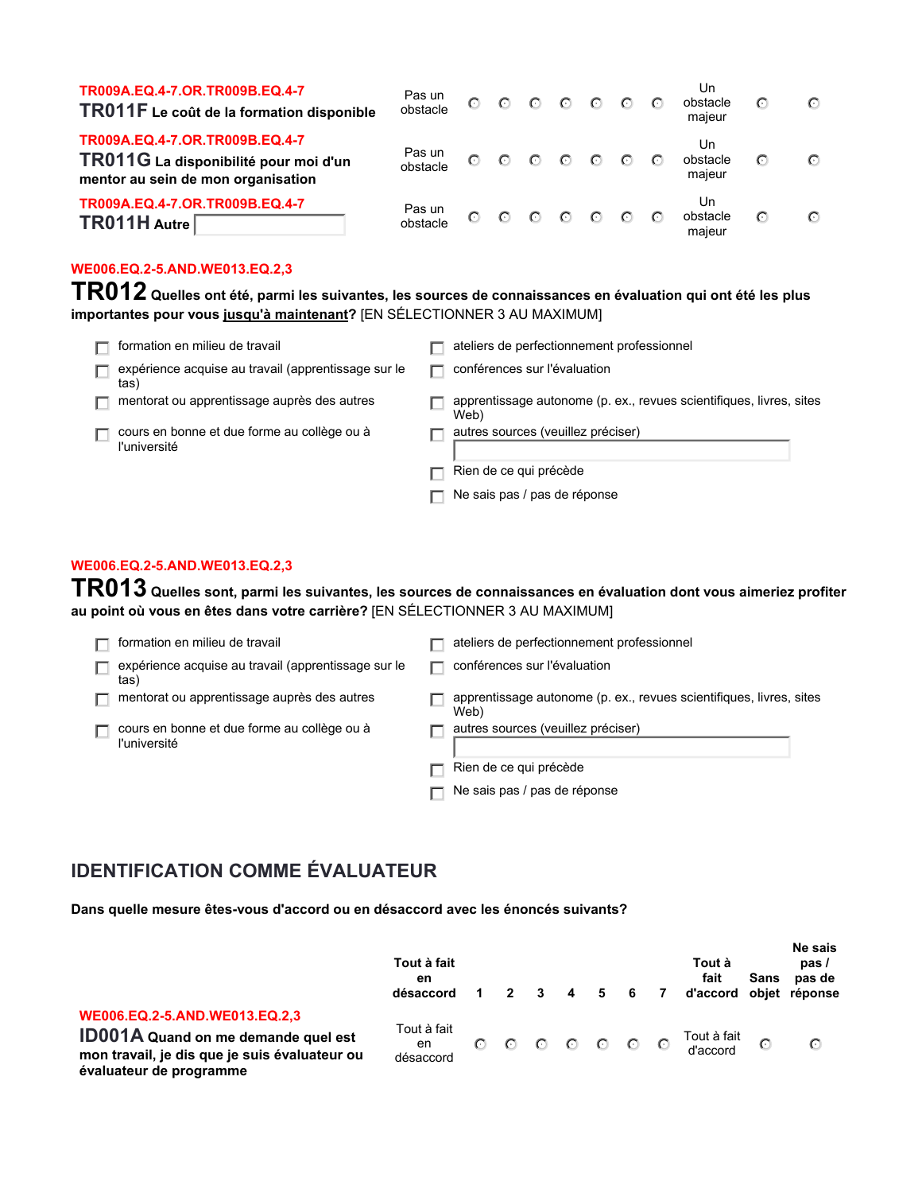TR009A.EQ.4-7.OR.TR009B.EQ.4-7

**TR011F** **Le coût de la formation disponible**

| | | | | | | | | | | | |
|---|---|---|---|---|---|---|---|---|---|---|---|
| Pas un obstacle | ○ | ○ | ○ | ○ | ○ | ○ | ○ | Un obstacle majeur | ○ | ○ |

TR009A.EQ.4-7.OR.TR009B.EQ.4-7

**TR011G** **La disponibilité pour moi d'un mentor au sein de mon organisation**

| | | | | | | | | | | |
|---|---|---|---|---|---|---|---|---|---|---|
| Pas un obstacle | ○ | ○ | ○ | ○ | ○ | ○ | ○ | Un obstacle majeur | ○ | ○ |

TR009A.EQ.4-7.OR.TR009B.EQ.4-7

**TR011H** **Autre** ______________

| | | | | | | | | | | |
|---|---|---|---|---|---|---|---|---|---|---|
| Pas un obstacle | ○ | ○ | ○ | ○ | ○ | ○ | ○ | Un obstacle majeur | ○ | ○ |

WE006.EQ.2-5.AND.WE013.EQ.2,3

## TR012 **Quelles ont été, parmi les suivantes, les sources de connaissances en évaluation qui ont été les plus importantes pour vous jusqu'à maintenant?** [EN SÉLECTIONNER 3 AU MAXIMUM]

- ☐ formation en milieu de travail
- ☐ expérience acquise au travail (apprentissage sur le tas)
- ☐ mentorat ou apprentissage auprès des autres
- ☐ cours en bonne et due forme au collège ou à l'université
- ☐ ateliers de perfectionnement professionnel
- ☐ conférences sur l'évaluation
- ☐ apprentissage autonome (p. ex., revues scientifiques, livres, sites Web)
- ☐ autres sources (veuillez préciser) ______________
- ☐ Rien de ce qui précède
- ☐ Ne sais pas / pas de réponse

WE006.EQ.2-5.AND.WE013.EQ.2,3

## TR013 **Quelles sont, parmi les suivantes, les sources de connaissances en évaluation dont vous aimeriez profiter au point où vous en êtes dans votre carrière?** [EN SÉLECTIONNER 3 AU MAXIMUM]

- ☐ formation en milieu de travail
- ☐ expérience acquise au travail (apprentissage sur le tas)
- ☐ mentorat ou apprentissage auprès des autres
- ☐ cours en bonne et due forme au collège ou à l'université
- ☐ ateliers de perfectionnement professionnel
- ☐ conférences sur l'évaluation
- ☐ apprentissage autonome (p. ex., revues scientifiques, livres, sites Web)
- ☐ autres sources (veuillez préciser) ______________
- ☐ Rien de ce qui précède
- ☐ Ne sais pas / pas de réponse

## IDENTIFICATION COMME ÉVALUATEUR

**Dans quelle mesure êtes-vous d'accord ou en désaccord avec les énoncés suivants?**

| | Tout à fait en désaccord | 1 | 2 | 3 | 4 | 5 | 6 | 7 | Tout à fait d'accord | Sans objet | Ne sais pas / pas de réponse |
|---|---|---|---|---|---|---|---|---|---|---|---|
| WE006.EQ.2-5.AND.WE013.EQ.2,3 **ID001A** **Quand on me demande quel est mon travail, je dis que je suis évaluateur ou évaluateur de programme** | Tout à fait en désaccord | ○ | ○ | ○ | ○ | ○ | ○ | ○ | Tout à fait d'accord | ○ | ○ |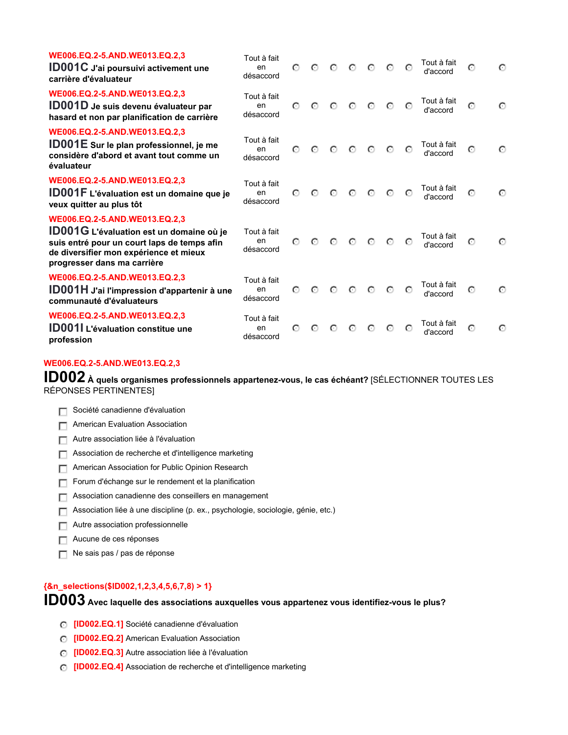WE006.EQ.2-5.AND.WE013.EQ.2,3

**ID001C J'ai poursuivi activement une carrière d'évaluateur**

Tout à fait en désaccord ○ ○ ○ ○ ○ ○ ○ Tout à fait d'accord ○ ○

WE006.EQ.2-5.AND.WE013.EQ.2,3

**ID001D Je suis devenu évaluateur par hasard et non par planification de carrière**

Tout à fait en désaccord ○ ○ ○ ○ ○ ○ ○ Tout à fait d'accord ○ ○

WE006.EQ.2-5.AND.WE013.EQ.2,3

**ID001E Sur le plan professionnel, je me considère d'abord et avant tout comme un évaluateur**

Tout à fait en désaccord ○ ○ ○ ○ ○ ○ ○ Tout à fait d'accord ○ ○

WE006.EQ.2-5.AND.WE013.EQ.2,3

**ID001F L'évaluation est un domaine que je veux quitter au plus tôt**

Tout à fait en désaccord ○ ○ ○ ○ ○ ○ ○ Tout à fait d'accord ○ ○

WE006.EQ.2-5.AND.WE013.EQ.2,3

**ID001G L'évaluation est un domaine où je suis entré pour un court laps de temps afin de diversifier mon expérience et mieux progresser dans ma carrière**

Tout à fait en désaccord ○ ○ ○ ○ ○ ○ ○ Tout à fait d'accord ○ ○

WE006.EQ.2-5.AND.WE013.EQ.2,3

**ID001H J'ai l'impression d'appartenir à une communauté d'évaluateurs**

Tout à fait en désaccord ○ ○ ○ ○ ○ ○ ○ Tout à fait d'accord ○ ○

WE006.EQ.2-5.AND.WE013.EQ.2,3

**ID001I L'évaluation constitue une profession**

Tout à fait en désaccord ○ ○ ○ ○ ○ ○ ○ Tout à fait d'accord ○ ○

WE006.EQ.2-5.AND.WE013.EQ.2,3

## ID002 À quels organismes professionnels appartenez-vous, le cas échéant? [SÉLECTIONNER TOUTES LES RÉPONSES PERTINENTES]

- ☐ Société canadienne d'évaluation
- ☐ American Evaluation Association
- ☐ Autre association liée à l'évaluation
- ☐ Association de recherche et d'intelligence marketing
- ☐ American Association for Public Opinion Research
- ☐ Forum d'échange sur le rendement et la planification
- ☐ Association canadienne des conseillers en management
- ☐ Association liée à une discipline (p. ex., psychologie, sociologie, génie, etc.)
- ☐ Autre association professionnelle
- ☐ Aucune de ces réponses
- ☐ Ne sais pas / pas de réponse

{&n_selections($ID002,1,2,3,4,5,6,7,8) > 1}

## ID003 Avec laquelle des associations auxquelles vous appartenez vous identifiez-vous le plus?

- ○ [ID002.EQ.1] Société canadienne d'évaluation
- ○ [ID002.EQ.2] American Evaluation Association
- ○ [ID002.EQ.3] Autre association liée à l'évaluation
- ○ [ID002.EQ.4] Association de recherche et d'intelligence marketing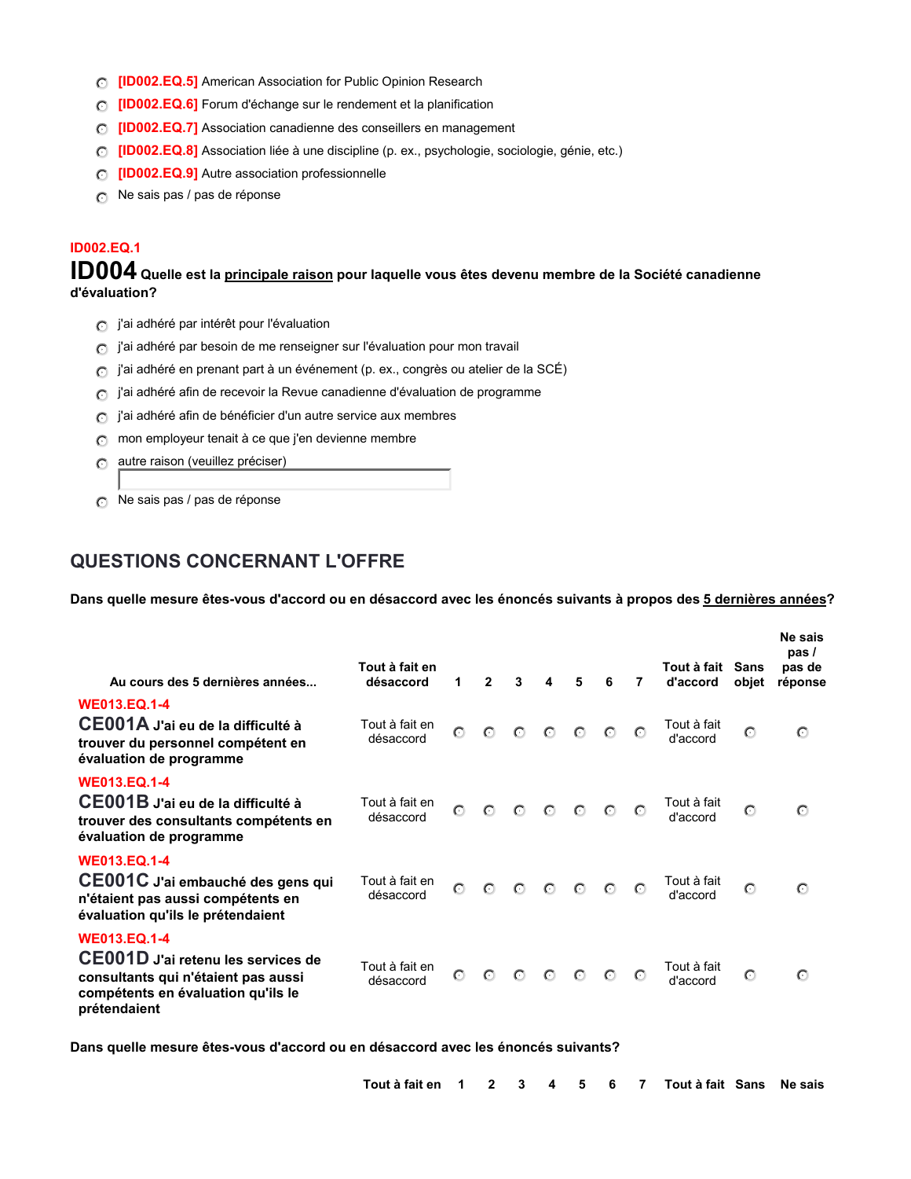- [ID002.EQ.5] American Association for Public Opinion Research
- [ID002.EQ.6] Forum d'échange sur le rendement et la planification
- [ID002.EQ.7] Association canadienne des conseillers en management
- [ID002.EQ.8] Association liée à une discipline (p. ex., psychologie, sociologie, génie, etc.)
- [ID002.EQ.9] Autre association professionnelle
- Ne sais pas / pas de réponse

ID002.EQ.1

**ID004 Quelle est la principale raison pour laquelle vous êtes devenu membre de la Société canadienne d'évaluation?**

- j'ai adhéré par intérêt pour l'évaluation
- j'ai adhéré par besoin de me renseigner sur l'évaluation pour mon travail
- j'ai adhéré en prenant part à un événement (p. ex., congrès ou atelier de la SCÉ)
- j'ai adhéré afin de recevoir la Revue canadienne d'évaluation de programme
- j'ai adhéré afin de bénéficier d'un autre service aux membres
- mon employeur tenait à ce que j'en devienne membre
- autre raison (veuillez préciser) ____________
- Ne sais pas / pas de réponse

## QUESTIONS CONCERNANT L'OFFRE

**Dans quelle mesure êtes-vous d'accord ou en désaccord avec les énoncés suivants à propos des 5 dernières années?**

| Au cours des 5 dernières années... | Tout à fait en désaccord | 1 | 2 | 3 | 4 | 5 | 6 | 7 | Tout à fait d'accord | Sans objet | Ne sais pas / pas de réponse |
|---|---|---|---|---|---|---|---|---|---|---|---|
| WE013.EQ.1-4 **CE001A J'ai eu de la difficulté à trouver du personnel compétent en évaluation de programme** | Tout à fait en désaccord | ○ | ○ | ○ | ○ | ○ | ○ | ○ | Tout à fait d'accord | ○ | ○ |
| WE013.EQ.1-4 **CE001B J'ai eu de la difficulté à trouver des consultants compétents en évaluation de programme** | Tout à fait en désaccord | ○ | ○ | ○ | ○ | ○ | ○ | ○ | Tout à fait d'accord | ○ | ○ |
| WE013.EQ.1-4 **CE001C J'ai embauché des gens qui n'étaient pas aussi compétents en évaluation qu'ils le prétendaient** | Tout à fait en désaccord | ○ | ○ | ○ | ○ | ○ | ○ | ○ | Tout à fait d'accord | ○ | ○ |
| WE013.EQ.1-4 **CE001D J'ai retenu les services de consultants qui n'étaient pas aussi compétents en évaluation qu'ils le prétendaient** | Tout à fait en désaccord | ○ | ○ | ○ | ○ | ○ | ○ | ○ | Tout à fait d'accord | ○ | ○ |

**Dans quelle mesure êtes-vous d'accord ou en désaccord avec les énoncés suivants?**

| | Tout à fait en | 1 | 2 | 3 | 4 | 5 | 6 | 7 | Tout à fait | Sans | Ne sais |
|---|---|---|---|---|---|---|---|---|---|---|---|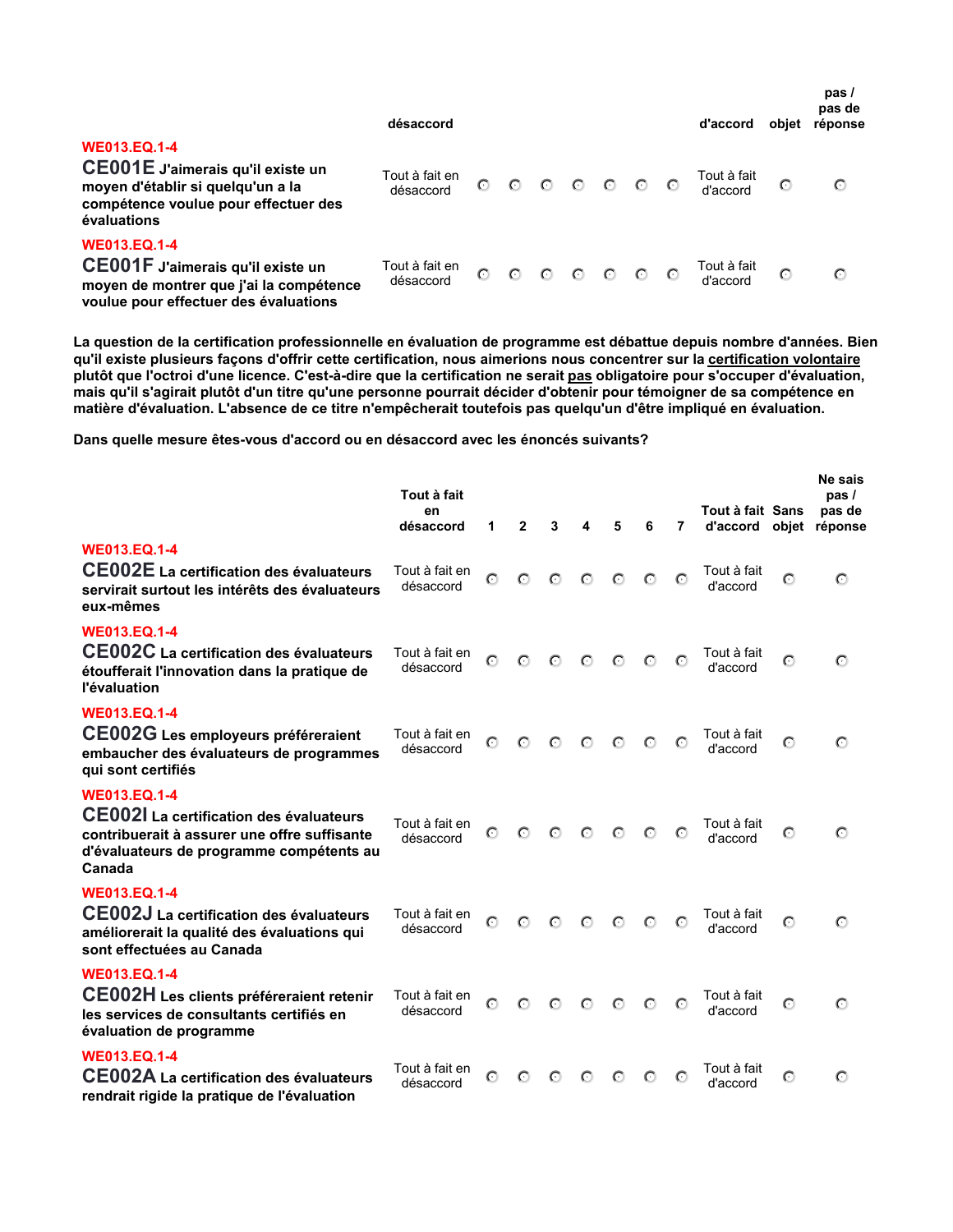| | désaccord | | | | | | | | d'accord | objet | pas / pas de réponse |
|---|---|---|---|---|---|---|---|---|---|---|---|
| WE013.EQ.1-4 **CE001E J'aimerais qu'il existe un moyen d'établir si quelqu'un a la compétence voulue pour effectuer des évaluations** | Tout à fait en désaccord | ○ | ○ | ○ | ○ | ○ | ○ | ○ | Tout à fait d'accord | ○ | ○ |
| WE013.EQ.1-4 **CE001F J'aimerais qu'il existe un moyen de montrer que j'ai la compétence voulue pour effectuer des évaluations** | Tout à fait en désaccord | ○ | ○ | ○ | ○ | ○ | ○ | ○ | Tout à fait d'accord | ○ | ○ |

**La question de la certification professionnelle en évaluation de programme est débattue depuis nombre d'années. Bien qu'il existe plusieurs façons d'offrir cette certification, nous aimerions nous concentrer sur la certification volontaire plutôt que l'octroi d'une licence. C'est-à-dire que la certification ne serait pas obligatoire pour s'occuper d'évaluation, mais qu'il s'agirait plutôt d'un titre qu'une personne pourrait décider d'obtenir pour témoigner de sa compétence en matière d'évaluation. L'absence de ce titre n'empêcherait toutefois pas quelqu'un d'être impliqué en évaluation.**

**Dans quelle mesure êtes-vous d'accord ou en désaccord avec les énoncés suivants?**

| | Tout à fait en désaccord | 1 | 2 | 3 | 4 | 5 | 6 | 7 | Tout à fait d'accord | Sans objet | Ne sais pas / pas de réponse |
|---|---|---|---|---|---|---|---|---|---|---|---|
| WE013.EQ.1-4 **CE002E La certification des évaluateurs servirait surtout les intérêts des évaluateurs eux-mêmes** | Tout à fait en désaccord | ○ | ○ | ○ | ○ | ○ | ○ | ○ | Tout à fait d'accord | ○ | ○ |
| WE013.EQ.1-4 **CE002C La certification des évaluateurs étoufferait l'innovation dans la pratique de l'évaluation** | Tout à fait en désaccord | ○ | ○ | ○ | ○ | ○ | ○ | ○ | Tout à fait d'accord | ○ | ○ |
| WE013.EQ.1-4 **CE002G Les employeurs préféreraient embaucher des évaluateurs de programmes qui sont certifiés** | Tout à fait en désaccord | ○ | ○ | ○ | ○ | ○ | ○ | ○ | Tout à fait d'accord | ○ | ○ |
| WE013.EQ.1-4 **CE002I La certification des évaluateurs contribuerait à assurer une offre suffisante d'évaluateurs de programme compétents au Canada** | Tout à fait en désaccord | ○ | ○ | ○ | ○ | ○ | ○ | ○ | Tout à fait d'accord | ○ | ○ |
| WE013.EQ.1-4 **CE002J La certification des évaluateurs améliorerait la qualité des évaluations qui sont effectuées au Canada** | Tout à fait en désaccord | ○ | ○ | ○ | ○ | ○ | ○ | ○ | Tout à fait d'accord | ○ | ○ |
| WE013.EQ.1-4 **CE002H Les clients préféreraient retenir les services de consultants certifiés en évaluation de programme** | Tout à fait en désaccord | ○ | ○ | ○ | ○ | ○ | ○ | ○ | Tout à fait d'accord | ○ | ○ |
| WE013.EQ.1-4 **CE002A La certification des évaluateurs rendrait rigide la pratique de l'évaluation** | Tout à fait en désaccord | ○ | ○ | ○ | ○ | ○ | ○ | ○ | Tout à fait d'accord | ○ | ○ |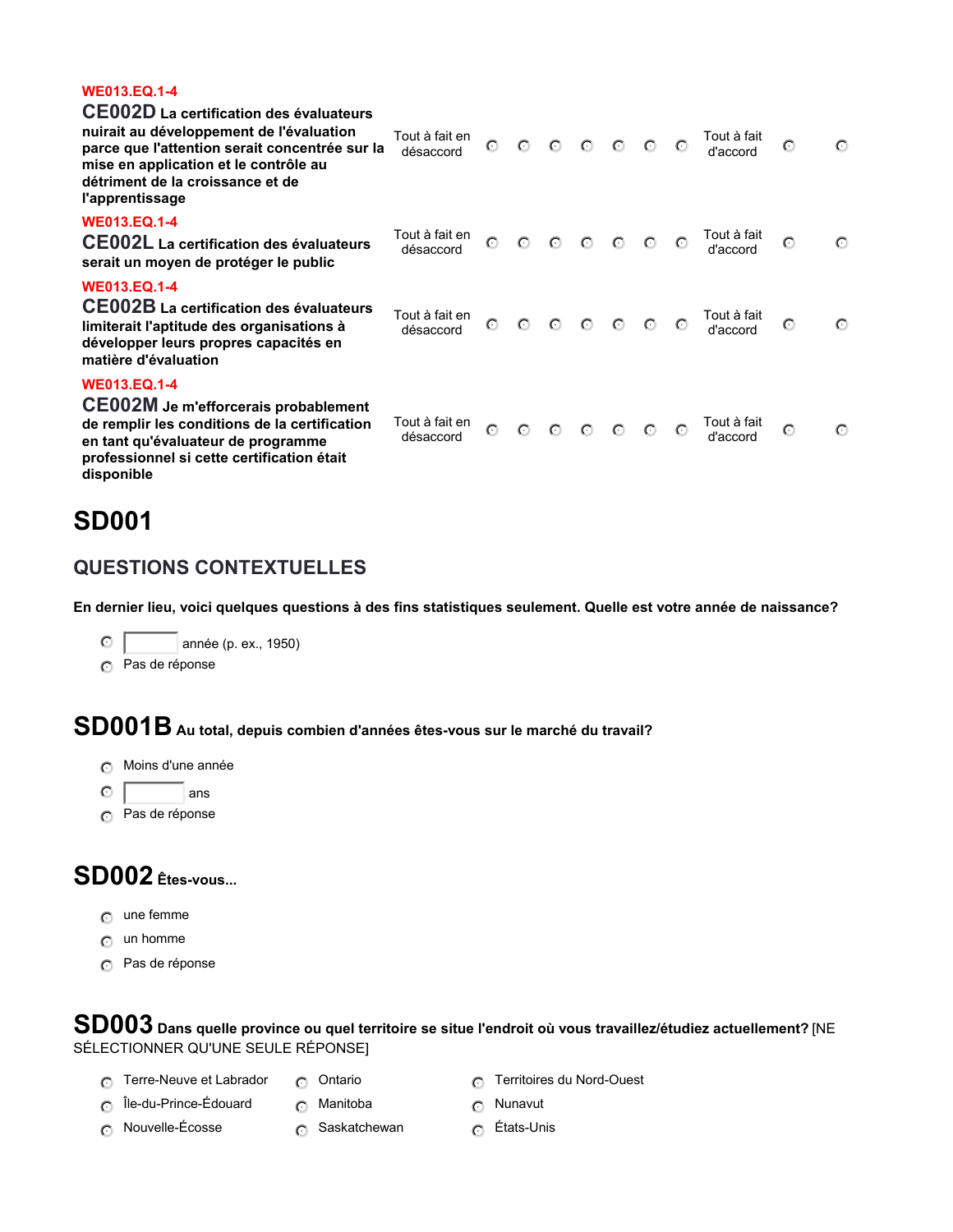WE013.EQ.1-4

**CE002D La certification des évaluateurs nuirait au développement de l'évaluation parce que l'attention serait concentrée sur la mise en application et le contrôle au détriment de la croissance et de l'apprentissage**

| Tout à fait en désaccord | ○ | ○ | ○ | ○ | ○ | ○ | ○ | Tout à fait d'accord | ○ | ○ |
|---|---|---|---|---|---|---|---|---|---|---|

WE013.EQ.1-4

**CE002L La certification des évaluateurs serait un moyen de protéger le public**

| Tout à fait en désaccord | ○ | ○ | ○ | ○ | ○ | ○ | ○ | Tout à fait d'accord | ○ | ○ |
|---|---|---|---|---|---|---|---|---|---|---|

WE013.EQ.1-4

**CE002B La certification des évaluateurs limiterait l'aptitude des organisations à développer leurs propres capacités en matière d'évaluation**

| Tout à fait en désaccord | ○ | ○ | ○ | ○ | ○ | ○ | ○ | Tout à fait d'accord | ○ | ○ |
|---|---|---|---|---|---|---|---|---|---|---|

WE013.EQ.1-4

**CE002M Je m'efforcerais probablement de remplir les conditions de la certification en tant qu'évaluateur de programme professionnel si cette certification était disponible**

| Tout à fait en désaccord | ○ | ○ | ○ | ○ | ○ | ○ | ○ | Tout à fait d'accord | ○ | ○ |
|---|---|---|---|---|---|---|---|---|---|---|

# SD001

## QUESTIONS CONTEXTUELLES

**En dernier lieu, voici quelques questions à des fins statistiques seulement. Quelle est votre année de naissance?**

- ○ [____] année (p. ex., 1950)
- ○ Pas de réponse

## SD001B **Au total, depuis combien d'années êtes-vous sur le marché du travail?**

- ○ Moins d'une année
- ○ [____] ans
- ○ Pas de réponse

## SD002 **Êtes-vous...**

- ○ une femme
- ○ un homme
- ○ Pas de réponse

## SD003 **Dans quelle province ou quel territoire se situe l'endroit où vous travaillez/étudiez actuellement?** [NE SÉLECTIONNER QU'UNE SEULE RÉPONSE]

- ○ Terre-Neuve et Labrador
- ○ Île-du-Prince-Édouard
- ○ Nouvelle-Écosse
- ○ Ontario
- ○ Manitoba
- ○ Saskatchewan
- ○ Territoires du Nord-Ouest
- ○ Nunavut
- ○ États-Unis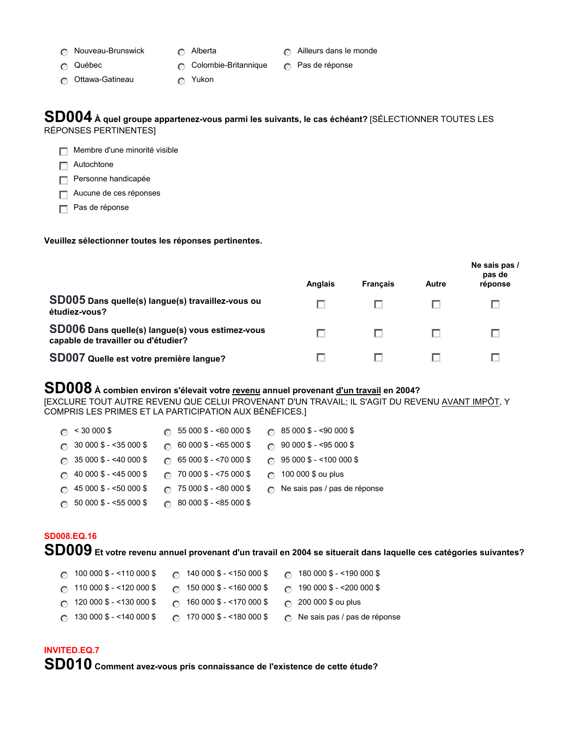- Nouveau-Brunswick
- Québec
- Ottawa-Gatineau
- Alberta
- Colombie-Britannique
- Yukon
- Ailleurs dans le monde
- Pas de réponse

**SD004** **À quel groupe appartenez-vous parmi les suivants, le cas échéant?** [SÉLECTIONNER TOUTES LES RÉPONSES PERTINENTES]

- Membre d'une minorité visible
- Autochtone
- Personne handicapée
- Aucune de ces réponses
- Pas de réponse

**Veuillez sélectionner toutes les réponses pertinentes.**

| | Anglais | Français | Autre | Ne sais pas / pas de réponse |
|---|---|---|---|---|
| **SD005 Dans quelle(s) langue(s) travaillez-vous ou étudiez-vous?** | ☐ | ☐ | ☐ | ☐ |
| **SD006 Dans quelle(s) langue(s) vous estimez-vous capable de travailler ou d'étudier?** | ☐ | ☐ | ☐ | ☐ |
| **SD007 Quelle est votre première langue?** | ☐ | ☐ | ☐ | ☐ |

**SD008** **À combien environ s'élevait votre revenu annuel provenant d'un travail en 2004?**
[EXCLURE TOUT AUTRE REVENU QUE CELUI PROVENANT D'UN TRAVAIL; IL S'AGIT DU REVENU AVANT IMPÔT, Y COMPRIS LES PRIMES ET LA PARTICIPATION AUX BÉNÉFICES.]

- < 30 000 $
- 30 000 $ - <35 000 $
- 35 000 $ - <40 000 $
- 40 000 $ - <45 000 $
- 45 000 $ - <50 000 $
- 50 000 $ - <55 000 $
- 55 000 $ - <60 000 $
- 60 000 $ - <65 000 $
- 65 000 $ - <70 000 $
- 70 000 $ - <75 000 $
- 75 000 $ - <80 000 $
- 80 000 $ - <85 000 $
- 85 000 $ - <90 000 $
- 90 000 $ - <95 000 $
- 95 000 $ - <100 000 $
- 100 000 $ ou plus
- Ne sais pas / pas de réponse

SD008.EQ.16

**SD009** **Et votre revenu annuel provenant d'un travail en 2004 se situerait dans laquelle ces catégories suivantes?**

- 100 000 $ - <110 000 $
- 110 000 $ - <120 000 $
- 120 000 $ - <130 000 $
- 130 000 $ - <140 000 $
- 140 000 $ - <150 000 $
- 150 000 $ - <160 000 $
- 160 000 $ - <170 000 $
- 170 000 $ - <180 000 $
- 180 000 $ - <190 000 $
- 190 000 $ - <200 000 $
- 200 000 $ ou plus
- Ne sais pas / pas de réponse

INVITED.EQ.7

**SD010** **Comment avez-vous pris connaissance de l'existence de cette étude?**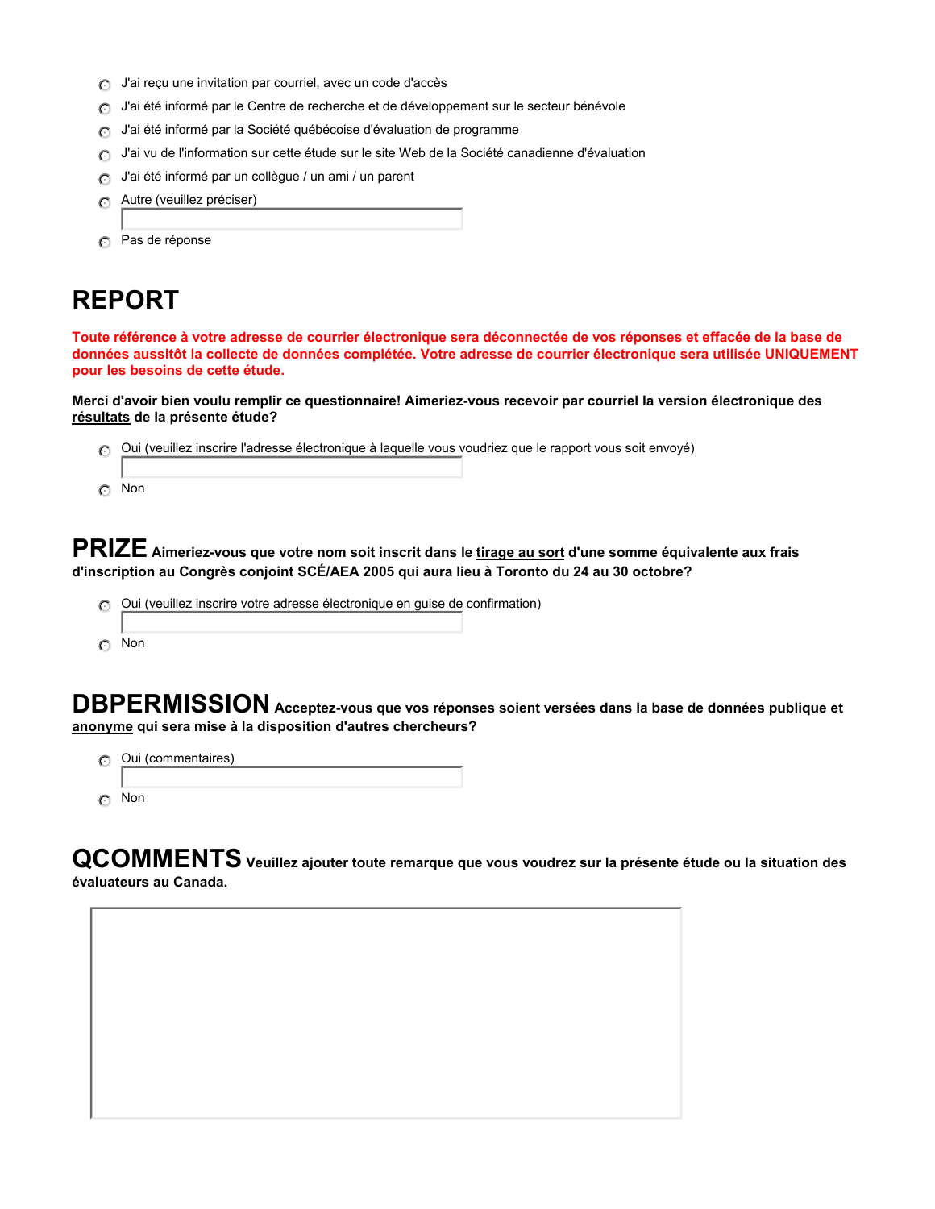- J'ai reçu une invitation par courriel, avec un code d'accès
- J'ai été informé par le Centre de recherche et de développement sur le secteur bénévole
- J'ai été informé par la Société québécoise d'évaluation de programme
- J'ai vu de l'information sur cette étude sur le site Web de la Société canadienne d'évaluation
- J'ai été informé par un collègue / un ami / un parent
- Autre (veuillez préciser)
- Pas de réponse

# REPORT

**Toute référence à votre adresse de courrier électronique sera déconnectée de vos réponses et effacée de la base de données aussitôt la collecte de données complétée. Votre adresse de courrier électronique sera utilisée UNIQUEMENT pour les besoins de cette étude.**

**Merci d'avoir bien voulu remplir ce questionnaire! Aimeriez-vous recevoir par courriel la version électronique des résultats de la présente étude?**

- Oui (veuillez inscrire l'adresse électronique à laquelle vous voudriez que le rapport vous soit envoyé)
- Non

# PRIZE

**Aimeriez-vous que votre nom soit inscrit dans le tirage au sort d'une somme équivalente aux frais d'inscription au Congrès conjoint SCÉ/AEA 2005 qui aura lieu à Toronto du 24 au 30 octobre?**

- Oui (veuillez inscrire votre adresse électronique en guise de confirmation)
- Non

# DBPERMISSION

**Acceptez-vous que vos réponses soient versées dans la base de données publique et anonyme qui sera mise à la disposition d'autres chercheurs?**

- Oui (commentaires)
- Non

# QCOMMENTS

**Veuillez ajouter toute remarque que vous voudrez sur la présente étude ou la situation des évaluateurs au Canada.**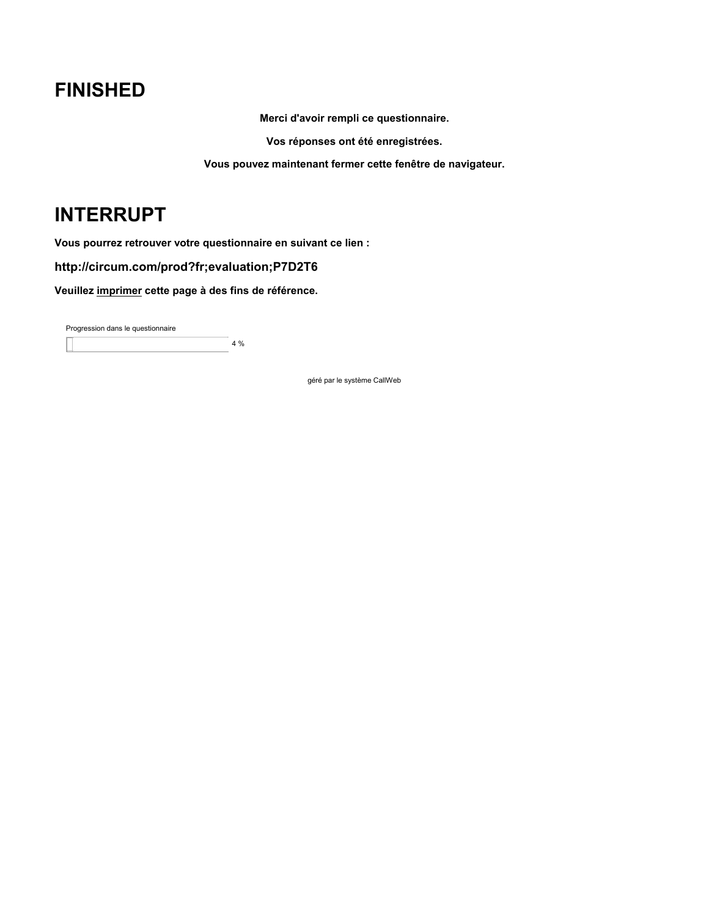# FINISHED

**Merci d'avoir rempli ce questionnaire.**

**Vos réponses ont été enregistrées.**

**Vous pouvez maintenant fermer cette fenêtre de navigateur.**

# INTERRUPT

**Vous pourrez retrouver votre questionnaire en suivant ce lien :**

### http://circum.com/prod?fr;evaluation;P7D2T6

**Veuillez imprimer cette page à des fins de référence.**

Progression dans le questionnaire

4 %

géré par le système CallWeb